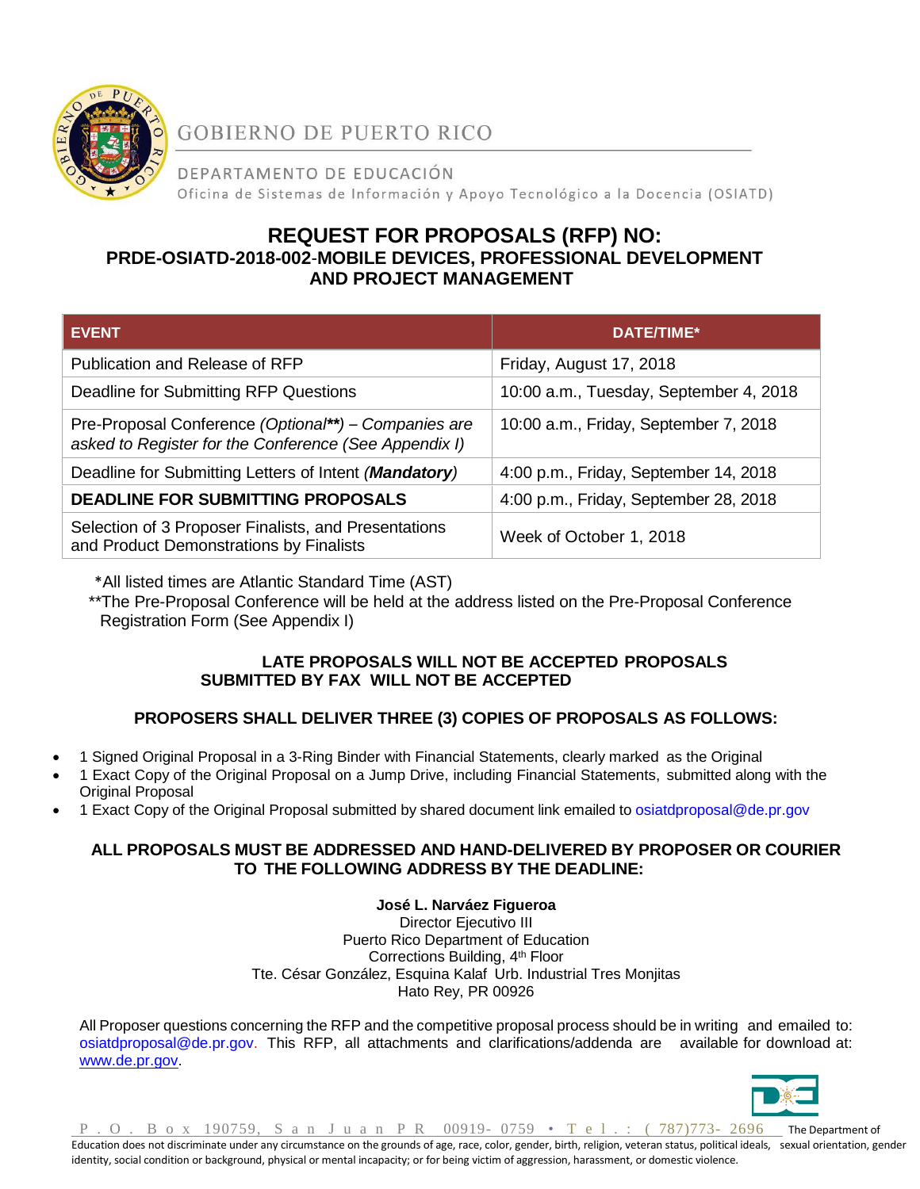GOBIERNO DE PUERTO RICO

DEPARTAMENTO DE EDUCACIÓN

Oficina de Sistemas de Información y Apoyo Tecnológico a la Docencia (OSIATD)

# REQUEST FOR PROPOSALS (RFP) NO:
## PRDE-OSIATD-2018-002-MOBILE DEVICES, PROFESSIONAL DEVELOPMENT AND PROJECT MANAGEMENT

| EVENT | DATE/TIME* |
|---|---|
| Publication and Release of RFP | Friday, August 17, 2018 |
| Deadline for Submitting RFP Questions | 10:00 a.m., Tuesday, September 4, 2018 |
| Pre-Proposal Conference *(Optional\*\*) – Companies are asked to Register for the Conference (See Appendix I)* | 10:00 a.m., Friday, September 7, 2018 |
| Deadline for Submitting Letters of Intent *(**Mandatory**)* | 4:00 p.m., Friday, September 14, 2018 |
| **DEADLINE FOR SUBMITTING PROPOSALS** | 4:00 p.m., Friday, September 28, 2018 |
| Selection of 3 Proposer Finalists, and Presentations and Product Demonstrations by Finalists | Week of October 1, 2018 |

*All listed times are Atlantic Standard Time (AST)

**The Pre-Proposal Conference will be held at the address listed on the Pre-Proposal Conference Registration Form (See Appendix I)

**LATE PROPOSALS WILL NOT BE ACCEPTED PROPOSALS SUBMITTED BY FAX WILL NOT BE ACCEPTED**

**PROPOSERS SHALL DELIVER THREE (3) COPIES OF PROPOSALS AS FOLLOWS:**

- 1 Signed Original Proposal in a 3-Ring Binder with Financial Statements, clearly marked as the Original
- 1 Exact Copy of the Original Proposal on a Jump Drive, including Financial Statements, submitted along with the Original Proposal
- 1 Exact Copy of the Original Proposal submitted by shared document link emailed to osiatdproposal@de.pr.gov

**ALL PROPOSALS MUST BE ADDRESSED AND HAND-DELIVERED BY PROPOSER OR COURIER TO THE FOLLOWING ADDRESS BY THE DEADLINE:**

**José L. Narváez Figueroa**
Director Ejecutivo III
Puerto Rico Department of Education
Corrections Building, 4th Floor
Tte. César González, Esquina Kalaf Urb. Industrial Tres Monjitas
Hato Rey, PR 00926

All Proposer questions concerning the RFP and the competitive proposal process should be in writing and emailed to: osiatdproposal@de.pr.gov. This RFP, all attachments and clarifications/addenda are available for download at: www.de.pr.gov.

P.O. Box 190759, San Juan PR 00919-0759 • Tel.: (787)773-2696 The Department of Education does not discriminate under any circumstance on the grounds of age, race, color, gender, birth, religion, veteran status, political ideals, sexual orientation, gender identity, social condition or background, physical or mental incapacity; or for being victim of aggression, harassment, or domestic violence.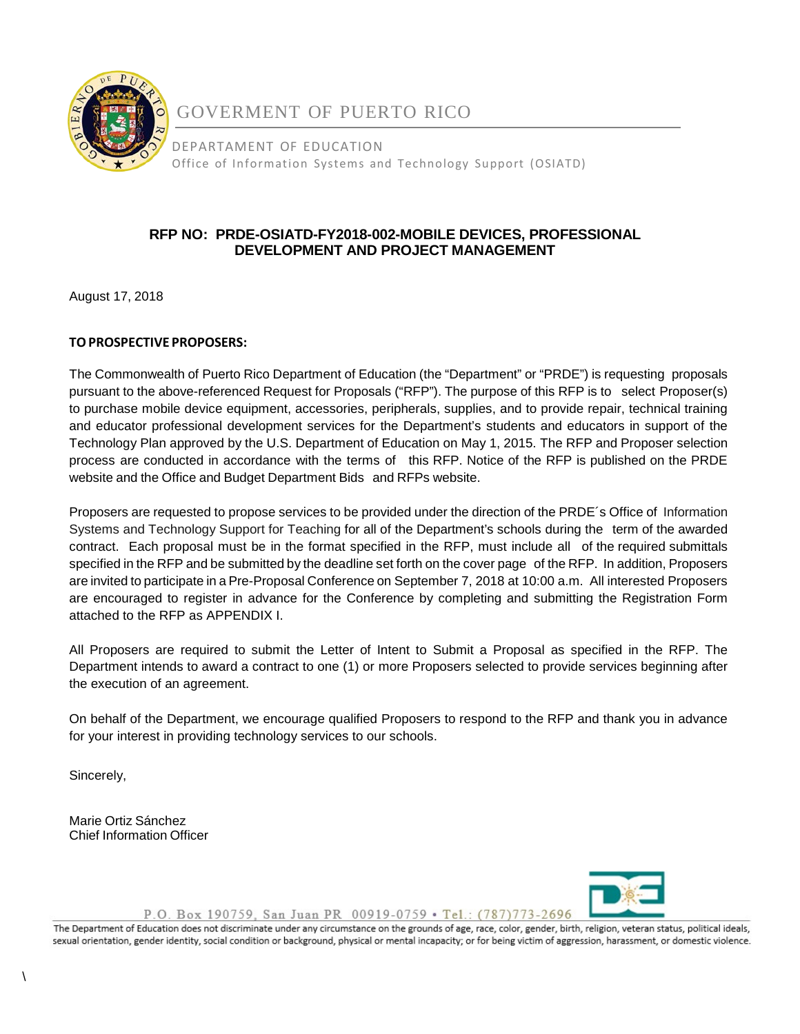GOVERMENT OF PUERTO RICO

DEPARTAMENT OF EDUCATION
Office of Information Systems and Technology Support (OSIATD)

**RFP NO: PRDE-OSIATD-FY2018-002-MOBILE DEVICES, PROFESSIONAL DEVELOPMENT AND PROJECT MANAGEMENT**

August 17, 2018

**TO PROSPECTIVE PROPOSERS:**

The Commonwealth of Puerto Rico Department of Education (the "Department" or "PRDE") is requesting proposals pursuant to the above-referenced Request for Proposals ("RFP"). The purpose of this RFP is to select Proposer(s) to purchase mobile device equipment, accessories, peripherals, supplies, and to provide repair, technical training and educator professional development services for the Department's students and educators in support of the Technology Plan approved by the U.S. Department of Education on May 1, 2015. The RFP and Proposer selection process are conducted in accordance with the terms of this RFP. Notice of the RFP is published on the PRDE website and the Office and Budget Department Bids and RFPs website.

Proposers are requested to propose services to be provided under the direction of the PRDE´s Office of Information Systems and Technology Support for Teaching for all of the Department's schools during the term of the awarded contract. Each proposal must be in the format specified in the RFP, must include all of the required submittals specified in the RFP and be submitted by the deadline set forth on the cover page of the RFP. In addition, Proposers are invited to participate in a Pre-Proposal Conference on September 7, 2018 at 10:00 a.m. All interested Proposers are encouraged to register in advance for the Conference by completing and submitting the Registration Form attached to the RFP as APPENDIX I.

All Proposers are required to submit the Letter of Intent to Submit a Proposal as specified in the RFP. The Department intends to award a contract to one (1) or more Proposers selected to provide services beginning after the execution of an agreement.

On behalf of the Department, we encourage qualified Proposers to respond to the RFP and thank you in advance for your interest in providing technology services to our schools.

Sincerely,

Marie Ortiz Sánchez
Chief Information Officer

P.O. Box 190759, San Juan PR 00919-0759 • Tel.: (787)773-2696

The Department of Education does not discriminate under any circumstance on the grounds of age, race, color, gender, birth, religion, veteran status, political ideals, sexual orientation, gender identity, social condition or background, physical or mental incapacity; or for being victim of aggression, harassment, or domestic violence.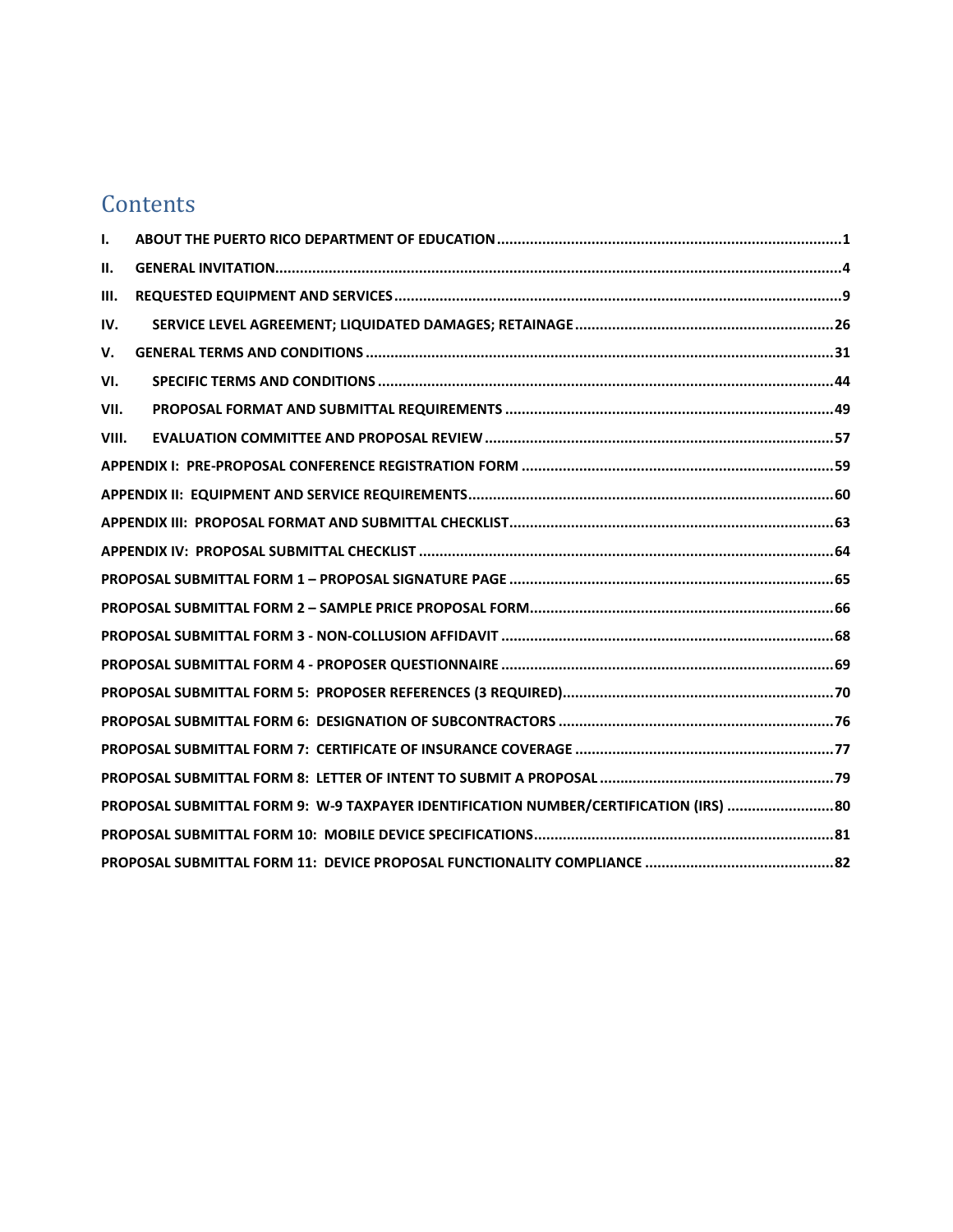# Contents

| | | |
|---|---|---|
| I. | ABOUT THE PUERTO RICO DEPARTMENT OF EDUCATION | 1 |
| II. | GENERAL INVITATION | 4 |
| III. | REQUESTED EQUIPMENT AND SERVICES | 9 |
| IV. | SERVICE LEVEL AGREEMENT; LIQUIDATED DAMAGES; RETAINAGE | 26 |
| V. | GENERAL TERMS AND CONDITIONS | 31 |
| VI. | SPECIFIC TERMS AND CONDITIONS | 44 |
| VII. | PROPOSAL FORMAT AND SUBMITTAL REQUIREMENTS | 49 |
| VIII. | EVALUATION COMMITTEE AND PROPOSAL REVIEW | 57 |
| | APPENDIX I: PRE-PROPOSAL CONFERENCE REGISTRATION FORM | 59 |
| | APPENDIX II: EQUIPMENT AND SERVICE REQUIREMENTS | 60 |
| | APPENDIX III: PROPOSAL FORMAT AND SUBMITTAL CHECKLIST | 63 |
| | APPENDIX IV: PROPOSAL SUBMITTAL CHECKLIST | 64 |
| | PROPOSAL SUBMITTAL FORM 1 – PROPOSAL SIGNATURE PAGE | 65 |
| | PROPOSAL SUBMITTAL FORM 2 – SAMPLE PRICE PROPOSAL FORM | 66 |
| | PROPOSAL SUBMITTAL FORM 3 - NON-COLLUSION AFFIDAVIT | 68 |
| | PROPOSAL SUBMITTAL FORM 4 - PROPOSER QUESTIONNAIRE | 69 |
| | PROPOSAL SUBMITTAL FORM 5: PROPOSER REFERENCES (3 REQUIRED) | 70 |
| | PROPOSAL SUBMITTAL FORM 6: DESIGNATION OF SUBCONTRACTORS | 76 |
| | PROPOSAL SUBMITTAL FORM 7: CERTIFICATE OF INSURANCE COVERAGE | 77 |
| | PROPOSAL SUBMITTAL FORM 8: LETTER OF INTENT TO SUBMIT A PROPOSAL | 79 |
| | PROPOSAL SUBMITTAL FORM 9: W-9 TAXPAYER IDENTIFICATION NUMBER/CERTIFICATION (IRS) | 80 |
| | PROPOSAL SUBMITTAL FORM 10: MOBILE DEVICE SPECIFICATIONS | 81 |
| | PROPOSAL SUBMITTAL FORM 11: DEVICE PROPOSAL FUNCTIONALITY COMPLIANCE | 82 |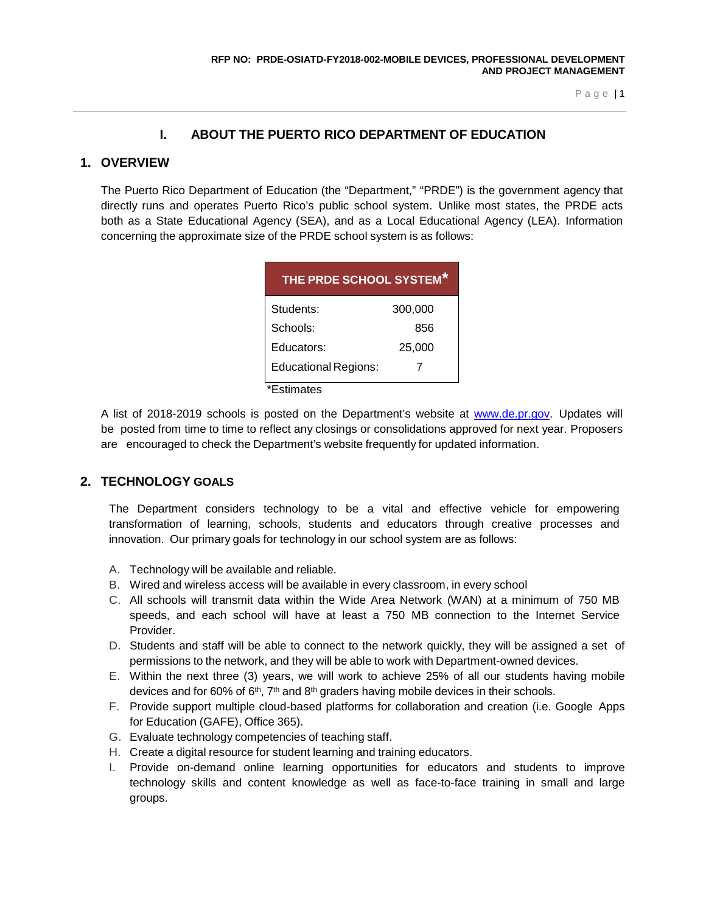# I. ABOUT THE PUERTO RICO DEPARTMENT OF EDUCATION

## 1. OVERVIEW

The Puerto Rico Department of Education (the "Department," "PRDE") is the government agency that directly runs and operates Puerto Rico's public school system. Unlike most states, the PRDE acts both as a State Educational Agency (SEA), and as a Local Educational Agency (LEA). Information concerning the approximate size of the PRDE school system is as follows:

| THE PRDE SCHOOL SYSTEM* | |
|---|---|
| Students: | 300,000 |
| Schools: | 856 |
| Educators: | 25,000 |
| Educational Regions: | 7 |

*Estimates

A list of 2018-2019 schools is posted on the Department's website at [www.de.pr.gov](http://www.de.pr.gov). Updates will be posted from time to time to reflect any closings or consolidations approved for next year. Proposers are encouraged to check the Department's website frequently for updated information.

## 2. TECHNOLOGY GOALS

The Department considers technology to be a vital and effective vehicle for empowering transformation of learning, schools, students and educators through creative processes and innovation. Our primary goals for technology in our school system are as follows:

A. Technology will be available and reliable.
B. Wired and wireless access will be available in every classroom, in every school
C. All schools will transmit data within the Wide Area Network (WAN) at a minimum of 750 MB speeds, and each school will have at least a 750 MB connection to the Internet Service Provider.
D. Students and staff will be able to connect to the network quickly, they will be assigned a set of permissions to the network, and they will be able to work with Department-owned devices.
E. Within the next three (3) years, we will work to achieve 25% of all our students having mobile devices and for 60% of 6th, 7th and 8th graders having mobile devices in their schools.
F. Provide support multiple cloud-based platforms for collaboration and creation (i.e. Google Apps for Education (GAFE), Office 365).
G. Evaluate technology competencies of teaching staff.
H. Create a digital resource for student learning and training educators.
I. Provide on-demand online learning opportunities for educators and students to improve technology skills and content knowledge as well as face-to-face training in small and large groups.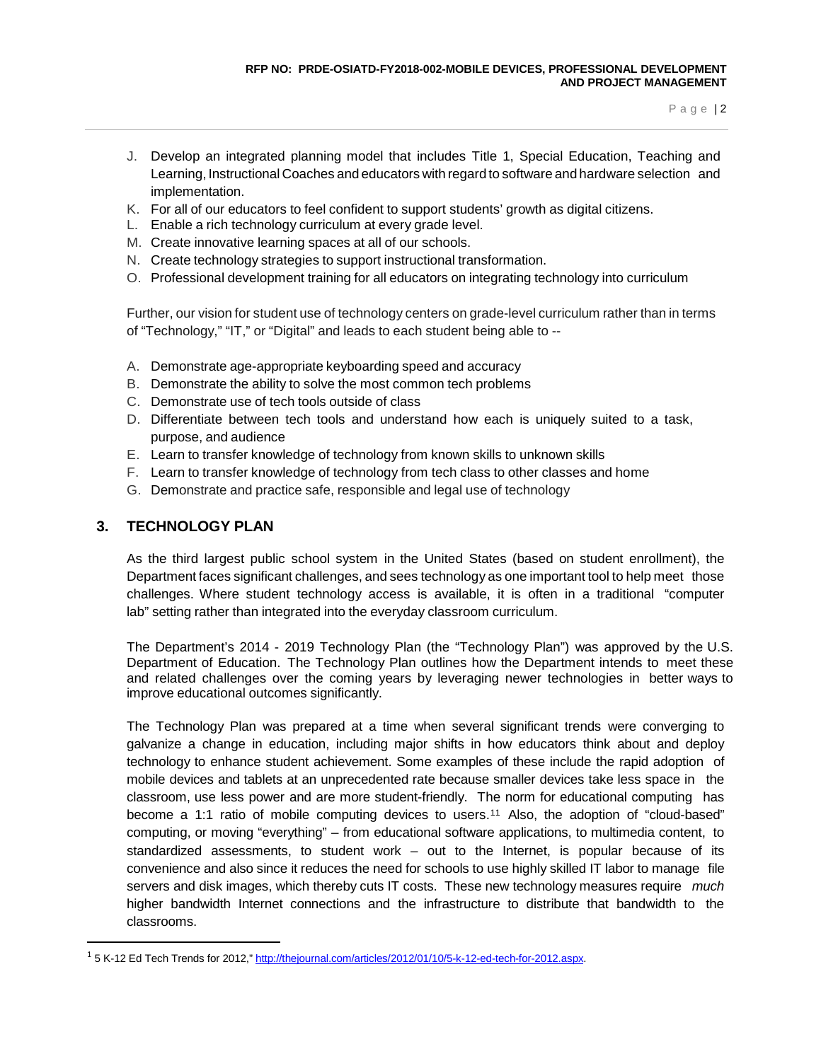J. Develop an integrated planning model that includes Title 1, Special Education, Teaching and Learning, Instructional Coaches and educators with regard to software and hardware selection and implementation.
K. For all of our educators to feel confident to support students' growth as digital citizens.
L. Enable a rich technology curriculum at every grade level.
M. Create innovative learning spaces at all of our schools.
N. Create technology strategies to support instructional transformation.
O. Professional development training for all educators on integrating technology into curriculum

Further, our vision for student use of technology centers on grade-level curriculum rather than in terms of "Technology," "IT," or "Digital" and leads to each student being able to --

A. Demonstrate age-appropriate keyboarding speed and accuracy
B. Demonstrate the ability to solve the most common tech problems
C. Demonstrate use of tech tools outside of class
D. Differentiate between tech tools and understand how each is uniquely suited to a task, purpose, and audience
E. Learn to transfer knowledge of technology from known skills to unknown skills
F. Learn to transfer knowledge of technology from tech class to other classes and home
G. Demonstrate and practice safe, responsible and legal use of technology

## 3. TECHNOLOGY PLAN

As the third largest public school system in the United States (based on student enrollment), the Department faces significant challenges, and sees technology as one important tool to help meet those challenges. Where student technology access is available, it is often in a traditional "computer lab" setting rather than integrated into the everyday classroom curriculum.

The Department's 2014 - 2019 Technology Plan (the "Technology Plan") was approved by the U.S. Department of Education. The Technology Plan outlines how the Department intends to meet these and related challenges over the coming years by leveraging newer technologies in better ways to improve educational outcomes significantly.

The Technology Plan was prepared at a time when several significant trends were converging to galvanize a change in education, including major shifts in how educators think about and deploy technology to enhance student achievement. Some examples of these include the rapid adoption of mobile devices and tablets at an unprecedented rate because smaller devices take less space in the classroom, use less power and are more student-friendly. The norm for educational computing has become a 1:1 ratio of mobile computing devices to users.[11] Also, the adoption of "cloud-based" computing, or moving "everything" – from educational software applications, to multimedia content, to standardized assessments, to student work – out to the Internet, is popular because of its convenience and also since it reduces the need for schools to use highly skilled IT labor to manage file servers and disk images, which thereby cuts IT costs. These new technology measures require *much* higher bandwidth Internet connections and the infrastructure to distribute that bandwidth to the classrooms.

---

[1] 5 K-12 Ed Tech Trends for 2012," http://thejournal.com/articles/2012/01/10/5-k-12-ed-tech-for-2012.aspx.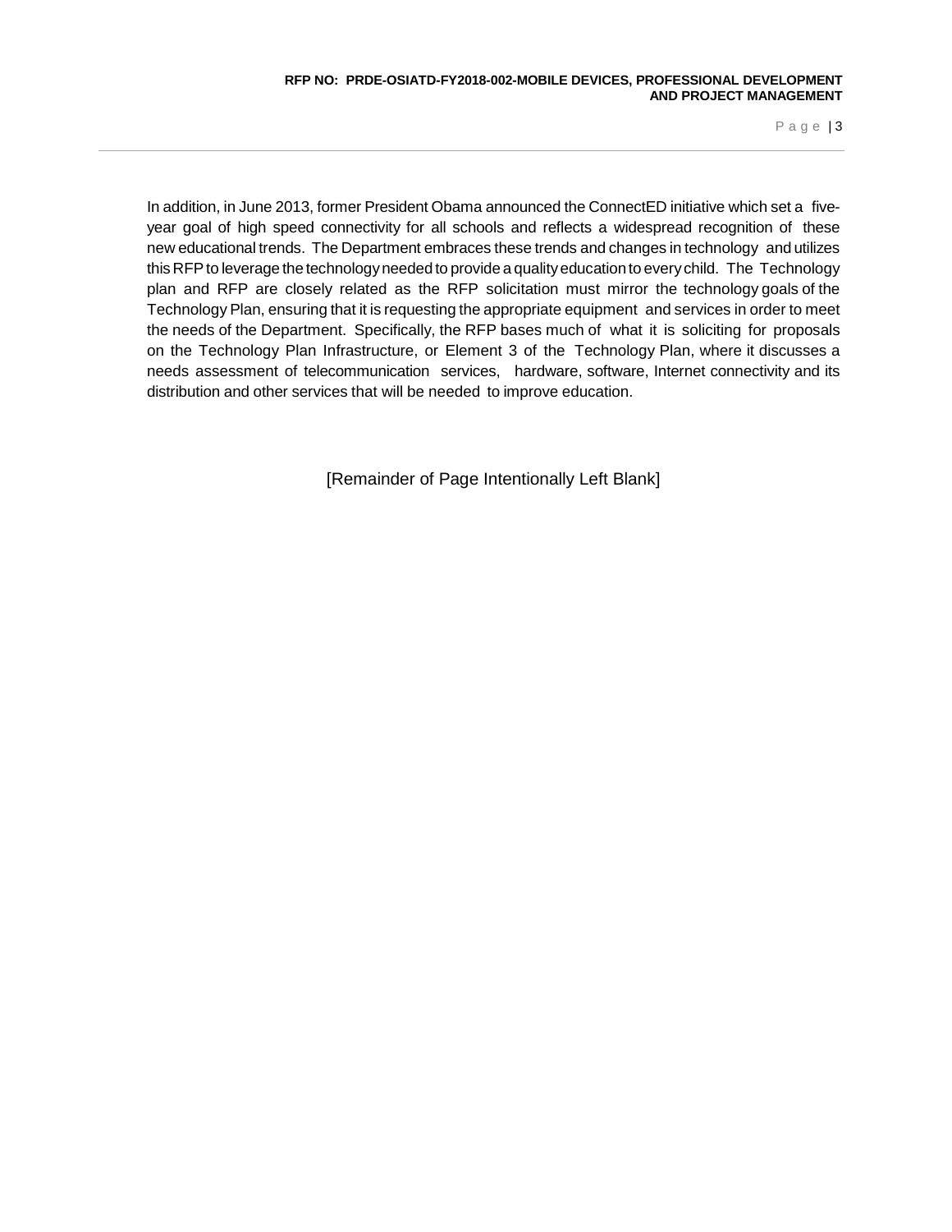In addition, in June 2013, former President Obama announced the ConnectED initiative which set a five-year goal of high speed connectivity for all schools and reflects a widespread recognition of these new educational trends. The Department embraces these trends and changes in technology and utilizes this RFP to leverage the technology needed to provide a quality education to every child. The Technology plan and RFP are closely related as the RFP solicitation must mirror the technology goals of the Technology Plan, ensuring that it is requesting the appropriate equipment and services in order to meet the needs of the Department. Specifically, the RFP bases much of what it is soliciting for proposals on the Technology Plan Infrastructure, or Element 3 of the Technology Plan, where it discusses a needs assessment of telecommunication services, hardware, software, Internet connectivity and its distribution and other services that will be needed to improve education.

[Remainder of Page Intentionally Left Blank]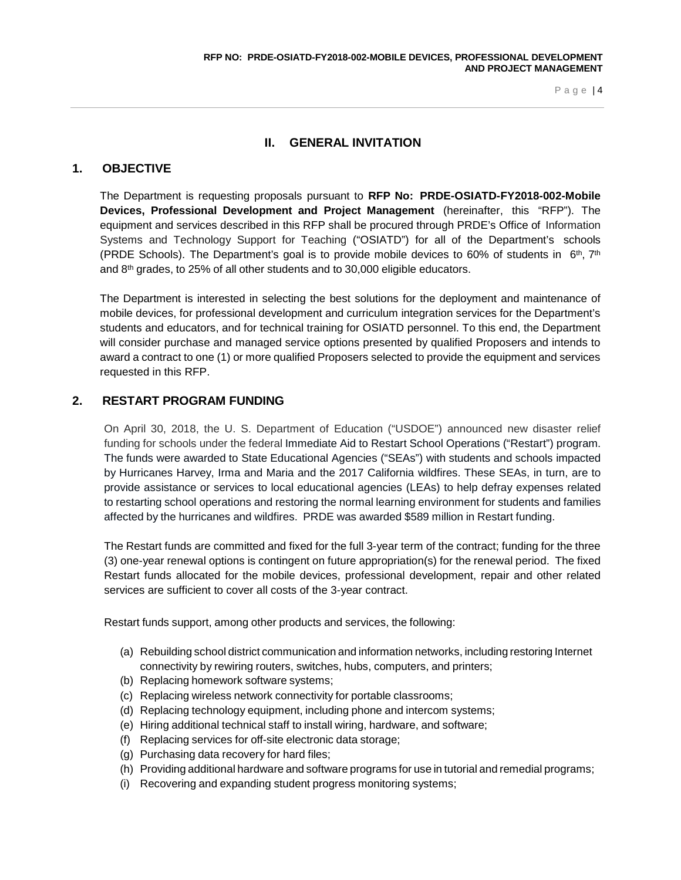## II. GENERAL INVITATION

### 1. OBJECTIVE

The Department is requesting proposals pursuant to **RFP No: PRDE-OSIATD-FY2018-002-Mobile Devices, Professional Development and Project Management** (hereinafter, this "RFP"). The equipment and services described in this RFP shall be procured through PRDE's Office of Information Systems and Technology Support for Teaching ("OSIATD") for all of the Department's schools (PRDE Schools). The Department's goal is to provide mobile devices to 60% of students in 6th, 7th and 8th grades, to 25% of all other students and to 30,000 eligible educators.

The Department is interested in selecting the best solutions for the deployment and maintenance of mobile devices, for professional development and curriculum integration services for the Department's students and educators, and for technical training for OSIATD personnel. To this end, the Department will consider purchase and managed service options presented by qualified Proposers and intends to award a contract to one (1) or more qualified Proposers selected to provide the equipment and services requested in this RFP.

### 2. RESTART PROGRAM FUNDING

On April 30, 2018, the U. S. Department of Education ("USDOE") announced new disaster relief funding for schools under the federal Immediate Aid to Restart School Operations ("Restart") program. The funds were awarded to State Educational Agencies ("SEAs") with students and schools impacted by Hurricanes Harvey, Irma and Maria and the 2017 California wildfires. These SEAs, in turn, are to provide assistance or services to local educational agencies (LEAs) to help defray expenses related to restarting school operations and restoring the normal learning environment for students and families affected by the hurricanes and wildfires. PRDE was awarded $589 million in Restart funding.

The Restart funds are committed and fixed for the full 3-year term of the contract; funding for the three (3) one-year renewal options is contingent on future appropriation(s) for the renewal period. The fixed Restart funds allocated for the mobile devices, professional development, repair and other related services are sufficient to cover all costs of the 3-year contract.

Restart funds support, among other products and services, the following:

(a) Rebuilding school district communication and information networks, including restoring Internet connectivity by rewiring routers, switches, hubs, computers, and printers;
(b) Replacing homework software systems;
(c) Replacing wireless network connectivity for portable classrooms;
(d) Replacing technology equipment, including phone and intercom systems;
(e) Hiring additional technical staff to install wiring, hardware, and software;
(f) Replacing services for off-site electronic data storage;
(g) Purchasing data recovery for hard files;
(h) Providing additional hardware and software programs for use in tutorial and remedial programs;
(i) Recovering and expanding student progress monitoring systems;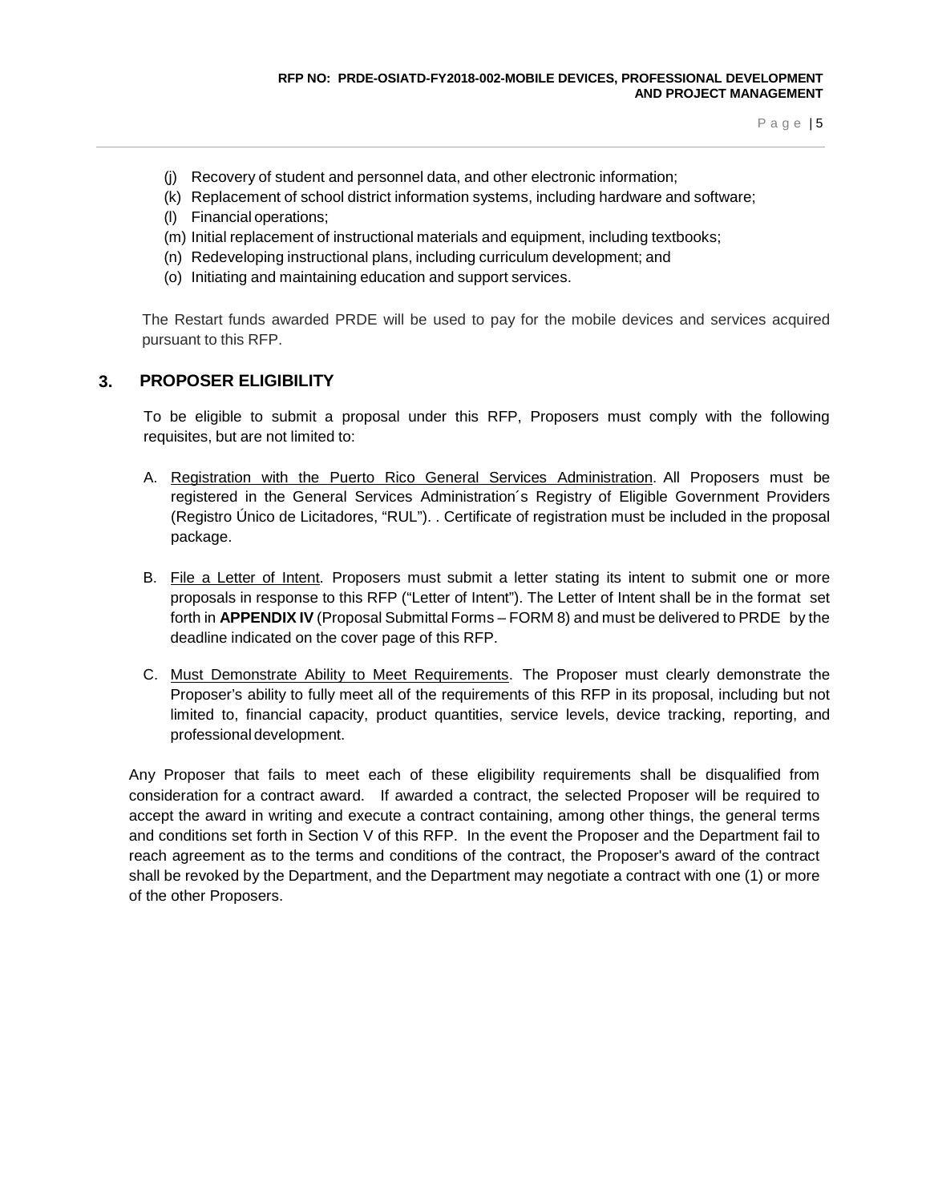(j) Recovery of student and personnel data, and other electronic information;
(k) Replacement of school district information systems, including hardware and software;
(l) Financial operations;
(m) Initial replacement of instructional materials and equipment, including textbooks;
(n) Redeveloping instructional plans, including curriculum development; and
(o) Initiating and maintaining education and support services.

The Restart funds awarded PRDE will be used to pay for the mobile devices and services acquired pursuant to this RFP.

## 3. PROPOSER ELIGIBILITY

To be eligible to submit a proposal under this RFP, Proposers must comply with the following requisites, but are not limited to:

A. Registration with the Puerto Rico General Services Administration. All Proposers must be registered in the General Services Administration´s Registry of Eligible Government Providers (Registro Único de Licitadores, "RUL"). . Certificate of registration must be included in the proposal package.

B. File a Letter of Intent. Proposers must submit a letter stating its intent to submit one or more proposals in response to this RFP ("Letter of Intent"). The Letter of Intent shall be in the format set forth in **APPENDIX IV** (Proposal Submittal Forms – FORM 8) and must be delivered to PRDE by the deadline indicated on the cover page of this RFP.

C. Must Demonstrate Ability to Meet Requirements. The Proposer must clearly demonstrate the Proposer's ability to fully meet all of the requirements of this RFP in its proposal, including but not limited to, financial capacity, product quantities, service levels, device tracking, reporting, and professional development.

Any Proposer that fails to meet each of these eligibility requirements shall be disqualified from consideration for a contract award. If awarded a contract, the selected Proposer will be required to accept the award in writing and execute a contract containing, among other things, the general terms and conditions set forth in Section V of this RFP. In the event the Proposer and the Department fail to reach agreement as to the terms and conditions of the contract, the Proposer's award of the contract shall be revoked by the Department, and the Department may negotiate a contract with one (1) or more of the other Proposers.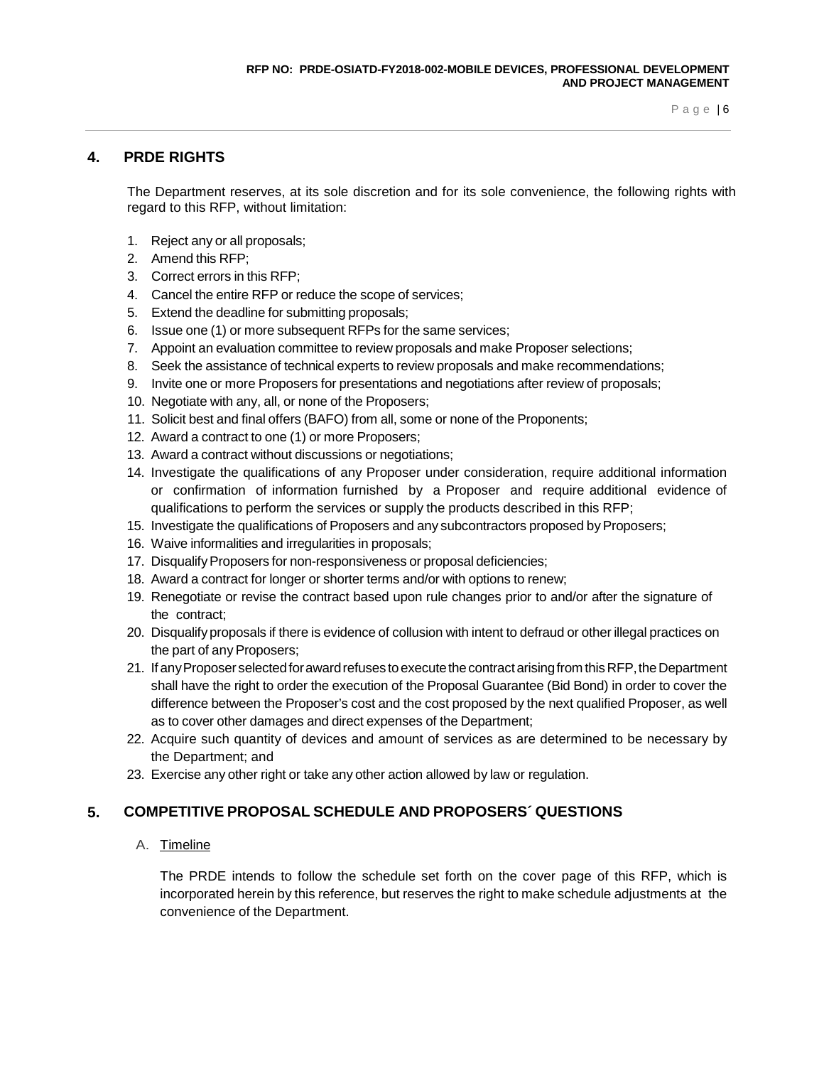## 4. PRDE RIGHTS

The Department reserves, at its sole discretion and for its sole convenience, the following rights with regard to this RFP, without limitation:

1. Reject any or all proposals;
2. Amend this RFP;
3. Correct errors in this RFP;
4. Cancel the entire RFP or reduce the scope of services;
5. Extend the deadline for submitting proposals;
6. Issue one (1) or more subsequent RFPs for the same services;
7. Appoint an evaluation committee to review proposals and make Proposer selections;
8. Seek the assistance of technical experts to review proposals and make recommendations;
9. Invite one or more Proposers for presentations and negotiations after review of proposals;
10. Negotiate with any, all, or none of the Proposers;
11. Solicit best and final offers (BAFO) from all, some or none of the Proponents;
12. Award a contract to one (1) or more Proposers;
13. Award a contract without discussions or negotiations;
14. Investigate the qualifications of any Proposer under consideration, require additional information or confirmation of information furnished by a Proposer and require additional evidence of qualifications to perform the services or supply the products described in this RFP;
15. Investigate the qualifications of Proposers and any subcontractors proposed by Proposers;
16. Waive informalities and irregularities in proposals;
17. Disqualify Proposers for non-responsiveness or proposal deficiencies;
18. Award a contract for longer or shorter terms and/or with options to renew;
19. Renegotiate or revise the contract based upon rule changes prior to and/or after the signature of the contract;
20. Disqualify proposals if there is evidence of collusion with intent to defraud or other illegal practices on the part of any Proposers;
21. If any Proposer selected for award refuses to execute the contract arising from this RFP, the Department shall have the right to order the execution of the Proposal Guarantee (Bid Bond) in order to cover the difference between the Proposer's cost and the cost proposed by the next qualified Proposer, as well as to cover other damages and direct expenses of the Department;
22. Acquire such quantity of devices and amount of services as are determined to be necessary by the Department; and
23. Exercise any other right or take any other action allowed by law or regulation.

## 5. COMPETITIVE PROPOSAL SCHEDULE AND PROPOSERS´ QUESTIONS

A. Timeline

The PRDE intends to follow the schedule set forth on the cover page of this RFP, which is incorporated herein by this reference, but reserves the right to make schedule adjustments at the convenience of the Department.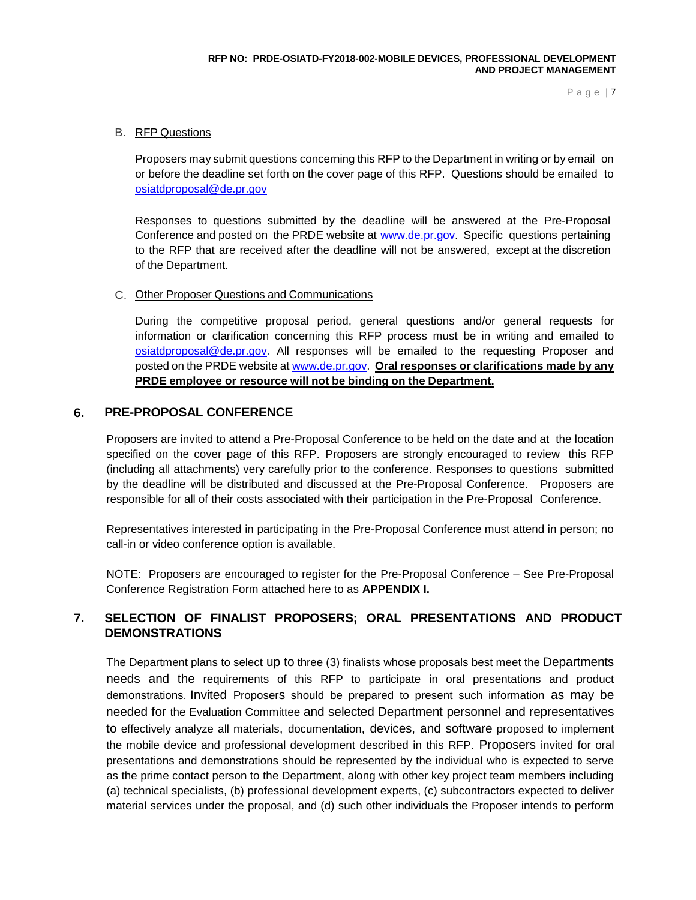### B. RFP Questions

Proposers may submit questions concerning this RFP to the Department in writing or by email on or before the deadline set forth on the cover page of this RFP. Questions should be emailed to osiatdproposal@de.pr.gov

Responses to questions submitted by the deadline will be answered at the Pre-Proposal Conference and posted on the PRDE website at www.de.pr.gov. Specific questions pertaining to the RFP that are received after the deadline will not be answered, except at the discretion of the Department.

### C. Other Proposer Questions and Communications

During the competitive proposal period, general questions and/or general requests for information or clarification concerning this RFP process must be in writing and emailed to osiatdproposal@de.pr.gov. All responses will be emailed to the requesting Proposer and posted on the PRDE website at www.de.pr.gov. **Oral responses or clarifications made by any PRDE employee or resource will not be binding on the Department.**

## 6. PRE-PROPOSAL CONFERENCE

Proposers are invited to attend a Pre-Proposal Conference to be held on the date and at the location specified on the cover page of this RFP. Proposers are strongly encouraged to review this RFP (including all attachments) very carefully prior to the conference. Responses to questions submitted by the deadline will be distributed and discussed at the Pre-Proposal Conference. Proposers are responsible for all of their costs associated with their participation in the Pre-Proposal Conference.

Representatives interested in participating in the Pre-Proposal Conference must attend in person; no call-in or video conference option is available.

NOTE: Proposers are encouraged to register for the Pre-Proposal Conference – See Pre-Proposal Conference Registration Form attached here to as **APPENDIX I.**

## 7. SELECTION OF FINALIST PROPOSERS; ORAL PRESENTATIONS AND PRODUCT DEMONSTRATIONS

The Department plans to select up to three (3) finalists whose proposals best meet the Departments needs and the requirements of this RFP to participate in oral presentations and product demonstrations. Invited Proposers should be prepared to present such information as may be needed for the Evaluation Committee and selected Department personnel and representatives to effectively analyze all materials, documentation, devices, and software proposed to implement the mobile device and professional development described in this RFP. Proposers invited for oral presentations and demonstrations should be represented by the individual who is expected to serve as the prime contact person to the Department, along with other key project team members including (a) technical specialists, (b) professional development experts, (c) subcontractors expected to deliver material services under the proposal, and (d) such other individuals the Proposer intends to perform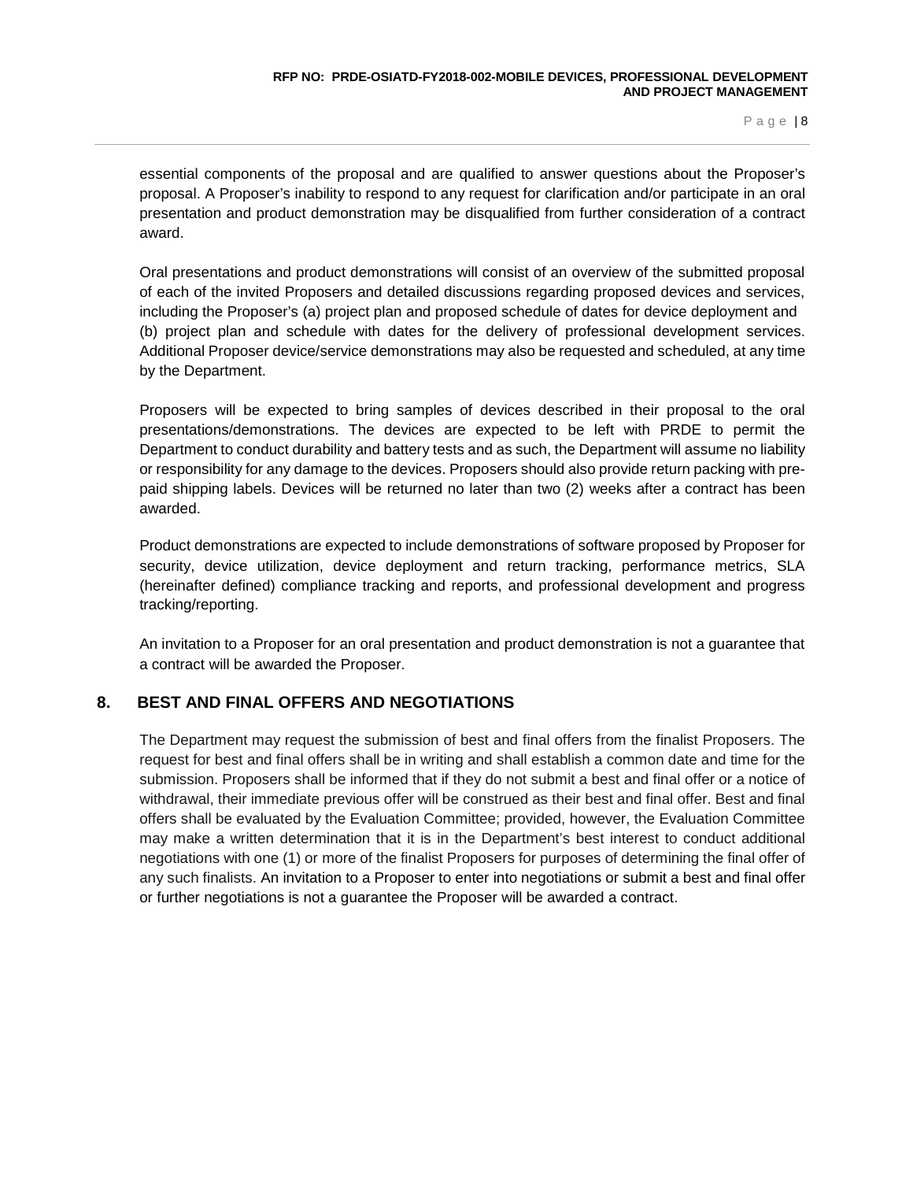essential components of the proposal and are qualified to answer questions about the Proposer's proposal. A Proposer's inability to respond to any request for clarification and/or participate in an oral presentation and product demonstration may be disqualified from further consideration of a contract award.

Oral presentations and product demonstrations will consist of an overview of the submitted proposal of each of the invited Proposers and detailed discussions regarding proposed devices and services, including the Proposer's (a) project plan and proposed schedule of dates for device deployment and (b) project plan and schedule with dates for the delivery of professional development services. Additional Proposer device/service demonstrations may also be requested and scheduled, at any time by the Department.

Proposers will be expected to bring samples of devices described in their proposal to the oral presentations/demonstrations. The devices are expected to be left with PRDE to permit the Department to conduct durability and battery tests and as such, the Department will assume no liability or responsibility for any damage to the devices. Proposers should also provide return packing with pre-paid shipping labels. Devices will be returned no later than two (2) weeks after a contract has been awarded.

Product demonstrations are expected to include demonstrations of software proposed by Proposer for security, device utilization, device deployment and return tracking, performance metrics, SLA (hereinafter defined) compliance tracking and reports, and professional development and progress tracking/reporting.

An invitation to a Proposer for an oral presentation and product demonstration is not a guarantee that a contract will be awarded the Proposer.

## 8. BEST AND FINAL OFFERS AND NEGOTIATIONS

The Department may request the submission of best and final offers from the finalist Proposers. The request for best and final offers shall be in writing and shall establish a common date and time for the submission. Proposers shall be informed that if they do not submit a best and final offer or a notice of withdrawal, their immediate previous offer will be construed as their best and final offer. Best and final offers shall be evaluated by the Evaluation Committee; provided, however, the Evaluation Committee may make a written determination that it is in the Department's best interest to conduct additional negotiations with one (1) or more of the finalist Proposers for purposes of determining the final offer of any such finalists. An invitation to a Proposer to enter into negotiations or submit a best and final offer or further negotiations is not a guarantee the Proposer will be awarded a contract.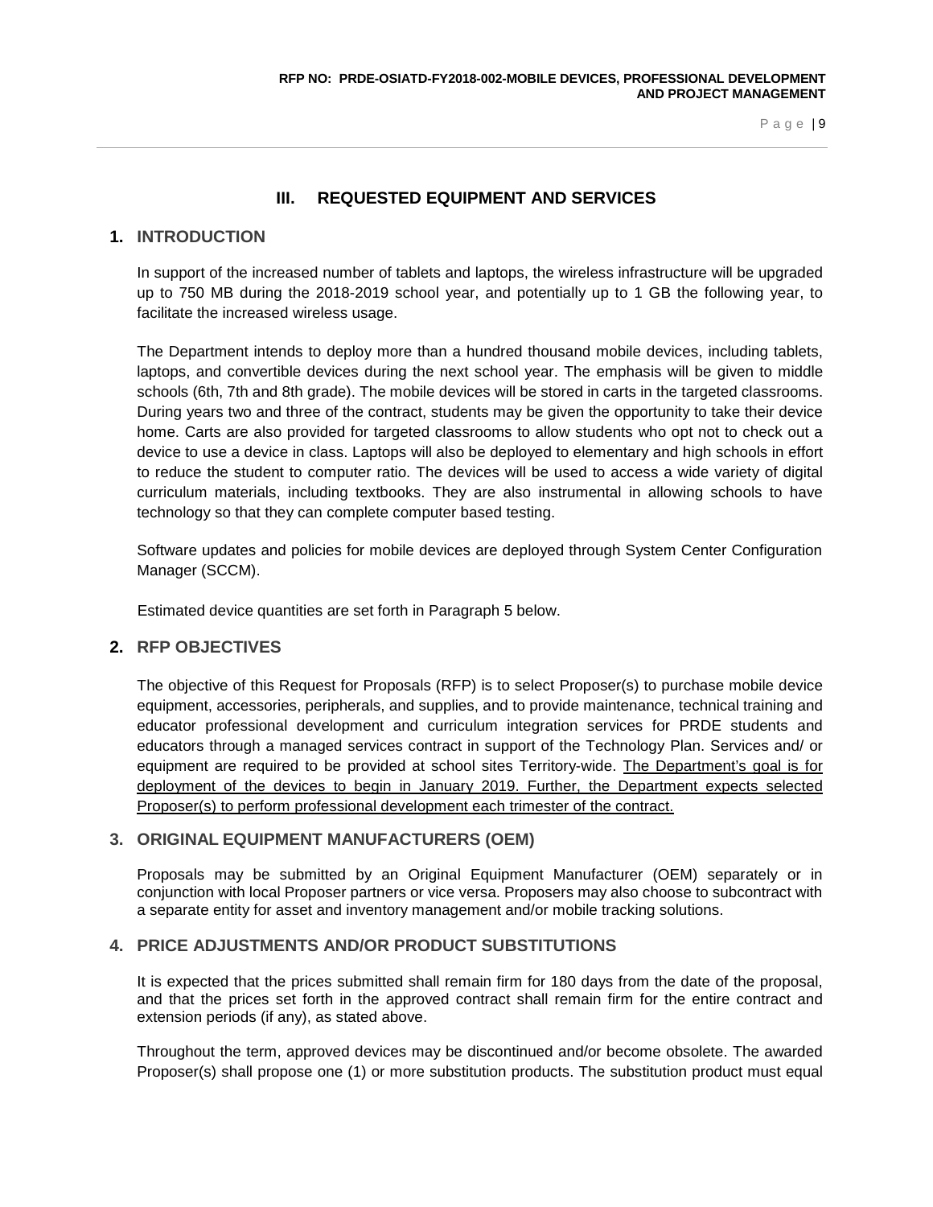# III. REQUESTED EQUIPMENT AND SERVICES

## 1. INTRODUCTION

In support of the increased number of tablets and laptops, the wireless infrastructure will be upgraded up to 750 MB during the 2018-2019 school year, and potentially up to 1 GB the following year, to facilitate the increased wireless usage.

The Department intends to deploy more than a hundred thousand mobile devices, including tablets, laptops, and convertible devices during the next school year. The emphasis will be given to middle schools (6th, 7th and 8th grade). The mobile devices will be stored in carts in the targeted classrooms. During years two and three of the contract, students may be given the opportunity to take their device home. Carts are also provided for targeted classrooms to allow students who opt not to check out a device to use a device in class. Laptops will also be deployed to elementary and high schools in effort to reduce the student to computer ratio. The devices will be used to access a wide variety of digital curriculum materials, including textbooks. They are also instrumental in allowing schools to have technology so that they can complete computer based testing.

Software updates and policies for mobile devices are deployed through System Center Configuration Manager (SCCM).

Estimated device quantities are set forth in Paragraph 5 below.

## 2. RFP OBJECTIVES

The objective of this Request for Proposals (RFP) is to select Proposer(s) to purchase mobile device equipment, accessories, peripherals, and supplies, and to provide maintenance, technical training and educator professional development and curriculum integration services for PRDE students and educators through a managed services contract in support of the Technology Plan. Services and/ or equipment are required to be provided at school sites Territory-wide. <u>The Department's goal is for deployment of the devices to begin in January 2019. Further, the Department expects selected Proposer(s) to perform professional development each trimester of the contract.</u>

## 3. ORIGINAL EQUIPMENT MANUFACTURERS (OEM)

Proposals may be submitted by an Original Equipment Manufacturer (OEM) separately or in conjunction with local Proposer partners or vice versa. Proposers may also choose to subcontract with a separate entity for asset and inventory management and/or mobile tracking solutions.

## 4. PRICE ADJUSTMENTS AND/OR PRODUCT SUBSTITUTIONS

It is expected that the prices submitted shall remain firm for 180 days from the date of the proposal, and that the prices set forth in the approved contract shall remain firm for the entire contract and extension periods (if any), as stated above.

Throughout the term, approved devices may be discontinued and/or become obsolete. The awarded Proposer(s) shall propose one (1) or more substitution products. The substitution product must equal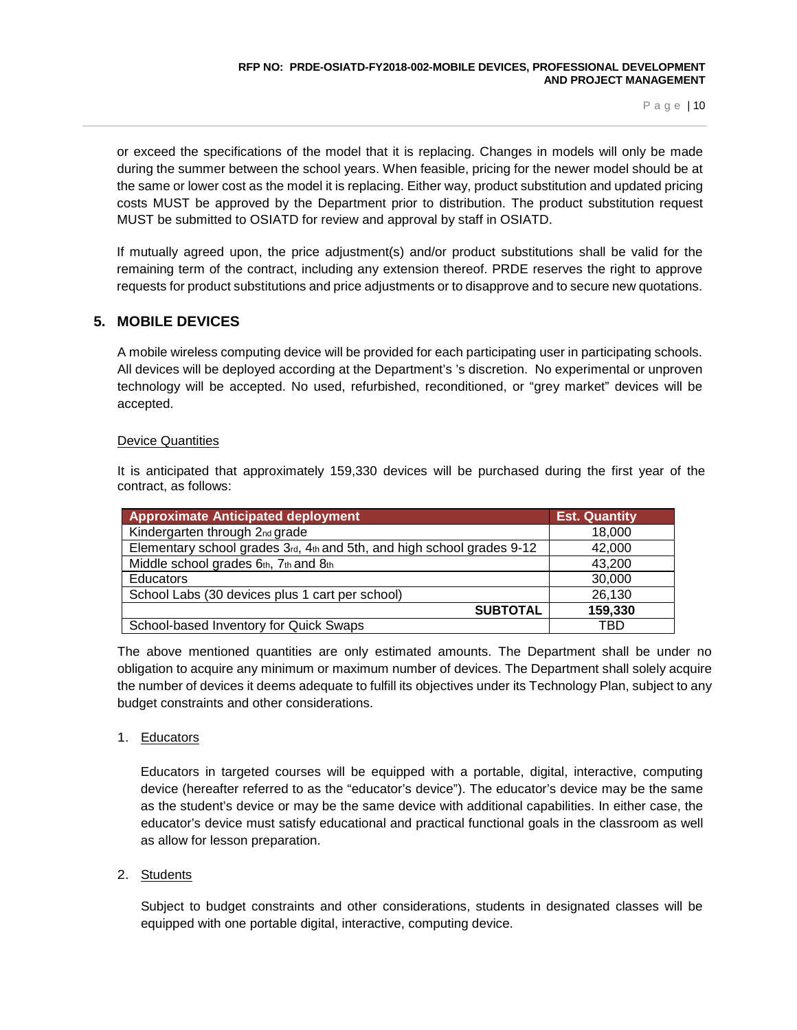or exceed the specifications of the model that it is replacing. Changes in models will only be made during the summer between the school years. When feasible, pricing for the newer model should be at the same or lower cost as the model it is replacing. Either way, product substitution and updated pricing costs MUST be approved by the Department prior to distribution. The product substitution request MUST be submitted to OSIATD for review and approval by staff in OSIATD.

If mutually agreed upon, the price adjustment(s) and/or product substitutions shall be valid for the remaining term of the contract, including any extension thereof. PRDE reserves the right to approve requests for product substitutions and price adjustments or to disapprove and to secure new quotations.

## 5. MOBILE DEVICES

A mobile wireless computing device will be provided for each participating user in participating schools. All devices will be deployed according at the Department's 's discretion. No experimental or unproven technology will be accepted. No used, refurbished, reconditioned, or "grey market" devices will be accepted.

Device Quantities

It is anticipated that approximately 159,330 devices will be purchased during the first year of the contract, as follows:

| Approximate Anticipated deployment | Est. Quantity |
|---|---|
| Kindergarten through 2nd grade | 18,000 |
| Elementary school grades 3rd, 4th and 5th, and high school grades 9-12 | 42,000 |
| Middle school grades 6th, 7th and 8th | 43,200 |
| Educators | 30,000 |
| School Labs (30 devices plus 1 cart per school) | 26,130 |
| **SUBTOTAL** | **159,330** |
| School-based Inventory for Quick Swaps | TBD |

The above mentioned quantities are only estimated amounts. The Department shall be under no obligation to acquire any minimum or maximum number of devices. The Department shall solely acquire the number of devices it deems adequate to fulfill its objectives under its Technology Plan, subject to any budget constraints and other considerations.

1. Educators

   Educators in targeted courses will be equipped with a portable, digital, interactive, computing device (hereafter referred to as the "educator's device"). The educator's device may be the same as the student's device or may be the same device with additional capabilities. In either case, the educator's device must satisfy educational and practical functional goals in the classroom as well as allow for lesson preparation.

2. Students

   Subject to budget constraints and other considerations, students in designated classes will be equipped with one portable digital, interactive, computing device.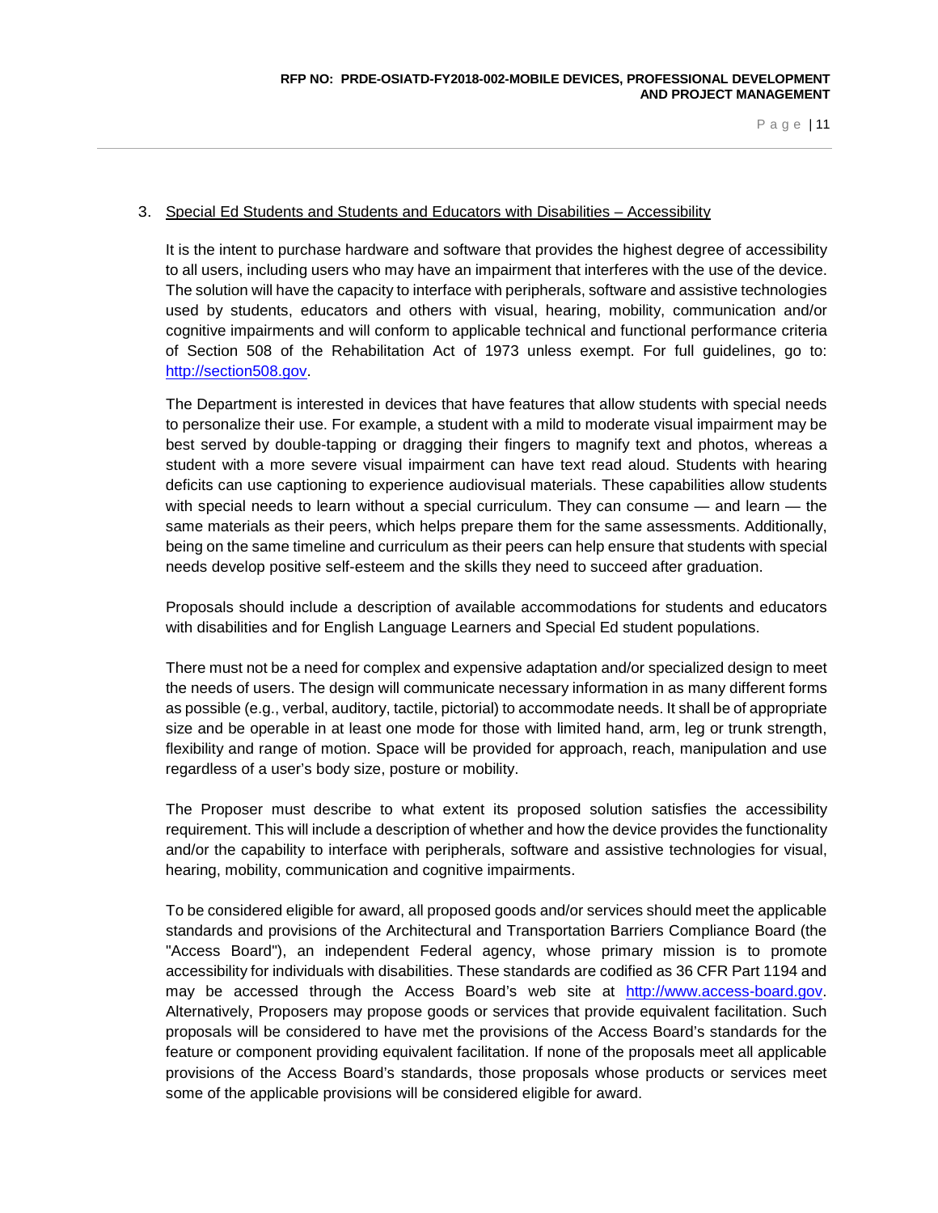3. <u>Special Ed Students and Students and Educators with Disabilities – Accessibility</u>

It is the intent to purchase hardware and software that provides the highest degree of accessibility to all users, including users who may have an impairment that interferes with the use of the device. The solution will have the capacity to interface with peripherals, software and assistive technologies used by students, educators and others with visual, hearing, mobility, communication and/or cognitive impairments and will conform to applicable technical and functional performance criteria of Section 508 of the Rehabilitation Act of 1973 unless exempt. For full guidelines, go to: [http://section508.gov](http://section508.gov).

The Department is interested in devices that have features that allow students with special needs to personalize their use. For example, a student with a mild to moderate visual impairment may be best served by double-tapping or dragging their fingers to magnify text and photos, whereas a student with a more severe visual impairment can have text read aloud. Students with hearing deficits can use captioning to experience audiovisual materials. These capabilities allow students with special needs to learn without a special curriculum. They can consume — and learn — the same materials as their peers, which helps prepare them for the same assessments. Additionally, being on the same timeline and curriculum as their peers can help ensure that students with special needs develop positive self-esteem and the skills they need to succeed after graduation.

Proposals should include a description of available accommodations for students and educators with disabilities and for English Language Learners and Special Ed student populations.

There must not be a need for complex and expensive adaptation and/or specialized design to meet the needs of users. The design will communicate necessary information in as many different forms as possible (e.g., verbal, auditory, tactile, pictorial) to accommodate needs. It shall be of appropriate size and be operable in at least one mode for those with limited hand, arm, leg or trunk strength, flexibility and range of motion. Space will be provided for approach, reach, manipulation and use regardless of a user's body size, posture or mobility.

The Proposer must describe to what extent its proposed solution satisfies the accessibility requirement. This will include a description of whether and how the device provides the functionality and/or the capability to interface with peripherals, software and assistive technologies for visual, hearing, mobility, communication and cognitive impairments.

To be considered eligible for award, all proposed goods and/or services should meet the applicable standards and provisions of the Architectural and Transportation Barriers Compliance Board (the "Access Board"), an independent Federal agency, whose primary mission is to promote accessibility for individuals with disabilities. These standards are codified as 36 CFR Part 1194 and may be accessed through the Access Board's web site at [http://www.access-board.gov](http://www.access-board.gov). Alternatively, Proposers may propose goods or services that provide equivalent facilitation. Such proposals will be considered to have met the provisions of the Access Board's standards for the feature or component providing equivalent facilitation. If none of the proposals meet all applicable provisions of the Access Board's standards, those proposals whose products or services meet some of the applicable provisions will be considered eligible for award.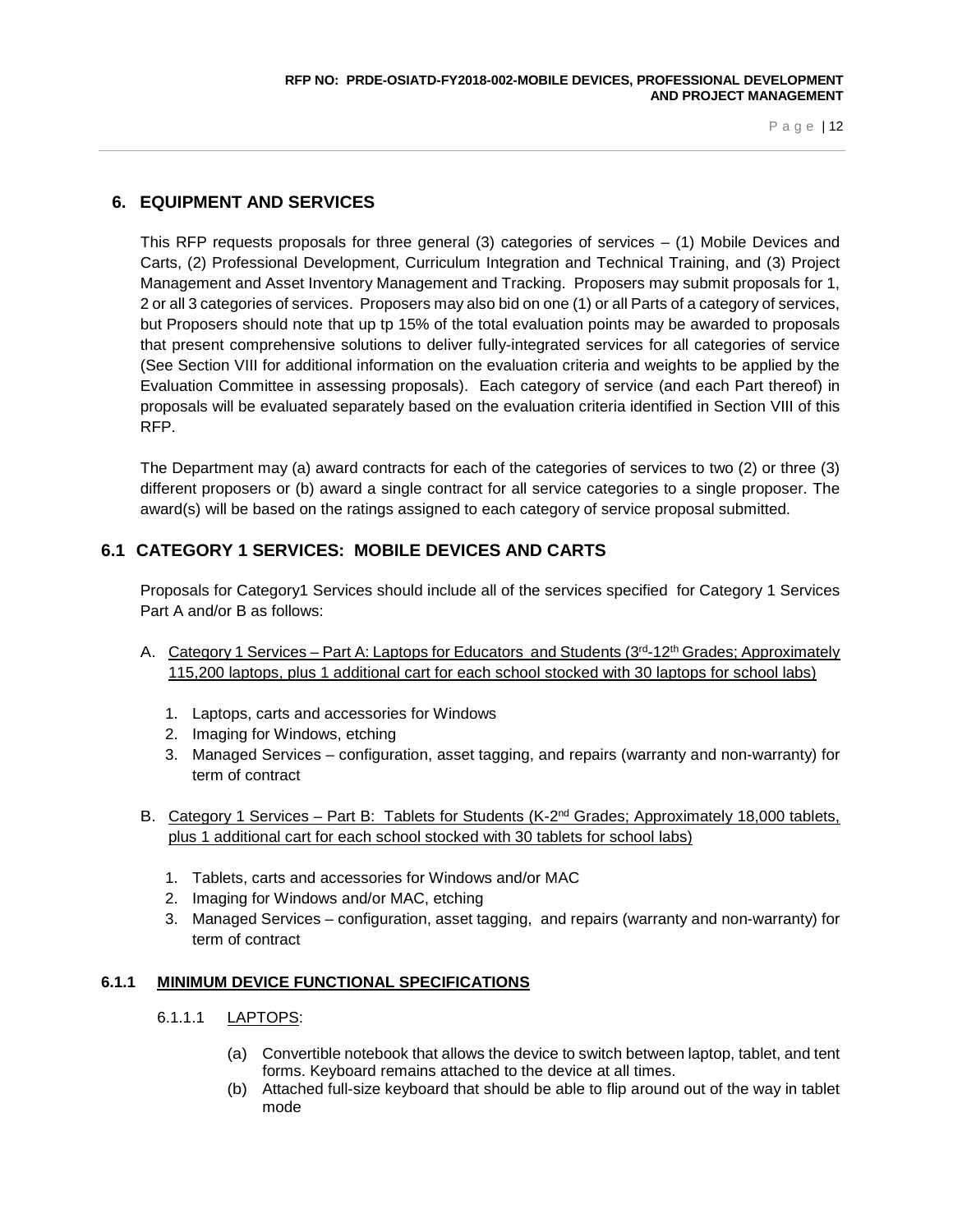## 6. EQUIPMENT AND SERVICES

This RFP requests proposals for three general (3) categories of services – (1) Mobile Devices and Carts, (2) Professional Development, Curriculum Integration and Technical Training, and (3) Project Management and Asset Inventory Management and Tracking. Proposers may submit proposals for 1, 2 or all 3 categories of services. Proposers may also bid on one (1) or all Parts of a category of services, but Proposers should note that up tp 15% of the total evaluation points may be awarded to proposals that present comprehensive solutions to deliver fully-integrated services for all categories of service (See Section VIII for additional information on the evaluation criteria and weights to be applied by the Evaluation Committee in assessing proposals). Each category of service (and each Part thereof) in proposals will be evaluated separately based on the evaluation criteria identified in Section VIII of this RFP.

The Department may (a) award contracts for each of the categories of services to two (2) or three (3) different proposers or (b) award a single contract for all service categories to a single proposer. The award(s) will be based on the ratings assigned to each category of service proposal submitted.

## 6.1 CATEGORY 1 SERVICES: MOBILE DEVICES AND CARTS

Proposals for Category1 Services should include all of the services specified for Category 1 Services Part A and/or B as follows:

A. Category 1 Services – Part A: Laptops for Educators and Students (3rd-12th Grades; Approximately 115,200 laptops, plus 1 additional cart for each school stocked with 30 laptops for school labs)

   1. Laptops, carts and accessories for Windows
   2. Imaging for Windows, etching
   3. Managed Services – configuration, asset tagging, and repairs (warranty and non-warranty) for term of contract

B. Category 1 Services – Part B: Tablets for Students (K-2nd Grades; Approximately 18,000 tablets, plus 1 additional cart for each school stocked with 30 tablets for school labs)

   1. Tablets, carts and accessories for Windows and/or MAC
   2. Imaging for Windows and/or MAC, etching
   3. Managed Services – configuration, asset tagging, and repairs (warranty and non-warranty) for term of contract

### 6.1.1 MINIMUM DEVICE FUNCTIONAL SPECIFICATIONS

#### 6.1.1.1 LAPTOPS:

(a) Convertible notebook that allows the device to switch between laptop, tablet, and tent forms. Keyboard remains attached to the device at all times.

(b) Attached full-size keyboard that should be able to flip around out of the way in tablet mode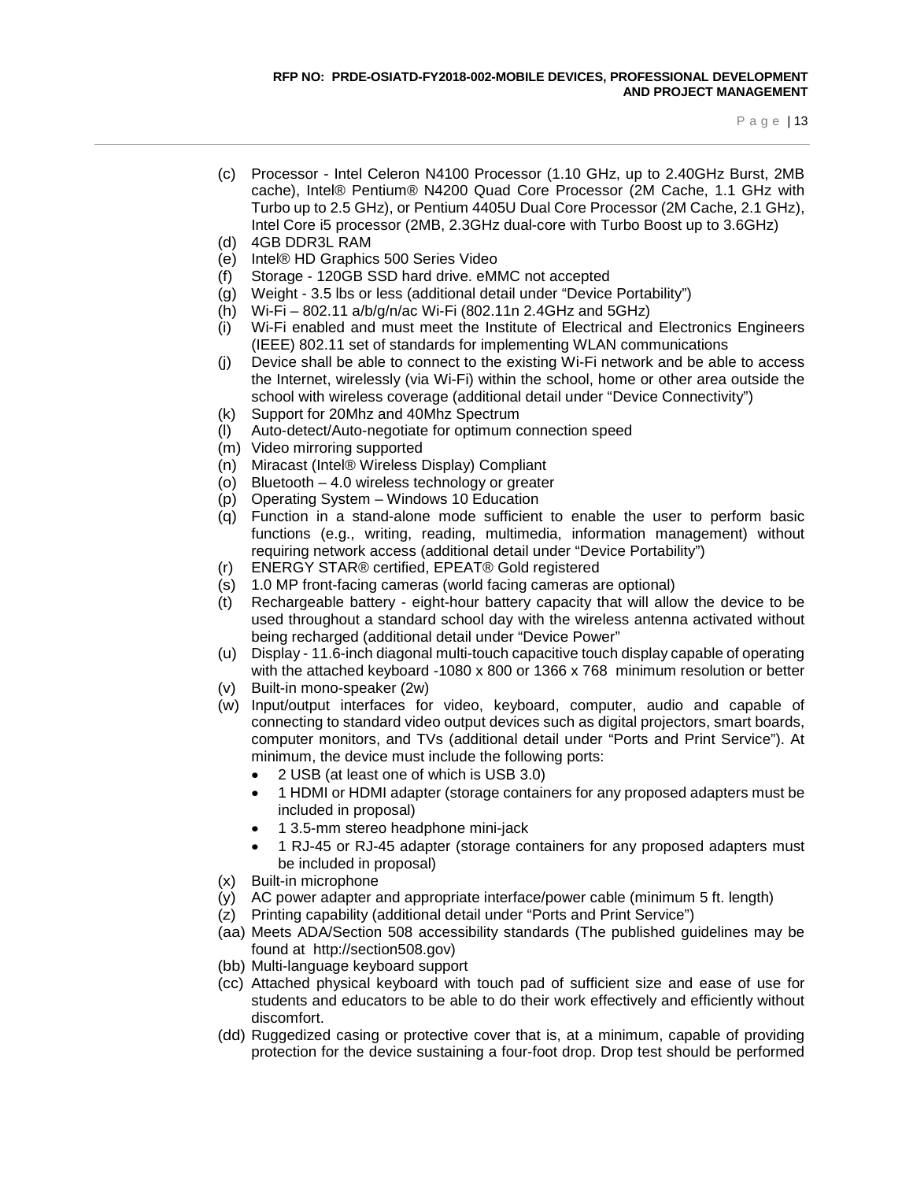(c) Processor - Intel Celeron N4100 Processor (1.10 GHz, up to 2.40GHz Burst, 2MB cache), Intel® Pentium® N4200 Quad Core Processor (2M Cache, 1.1 GHz with Turbo up to 2.5 GHz), or Pentium 4405U Dual Core Processor (2M Cache, 2.1 GHz), Intel Core i5 processor (2MB, 2.3GHz dual-core with Turbo Boost up to 3.6GHz)
(d) 4GB DDR3L RAM
(e) Intel® HD Graphics 500 Series Video
(f) Storage - 120GB SSD hard drive. eMMC not accepted
(g) Weight - 3.5 lbs or less (additional detail under "Device Portability")
(h) Wi-Fi – 802.11 a/b/g/n/ac Wi-Fi (802.11n 2.4GHz and 5GHz)
(i) Wi-Fi enabled and must meet the Institute of Electrical and Electronics Engineers (IEEE) 802.11 set of standards for implementing WLAN communications
(j) Device shall be able to connect to the existing Wi-Fi network and be able to access the Internet, wirelessly (via Wi-Fi) within the school, home or other area outside the school with wireless coverage (additional detail under "Device Connectivity")
(k) Support for 20Mhz and 40Mhz Spectrum
(l) Auto-detect/Auto-negotiate for optimum connection speed
(m) Video mirroring supported
(n) Miracast (Intel® Wireless Display) Compliant
(o) Bluetooth – 4.0 wireless technology or greater
(p) Operating System – Windows 10 Education
(q) Function in a stand-alone mode sufficient to enable the user to perform basic functions (e.g., writing, reading, multimedia, information management) without requiring network access (additional detail under "Device Portability")
(r) ENERGY STAR® certified, EPEAT® Gold registered
(s) 1.0 MP front-facing cameras (world facing cameras are optional)
(t) Rechargeable battery - eight-hour battery capacity that will allow the device to be used throughout a standard school day with the wireless antenna activated without being recharged (additional detail under "Device Power"
(u) Display - 11.6-inch diagonal multi-touch capacitive touch display capable of operating with the attached keyboard -1080 x 800 or 1366 x 768 minimum resolution or better
(v) Built-in mono-speaker (2w)
(w) Input/output interfaces for video, keyboard, computer, audio and capable of connecting to standard video output devices such as digital projectors, smart boards, computer monitors, and TVs (additional detail under "Ports and Print Service"). At minimum, the device must include the following ports:
    - 2 USB (at least one of which is USB 3.0)
    - 1 HDMI or HDMI adapter (storage containers for any proposed adapters must be included in proposal)
    - 1 3.5-mm stereo headphone mini-jack
    - 1 RJ-45 or RJ-45 adapter (storage containers for any proposed adapters must be included in proposal)
(x) Built-in microphone
(y) AC power adapter and appropriate interface/power cable (minimum 5 ft. length)
(z) Printing capability (additional detail under "Ports and Print Service")
(aa) Meets ADA/Section 508 accessibility standards (The published guidelines may be found at http://section508.gov)
(bb) Multi-language keyboard support
(cc) Attached physical keyboard with touch pad of sufficient size and ease of use for students and educators to be able to do their work effectively and efficiently without discomfort.
(dd) Ruggedized casing or protective cover that is, at a minimum, capable of providing protection for the device sustaining a four-foot drop. Drop test should be performed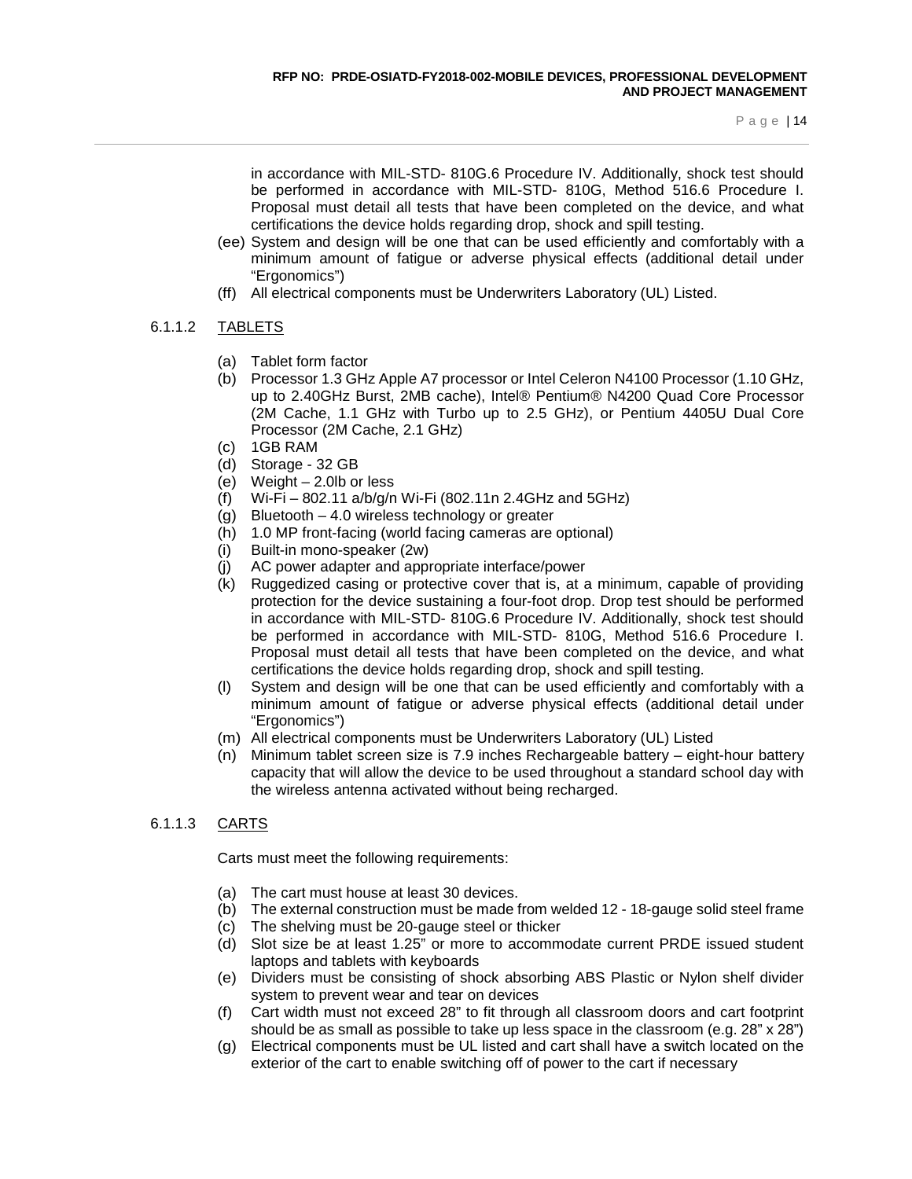in accordance with MIL-STD- 810G.6 Procedure IV. Additionally, shock test should be performed in accordance with MIL-STD- 810G, Method 516.6 Procedure I. Proposal must detail all tests that have been completed on the device, and what certifications the device holds regarding drop, shock and spill testing.

(ee) System and design will be one that can be used efficiently and comfortably with a minimum amount of fatigue or adverse physical effects (additional detail under "Ergonomics")

(ff) All electrical components must be Underwriters Laboratory (UL) Listed.

### 6.1.1.2 TABLETS

(a) Tablet form factor

(b) Processor 1.3 GHz Apple A7 processor or Intel Celeron N4100 Processor (1.10 GHz, up to 2.40GHz Burst, 2MB cache), Intel® Pentium® N4200 Quad Core Processor (2M Cache, 1.1 GHz with Turbo up to 2.5 GHz), or Pentium 4405U Dual Core Processor (2M Cache, 2.1 GHz)

(c) 1GB RAM

(d) Storage - 32 GB

(e) Weight – 2.0lb or less

(f) Wi-Fi – 802.11 a/b/g/n Wi-Fi (802.11n 2.4GHz and 5GHz)

(g) Bluetooth – 4.0 wireless technology or greater

(h) 1.0 MP front-facing (world facing cameras are optional)

(i) Built-in mono-speaker (2w)

(j) AC power adapter and appropriate interface/power

(k) Ruggedized casing or protective cover that is, at a minimum, capable of providing protection for the device sustaining a four-foot drop. Drop test should be performed in accordance with MIL-STD- 810G.6 Procedure IV. Additionally, shock test should be performed in accordance with MIL-STD- 810G, Method 516.6 Procedure I. Proposal must detail all tests that have been completed on the device, and what certifications the device holds regarding drop, shock and spill testing.

(l) System and design will be one that can be used efficiently and comfortably with a minimum amount of fatigue or adverse physical effects (additional detail under "Ergonomics")

(m) All electrical components must be Underwriters Laboratory (UL) Listed

(n) Minimum tablet screen size is 7.9 inches Rechargeable battery – eight-hour battery capacity that will allow the device to be used throughout a standard school day with the wireless antenna activated without being recharged.

### 6.1.1.3 CARTS

Carts must meet the following requirements:

(a) The cart must house at least 30 devices.

(b) The external construction must be made from welded 12 - 18-gauge solid steel frame

(c) The shelving must be 20-gauge steel or thicker

(d) Slot size be at least 1.25" or more to accommodate current PRDE issued student laptops and tablets with keyboards

(e) Dividers must be consisting of shock absorbing ABS Plastic or Nylon shelf divider system to prevent wear and tear on devices

(f) Cart width must not exceed 28" to fit through all classroom doors and cart footprint should be as small as possible to take up less space in the classroom (e.g. 28" x 28")

(g) Electrical components must be UL listed and cart shall have a switch located on the exterior of the cart to enable switching off of power to the cart if necessary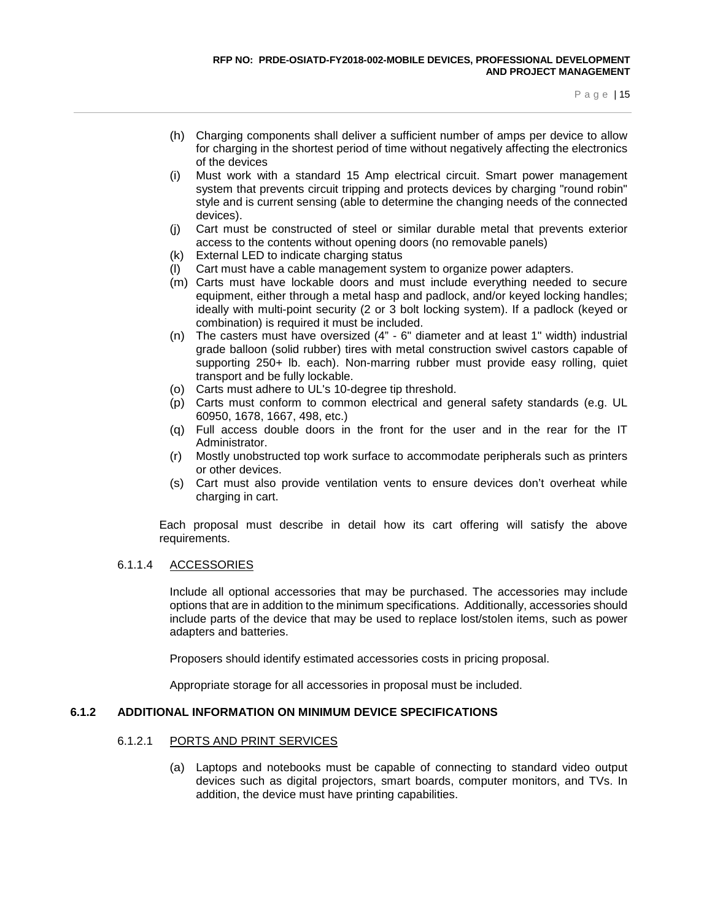(h) Charging components shall deliver a sufficient number of amps per device to allow for charging in the shortest period of time without negatively affecting the electronics of the devices

(i) Must work with a standard 15 Amp electrical circuit. Smart power management system that prevents circuit tripping and protects devices by charging "round robin" style and is current sensing (able to determine the changing needs of the connected devices).

(j) Cart must be constructed of steel or similar durable metal that prevents exterior access to the contents without opening doors (no removable panels)

(k) External LED to indicate charging status

(l) Cart must have a cable management system to organize power adapters.

(m) Carts must have lockable doors and must include everything needed to secure equipment, either through a metal hasp and padlock, and/or keyed locking handles; ideally with multi-point security (2 or 3 bolt locking system). If a padlock (keyed or combination) is required it must be included.

(n) The casters must have oversized (4" - 6" diameter and at least 1" width) industrial grade balloon (solid rubber) tires with metal construction swivel castors capable of supporting 250+ lb. each). Non-marring rubber must provide easy rolling, quiet transport and be fully lockable.

(o) Carts must adhere to UL's 10-degree tip threshold.

(p) Carts must conform to common electrical and general safety standards (e.g. UL 60950, 1678, 1667, 498, etc.)

(q) Full access double doors in the front for the user and in the rear for the IT Administrator.

(r) Mostly unobstructed top work surface to accommodate peripherals such as printers or other devices.

(s) Cart must also provide ventilation vents to ensure devices don't overheat while charging in cart.

Each proposal must describe in detail how its cart offering will satisfy the above requirements.

6.1.1.4 ACCESSORIES

Include all optional accessories that may be purchased. The accessories may include options that are in addition to the minimum specifications. Additionally, accessories should include parts of the device that may be used to replace lost/stolen items, such as power adapters and batteries.

Proposers should identify estimated accessories costs in pricing proposal.

Appropriate storage for all accessories in proposal must be included.

### 6.1.2 ADDITIONAL INFORMATION ON MINIMUM DEVICE SPECIFICATIONS

6.1.2.1 PORTS AND PRINT SERVICES

(a) Laptops and notebooks must be capable of connecting to standard video output devices such as digital projectors, smart boards, computer monitors, and TVs. In addition, the device must have printing capabilities.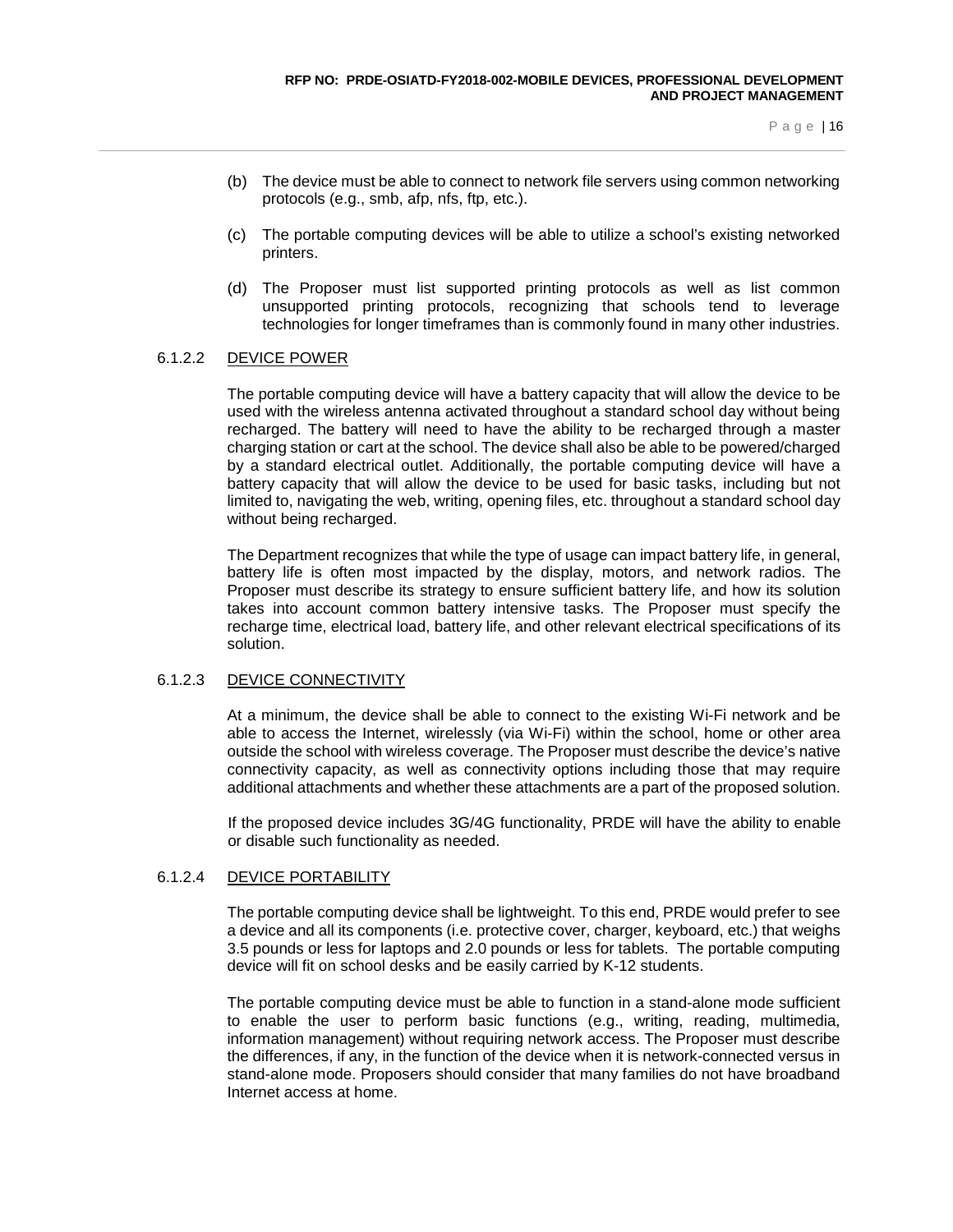(b) The device must be able to connect to network file servers using common networking protocols (e.g., smb, afp, nfs, ftp, etc.).

(c) The portable computing devices will be able to utilize a school's existing networked printers.

(d) The Proposer must list supported printing protocols as well as list common unsupported printing protocols, recognizing that schools tend to leverage technologies for longer timeframes than is commonly found in many other industries.

#### 6.1.2.2 DEVICE POWER

The portable computing device will have a battery capacity that will allow the device to be used with the wireless antenna activated throughout a standard school day without being recharged. The battery will need to have the ability to be recharged through a master charging station or cart at the school. The device shall also be able to be powered/charged by a standard electrical outlet. Additionally, the portable computing device will have a battery capacity that will allow the device to be used for basic tasks, including but not limited to, navigating the web, writing, opening files, etc. throughout a standard school day without being recharged.

The Department recognizes that while the type of usage can impact battery life, in general, battery life is often most impacted by the display, motors, and network radios. The Proposer must describe its strategy to ensure sufficient battery life, and how its solution takes into account common battery intensive tasks. The Proposer must specify the recharge time, electrical load, battery life, and other relevant electrical specifications of its solution.

#### 6.1.2.3 DEVICE CONNECTIVITY

At a minimum, the device shall be able to connect to the existing Wi-Fi network and be able to access the Internet, wirelessly (via Wi-Fi) within the school, home or other area outside the school with wireless coverage. The Proposer must describe the device's native connectivity capacity, as well as connectivity options including those that may require additional attachments and whether these attachments are a part of the proposed solution.

If the proposed device includes 3G/4G functionality, PRDE will have the ability to enable or disable such functionality as needed.

#### 6.1.2.4 DEVICE PORTABILITY

The portable computing device shall be lightweight. To this end, PRDE would prefer to see a device and all its components (i.e. protective cover, charger, keyboard, etc.) that weighs 3.5 pounds or less for laptops and 2.0 pounds or less for tablets. The portable computing device will fit on school desks and be easily carried by K-12 students.

The portable computing device must be able to function in a stand-alone mode sufficient to enable the user to perform basic functions (e.g., writing, reading, multimedia, information management) without requiring network access. The Proposer must describe the differences, if any, in the function of the device when it is network-connected versus in stand-alone mode. Proposers should consider that many families do not have broadband Internet access at home.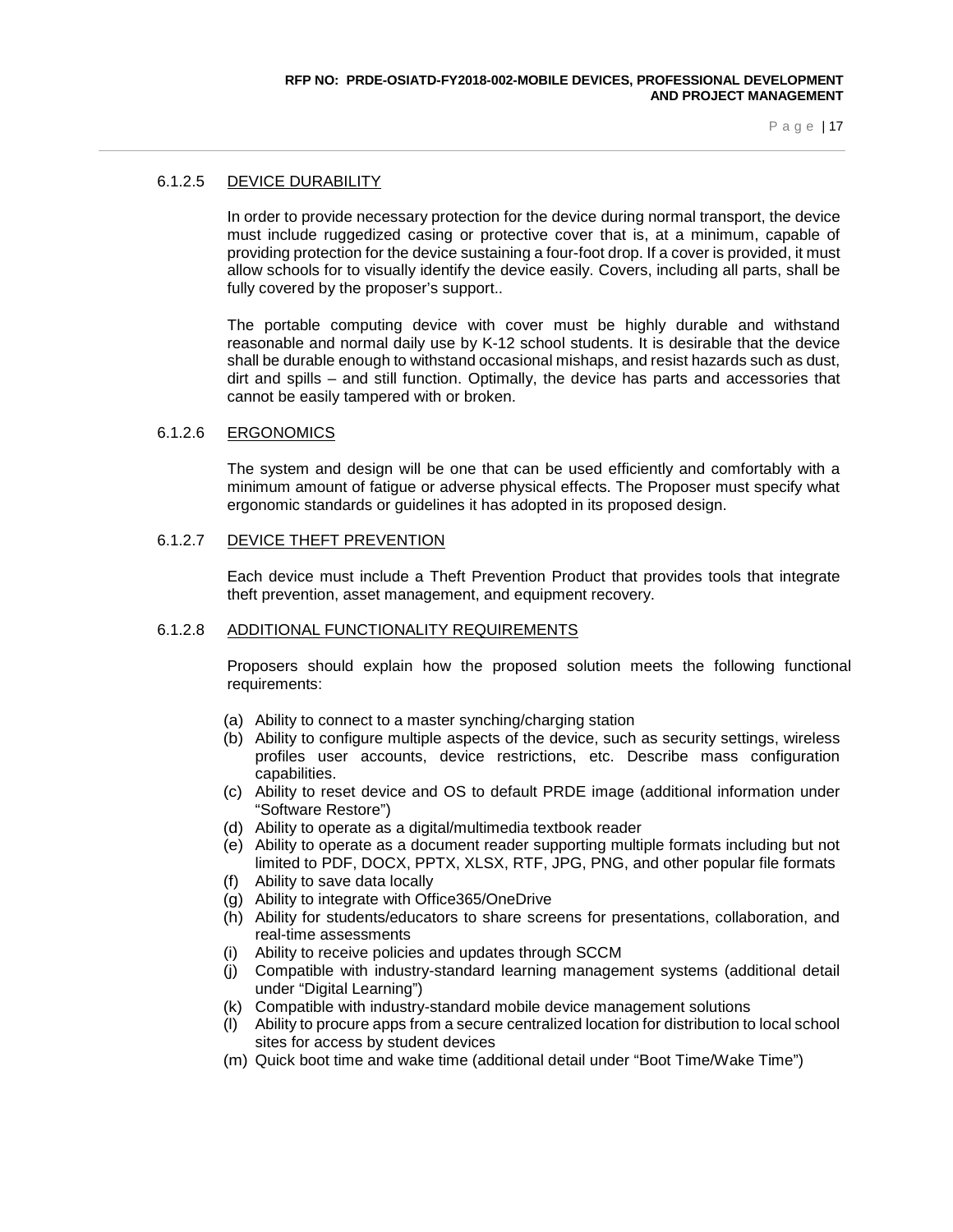### 6.1.2.5 DEVICE DURABILITY

In order to provide necessary protection for the device during normal transport, the device must include ruggedized casing or protective cover that is, at a minimum, capable of providing protection for the device sustaining a four-foot drop. If a cover is provided, it must allow schools for to visually identify the device easily. Covers, including all parts, shall be fully covered by the proposer's support..

The portable computing device with cover must be highly durable and withstand reasonable and normal daily use by K-12 school students. It is desirable that the device shall be durable enough to withstand occasional mishaps, and resist hazards such as dust, dirt and spills – and still function. Optimally, the device has parts and accessories that cannot be easily tampered with or broken.

### 6.1.2.6 ERGONOMICS

The system and design will be one that can be used efficiently and comfortably with a minimum amount of fatigue or adverse physical effects. The Proposer must specify what ergonomic standards or guidelines it has adopted in its proposed design.

### 6.1.2.7 DEVICE THEFT PREVENTION

Each device must include a Theft Prevention Product that provides tools that integrate theft prevention, asset management, and equipment recovery.

### 6.1.2.8 ADDITIONAL FUNCTIONALITY REQUIREMENTS

Proposers should explain how the proposed solution meets the following functional requirements:

(a) Ability to connect to a master synching/charging station
(b) Ability to configure multiple aspects of the device, such as security settings, wireless profiles user accounts, device restrictions, etc. Describe mass configuration capabilities.
(c) Ability to reset device and OS to default PRDE image (additional information under "Software Restore")
(d) Ability to operate as a digital/multimedia textbook reader
(e) Ability to operate as a document reader supporting multiple formats including but not limited to PDF, DOCX, PPTX, XLSX, RTF, JPG, PNG, and other popular file formats
(f) Ability to save data locally
(g) Ability to integrate with Office365/OneDrive
(h) Ability for students/educators to share screens for presentations, collaboration, and real-time assessments
(i) Ability to receive policies and updates through SCCM
(j) Compatible with industry-standard learning management systems (additional detail under "Digital Learning")
(k) Compatible with industry-standard mobile device management solutions
(l) Ability to procure apps from a secure centralized location for distribution to local school sites for access by student devices
(m) Quick boot time and wake time (additional detail under "Boot Time/Wake Time")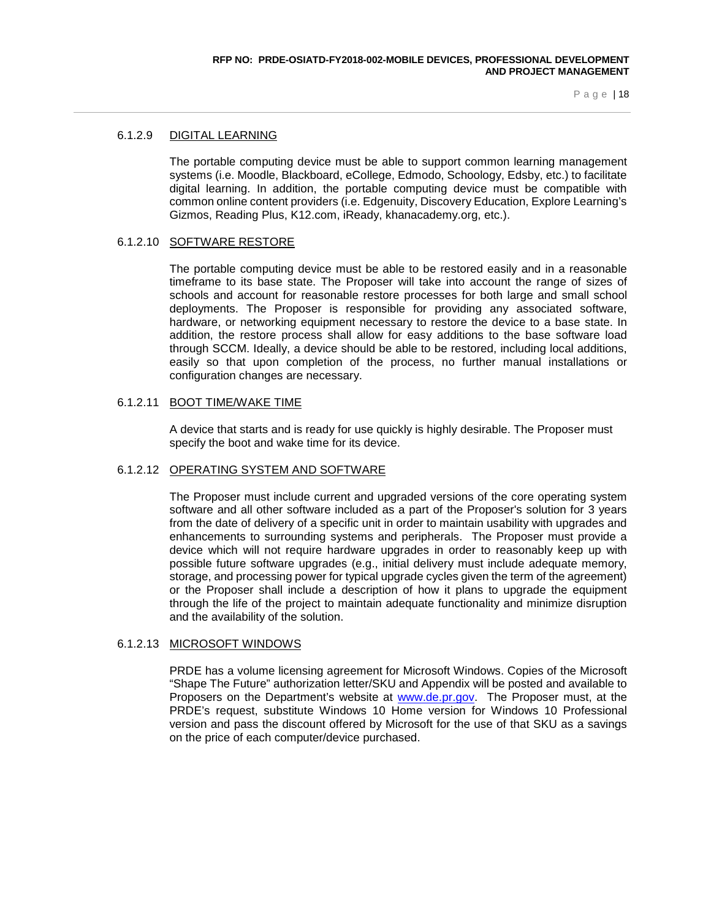#### 6.1.2.9 DIGITAL LEARNING

The portable computing device must be able to support common learning management systems (i.e. Moodle, Blackboard, eCollege, Edmodo, Schoology, Edsby, etc.) to facilitate digital learning. In addition, the portable computing device must be compatible with common online content providers (i.e. Edgenuity, Discovery Education, Explore Learning's Gizmos, Reading Plus, K12.com, iReady, khanacademy.org, etc.).

#### 6.1.2.10 SOFTWARE RESTORE

The portable computing device must be able to be restored easily and in a reasonable timeframe to its base state. The Proposer will take into account the range of sizes of schools and account for reasonable restore processes for both large and small school deployments. The Proposer is responsible for providing any associated software, hardware, or networking equipment necessary to restore the device to a base state. In addition, the restore process shall allow for easy additions to the base software load through SCCM. Ideally, a device should be able to be restored, including local additions, easily so that upon completion of the process, no further manual installations or configuration changes are necessary.

#### 6.1.2.11 BOOT TIME/WAKE TIME

A device that starts and is ready for use quickly is highly desirable. The Proposer must specify the boot and wake time for its device.

#### 6.1.2.12 OPERATING SYSTEM AND SOFTWARE

The Proposer must include current and upgraded versions of the core operating system software and all other software included as a part of the Proposer's solution for 3 years from the date of delivery of a specific unit in order to maintain usability with upgrades and enhancements to surrounding systems and peripherals. The Proposer must provide a device which will not require hardware upgrades in order to reasonably keep up with possible future software upgrades (e.g., initial delivery must include adequate memory, storage, and processing power for typical upgrade cycles given the term of the agreement) or the Proposer shall include a description of how it plans to upgrade the equipment through the life of the project to maintain adequate functionality and minimize disruption and the availability of the solution.

#### 6.1.2.13 MICROSOFT WINDOWS

PRDE has a volume licensing agreement for Microsoft Windows. Copies of the Microsoft "Shape The Future" authorization letter/SKU and Appendix will be posted and available to Proposers on the Department's website at [www.de.pr.gov](http://www.de.pr.gov). The Proposer must, at the PRDE's request, substitute Windows 10 Home version for Windows 10 Professional version and pass the discount offered by Microsoft for the use of that SKU as a savings on the price of each computer/device purchased.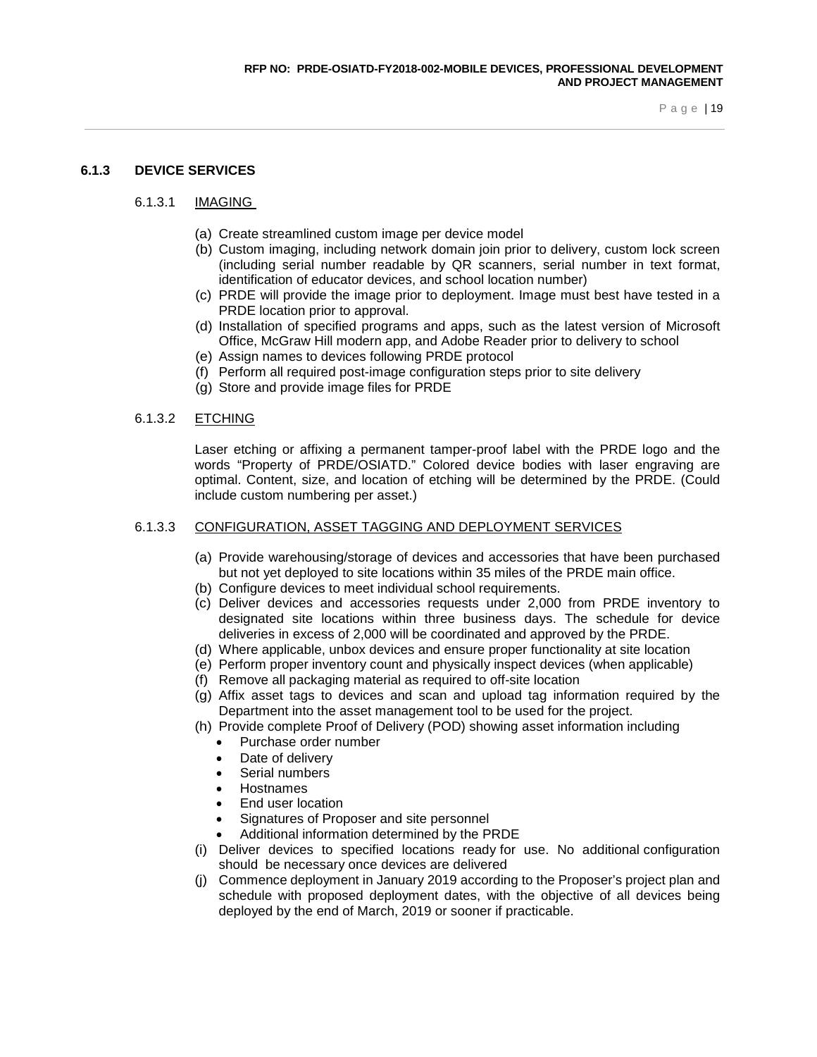### 6.1.3 DEVICE SERVICES

#### 6.1.3.1 IMAGING

(a) Create streamlined custom image per device model
(b) Custom imaging, including network domain join prior to delivery, custom lock screen (including serial number readable by QR scanners, serial number in text format, identification of educator devices, and school location number)
(c) PRDE will provide the image prior to deployment. Image must best have tested in a PRDE location prior to approval.
(d) Installation of specified programs and apps, such as the latest version of Microsoft Office, McGraw Hill modern app, and Adobe Reader prior to delivery to school
(e) Assign names to devices following PRDE protocol
(f) Perform all required post-image configuration steps prior to site delivery
(g) Store and provide image files for PRDE

#### 6.1.3.2 ETCHING

Laser etching or affixing a permanent tamper-proof label with the PRDE logo and the words "Property of PRDE/OSIATD." Colored device bodies with laser engraving are optimal. Content, size, and location of etching will be determined by the PRDE. (Could include custom numbering per asset.)

#### 6.1.3.3 CONFIGURATION, ASSET TAGGING AND DEPLOYMENT SERVICES

(a) Provide warehousing/storage of devices and accessories that have been purchased but not yet deployed to site locations within 35 miles of the PRDE main office.
(b) Configure devices to meet individual school requirements.
(c) Deliver devices and accessories requests under 2,000 from PRDE inventory to designated site locations within three business days. The schedule for device deliveries in excess of 2,000 will be coordinated and approved by the PRDE.
(d) Where applicable, unbox devices and ensure proper functionality at site location
(e) Perform proper inventory count and physically inspect devices (when applicable)
(f) Remove all packaging material as required to off-site location
(g) Affix asset tags to devices and scan and upload tag information required by the Department into the asset management tool to be used for the project.
(h) Provide complete Proof of Delivery (POD) showing asset information including
   - Purchase order number
   - Date of delivery
   - Serial numbers
   - Hostnames
   - End user location
   - Signatures of Proposer and site personnel
   - Additional information determined by the PRDE
(i) Deliver devices to specified locations ready for use. No additional configuration should be necessary once devices are delivered
(j) Commence deployment in January 2019 according to the Proposer's project plan and schedule with proposed deployment dates, with the objective of all devices being deployed by the end of March, 2019 or sooner if practicable.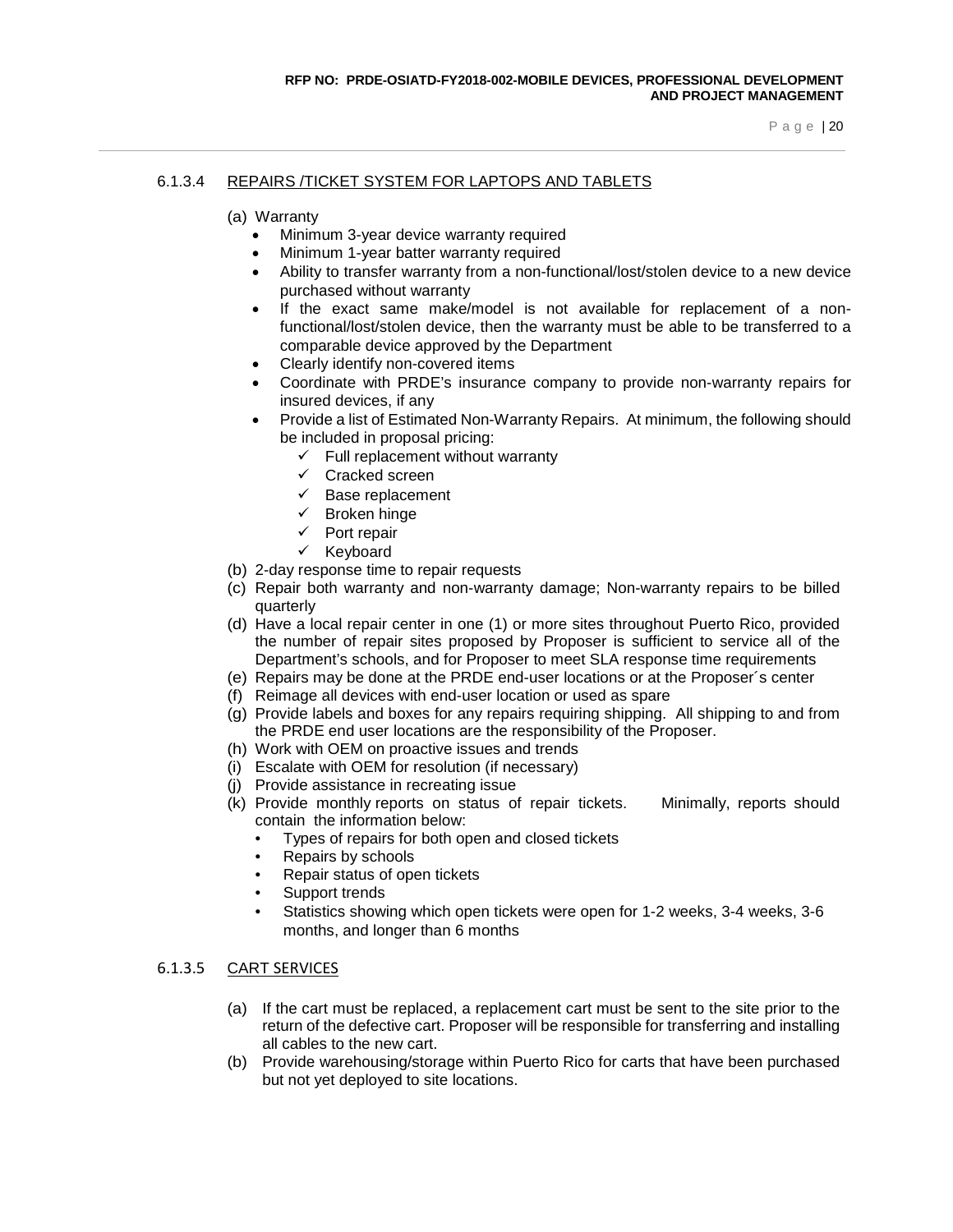### 6.1.3.4 REPAIRS /TICKET SYSTEM FOR LAPTOPS AND TABLETS

(a) Warranty

- Minimum 3-year device warranty required
- Minimum 1-year batter warranty required
- Ability to transfer warranty from a non-functional/lost/stolen device to a new device purchased without warranty
- If the exact same make/model is not available for replacement of a non-functional/lost/stolen device, then the warranty must be able to be transferred to a comparable device approved by the Department
- Clearly identify non-covered items
- Coordinate with PRDE's insurance company to provide non-warranty repairs for insured devices, if any
- Provide a list of Estimated Non-Warranty Repairs. At minimum, the following should be included in proposal pricing:
  - ✓ Full replacement without warranty
  - ✓ Cracked screen
  - ✓ Base replacement
  - ✓ Broken hinge
  - ✓ Port repair
  - ✓ Keyboard

(b) 2-day response time to repair requests

(c) Repair both warranty and non-warranty damage; Non-warranty repairs to be billed quarterly

(d) Have a local repair center in one (1) or more sites throughout Puerto Rico, provided the number of repair sites proposed by Proposer is sufficient to service all of the Department's schools, and for Proposer to meet SLA response time requirements

(e) Repairs may be done at the PRDE end-user locations or at the Proposer´s center

(f) Reimage all devices with end-user location or used as spare

(g) Provide labels and boxes for any repairs requiring shipping. All shipping to and from the PRDE end user locations are the responsibility of the Proposer.

(h) Work with OEM on proactive issues and trends

(i) Escalate with OEM for resolution (if necessary)

(j) Provide assistance in recreating issue

(k) Provide monthly reports on status of repair tickets. Minimally, reports should contain the information below:

- Types of repairs for both open and closed tickets
- Repairs by schools
- Repair status of open tickets
- Support trends
- Statistics showing which open tickets were open for 1-2 weeks, 3-4 weeks, 3-6 months, and longer than 6 months

### 6.1.3.5 CART SERVICES

(a) If the cart must be replaced, a replacement cart must be sent to the site prior to the return of the defective cart. Proposer will be responsible for transferring and installing all cables to the new cart.

(b) Provide warehousing/storage within Puerto Rico for carts that have been purchased but not yet deployed to site locations.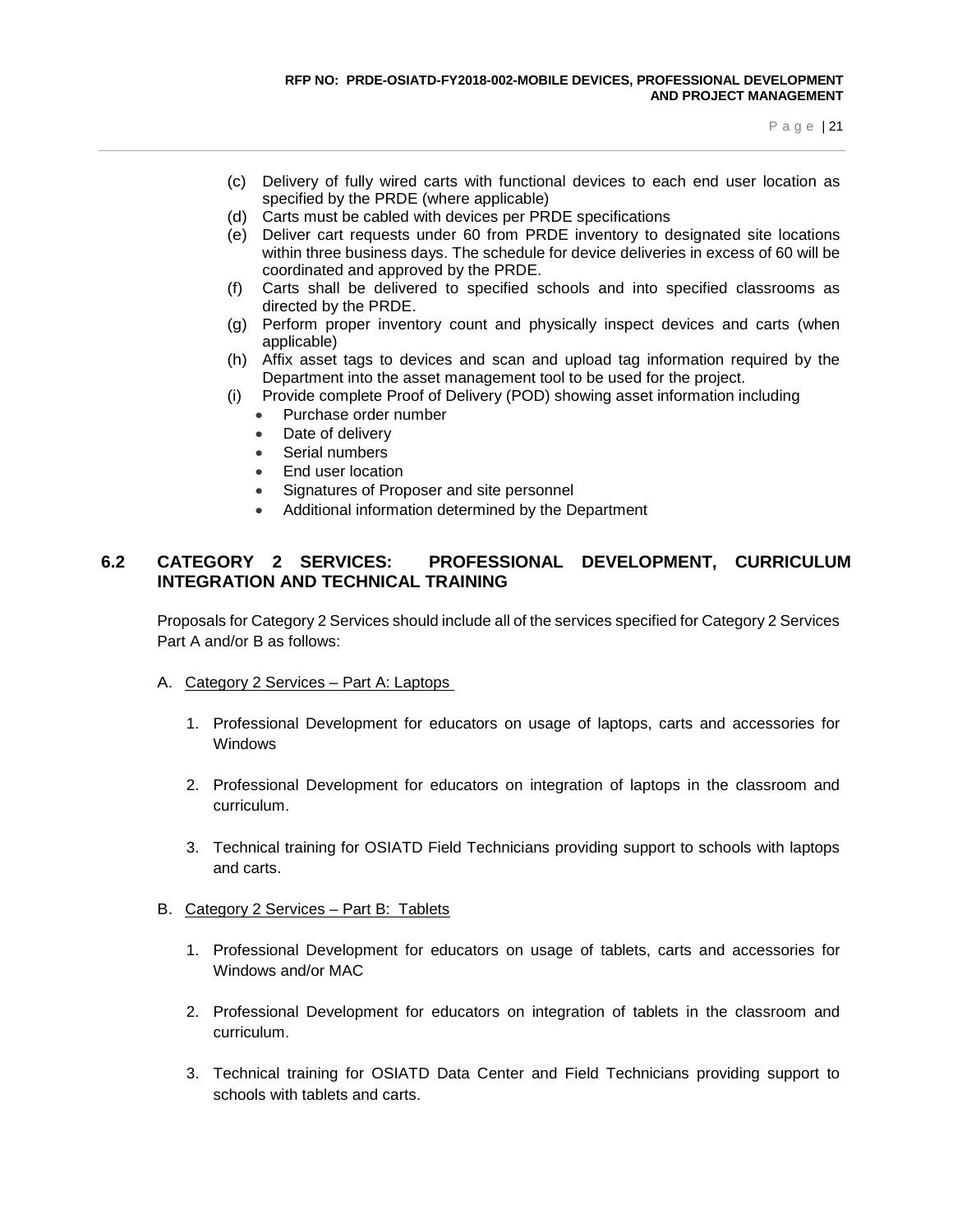(c) Delivery of fully wired carts with functional devices to each end user location as specified by the PRDE (where applicable)

(d) Carts must be cabled with devices per PRDE specifications

(e) Deliver cart requests under 60 from PRDE inventory to designated site locations within three business days. The schedule for device deliveries in excess of 60 will be coordinated and approved by the PRDE.

(f) Carts shall be delivered to specified schools and into specified classrooms as directed by the PRDE.

(g) Perform proper inventory count and physically inspect devices and carts (when applicable)

(h) Affix asset tags to devices and scan and upload tag information required by the Department into the asset management tool to be used for the project.

(i) Provide complete Proof of Delivery (POD) showing asset information including
- Purchase order number
- Date of delivery
- Serial numbers
- End user location
- Signatures of Proposer and site personnel
- Additional information determined by the Department

## 6.2 CATEGORY 2 SERVICES: PROFESSIONAL DEVELOPMENT, CURRICULUM INTEGRATION AND TECHNICAL TRAINING

Proposals for Category 2 Services should include all of the services specified for Category 2 Services Part A and/or B as follows:

A. Category 2 Services – Part A: Laptops

1. Professional Development for educators on usage of laptops, carts and accessories for Windows

2. Professional Development for educators on integration of laptops in the classroom and curriculum.

3. Technical training for OSIATD Field Technicians providing support to schools with laptops and carts.

B. Category 2 Services – Part B: Tablets

1. Professional Development for educators on usage of tablets, carts and accessories for Windows and/or MAC

2. Professional Development for educators on integration of tablets in the classroom and curriculum.

3. Technical training for OSIATD Data Center and Field Technicians providing support to schools with tablets and carts.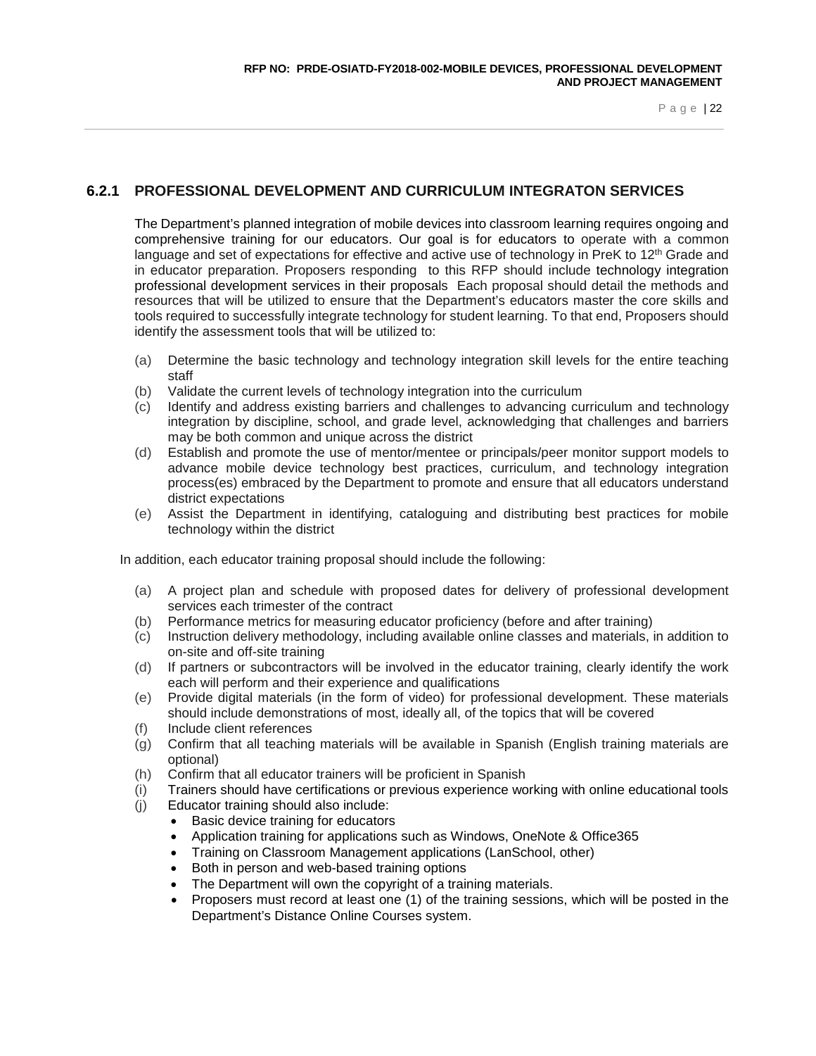### 6.2.1 PROFESSIONAL DEVELOPMENT AND CURRICULUM INTEGRATON SERVICES

The Department's planned integration of mobile devices into classroom learning requires ongoing and comprehensive training for our educators. Our goal is for educators to operate with a common language and set of expectations for effective and active use of technology in PreK to 12th Grade and in educator preparation. Proposers responding to this RFP should include technology integration professional development services in their proposals Each proposal should detail the methods and resources that will be utilized to ensure that the Department's educators master the core skills and tools required to successfully integrate technology for student learning. To that end, Proposers should identify the assessment tools that will be utilized to:

(a) Determine the basic technology and technology integration skill levels for the entire teaching staff
(b) Validate the current levels of technology integration into the curriculum
(c) Identify and address existing barriers and challenges to advancing curriculum and technology integration by discipline, school, and grade level, acknowledging that challenges and barriers may be both common and unique across the district
(d) Establish and promote the use of mentor/mentee or principals/peer monitor support models to advance mobile device technology best practices, curriculum, and technology integration process(es) embraced by the Department to promote and ensure that all educators understand district expectations
(e) Assist the Department in identifying, cataloguing and distributing best practices for mobile technology within the district

In addition, each educator training proposal should include the following:

(a) A project plan and schedule with proposed dates for delivery of professional development services each trimester of the contract
(b) Performance metrics for measuring educator proficiency (before and after training)
(c) Instruction delivery methodology, including available online classes and materials, in addition to on-site and off-site training
(d) If partners or subcontractors will be involved in the educator training, clearly identify the work each will perform and their experience and qualifications
(e) Provide digital materials (in the form of video) for professional development. These materials should include demonstrations of most, ideally all, of the topics that will be covered
(f) Include client references
(g) Confirm that all teaching materials will be available in Spanish (English training materials are optional)
(h) Confirm that all educator trainers will be proficient in Spanish
(i) Trainers should have certifications or previous experience working with online educational tools
(j) Educator training should also include:
   - Basic device training for educators
   - Application training for applications such as Windows, OneNote & Office365
   - Training on Classroom Management applications (LanSchool, other)
   - Both in person and web-based training options
   - The Department will own the copyright of a training materials.
   - Proposers must record at least one (1) of the training sessions, which will be posted in the Department's Distance Online Courses system.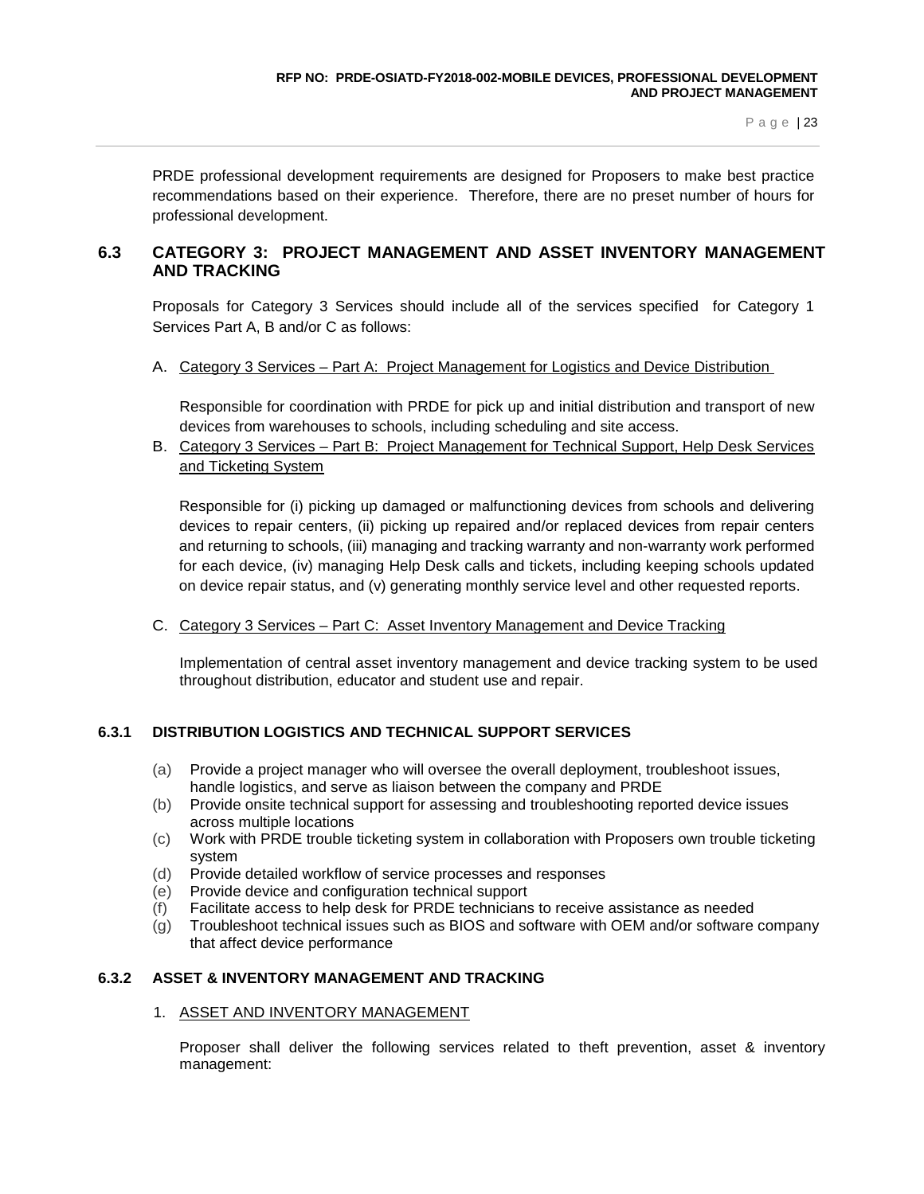PRDE professional development requirements are designed for Proposers to make best practice recommendations based on their experience. Therefore, there are no preset number of hours for professional development.

## 6.3 CATEGORY 3: PROJECT MANAGEMENT AND ASSET INVENTORY MANAGEMENT AND TRACKING

Proposals for Category 3 Services should include all of the services specified for Category 1 Services Part A, B and/or C as follows:

A. <u>Category 3 Services – Part A: Project Management for Logistics and Device Distribution</u>

   Responsible for coordination with PRDE for pick up and initial distribution and transport of new devices from warehouses to schools, including scheduling and site access.

B. <u>Category 3 Services – Part B: Project Management for Technical Support, Help Desk Services and Ticketing System</u>

   Responsible for (i) picking up damaged or malfunctioning devices from schools and delivering devices to repair centers, (ii) picking up repaired and/or replaced devices from repair centers and returning to schools, (iii) managing and tracking warranty and non-warranty work performed for each device, (iv) managing Help Desk calls and tickets, including keeping schools updated on device repair status, and (v) generating monthly service level and other requested reports.

C. <u>Category 3 Services – Part C: Asset Inventory Management and Device Tracking</u>

   Implementation of central asset inventory management and device tracking system to be used throughout distribution, educator and student use and repair.

### 6.3.1 DISTRIBUTION LOGISTICS AND TECHNICAL SUPPORT SERVICES

(a) Provide a project manager who will oversee the overall deployment, troubleshoot issues, handle logistics, and serve as liaison between the company and PRDE
(b) Provide onsite technical support for assessing and troubleshooting reported device issues across multiple locations
(c) Work with PRDE trouble ticketing system in collaboration with Proposers own trouble ticketing system
(d) Provide detailed workflow of service processes and responses
(e) Provide device and configuration technical support
(f) Facilitate access to help desk for PRDE technicians to receive assistance as needed
(g) Troubleshoot technical issues such as BIOS and software with OEM and/or software company that affect device performance

### 6.3.2 ASSET & INVENTORY MANAGEMENT AND TRACKING

1. <u>ASSET AND INVENTORY MANAGEMENT</u>

   Proposer shall deliver the following services related to theft prevention, asset & inventory management: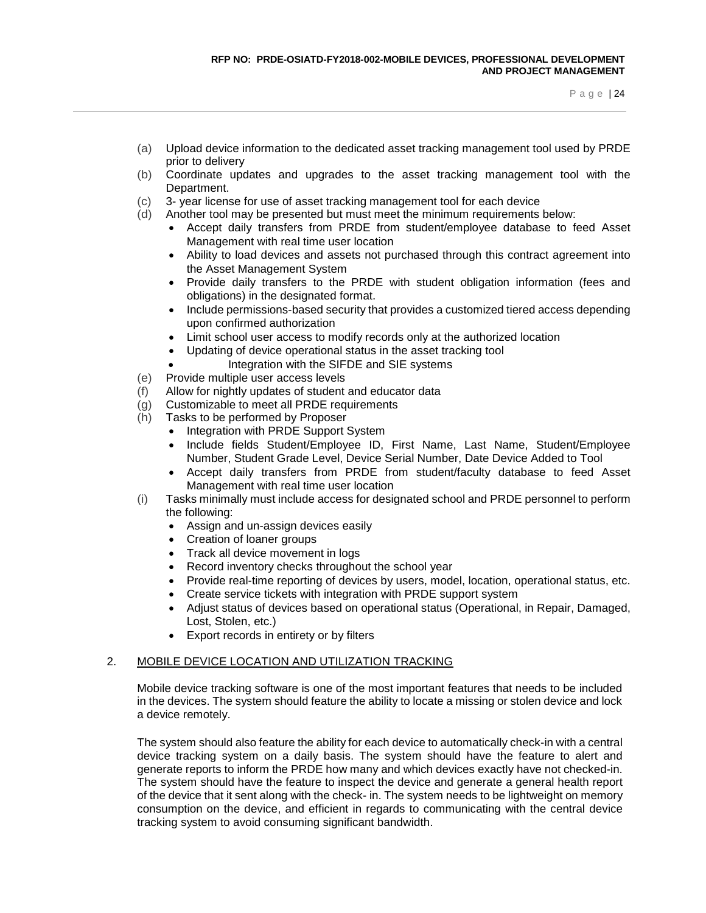(a) Upload device information to the dedicated asset tracking management tool used by PRDE prior to delivery

(b) Coordinate updates and upgrades to the asset tracking management tool with the Department.

(c) 3- year license for use of asset tracking management tool for each device

(d) Another tool may be presented but must meet the minimum requirements below:
   - Accept daily transfers from PRDE from student/employee database to feed Asset Management with real time user location
   - Ability to load devices and assets not purchased through this contract agreement into the Asset Management System
   - Provide daily transfers to the PRDE with student obligation information (fees and obligations) in the designated format.
   - Include permissions-based security that provides a customized tiered access depending upon confirmed authorization
   - Limit school user access to modify records only at the authorized location
   - Updating of device operational status in the asset tracking tool
   - Integration with the SIFDE and SIE systems

(e) Provide multiple user access levels

(f) Allow for nightly updates of student and educator data

(g) Customizable to meet all PRDE requirements

(h) Tasks to be performed by Proposer
   - Integration with PRDE Support System
   - Include fields Student/Employee ID, First Name, Last Name, Student/Employee Number, Student Grade Level, Device Serial Number, Date Device Added to Tool
   - Accept daily transfers from PRDE from student/faculty database to feed Asset Management with real time user location

(i) Tasks minimally must include access for designated school and PRDE personnel to perform the following:
   - Assign and un-assign devices easily
   - Creation of loaner groups
   - Track all device movement in logs
   - Record inventory checks throughout the school year
   - Provide real-time reporting of devices by users, model, location, operational status, etc.
   - Create service tickets with integration with PRDE support system
   - Adjust status of devices based on operational status (Operational, in Repair, Damaged, Lost, Stolen, etc.)
   - Export records in entirety or by filters

2. MOBILE DEVICE LOCATION AND UTILIZATION TRACKING

Mobile device tracking software is one of the most important features that needs to be included in the devices. The system should feature the ability to locate a missing or stolen device and lock a device remotely.

The system should also feature the ability for each device to automatically check-in with a central device tracking system on a daily basis. The system should have the feature to alert and generate reports to inform the PRDE how many and which devices exactly have not checked-in. The system should have the feature to inspect the device and generate a general health report of the device that it sent along with the check- in. The system needs to be lightweight on memory consumption on the device, and efficient in regards to communicating with the central device tracking system to avoid consuming significant bandwidth.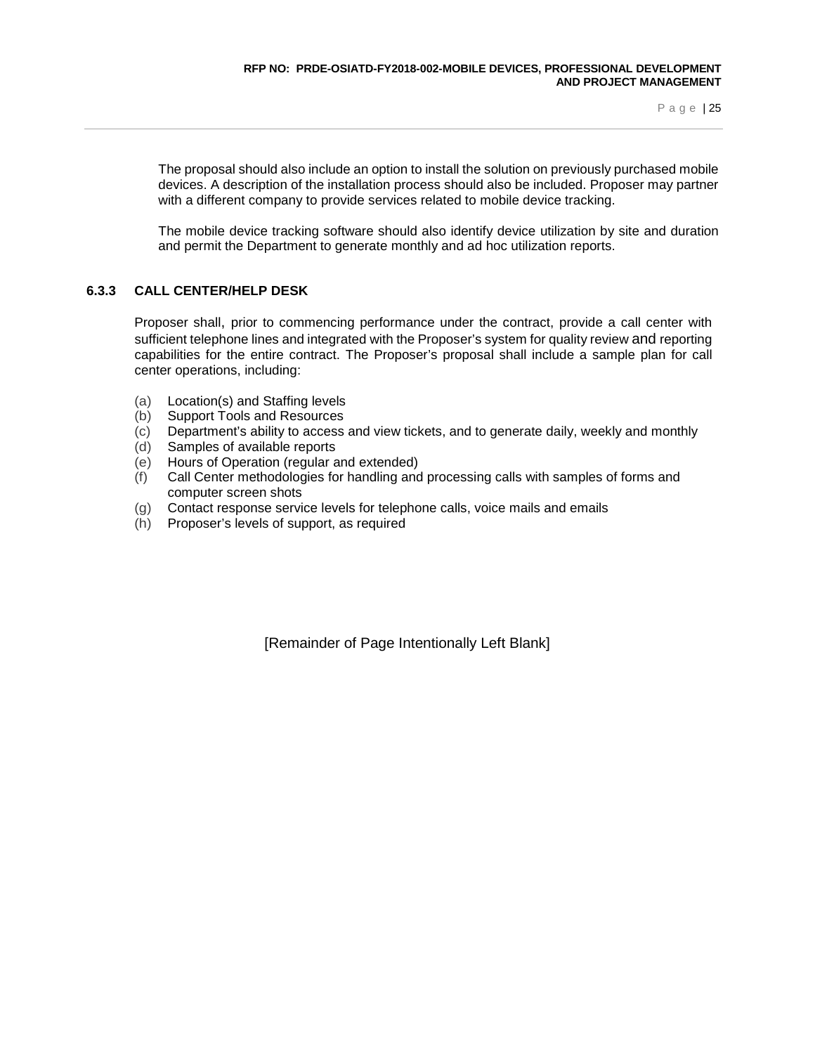The proposal should also include an option to install the solution on previously purchased mobile devices. A description of the installation process should also be included. Proposer may partner with a different company to provide services related to mobile device tracking.

The mobile device tracking software should also identify device utilization by site and duration and permit the Department to generate monthly and ad hoc utilization reports.

### 6.3.3 CALL CENTER/HELP DESK

Proposer shall, prior to commencing performance under the contract, provide a call center with sufficient telephone lines and integrated with the Proposer's system for quality review and reporting capabilities for the entire contract. The Proposer's proposal shall include a sample plan for call center operations, including:

(a) Location(s) and Staffing levels
(b) Support Tools and Resources
(c) Department's ability to access and view tickets, and to generate daily, weekly and monthly
(d) Samples of available reports
(e) Hours of Operation (regular and extended)
(f) Call Center methodologies for handling and processing calls with samples of forms and computer screen shots
(g) Contact response service levels for telephone calls, voice mails and emails
(h) Proposer's levels of support, as required

[Remainder of Page Intentionally Left Blank]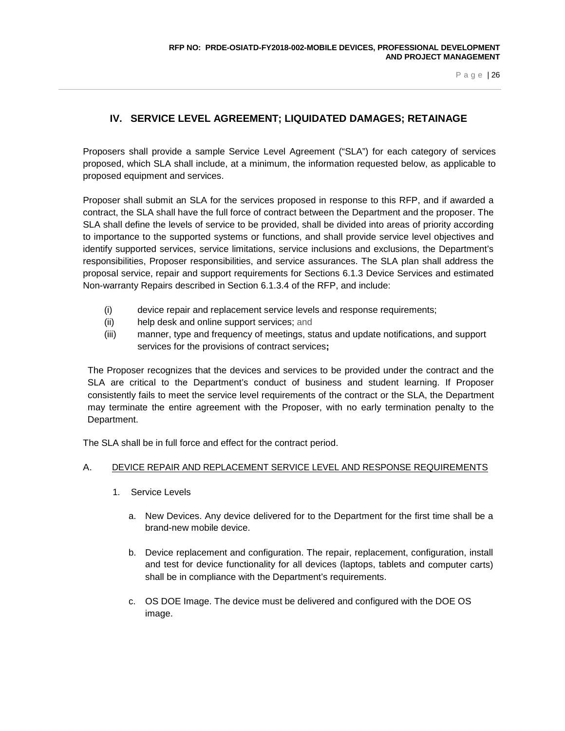## IV. SERVICE LEVEL AGREEMENT; LIQUIDATED DAMAGES; RETAINAGE

Proposers shall provide a sample Service Level Agreement ("SLA") for each category of services proposed, which SLA shall include, at a minimum, the information requested below, as applicable to proposed equipment and services.

Proposer shall submit an SLA for the services proposed in response to this RFP, and if awarded a contract, the SLA shall have the full force of contract between the Department and the proposer. The SLA shall define the levels of service to be provided, shall be divided into areas of priority according to importance to the supported systems or functions, and shall provide service level objectives and identify supported services, service limitations, service inclusions and exclusions, the Department's responsibilities, Proposer responsibilities, and service assurances. The SLA plan shall address the proposal service, repair and support requirements for Sections 6.1.3 Device Services and estimated Non-warranty Repairs described in Section 6.1.3.4 of the RFP, and include:

(i) device repair and replacement service levels and response requirements;

(ii) help desk and online support services; and

(iii) manner, type and frequency of meetings, status and update notifications, and support services for the provisions of contract services**;**

The Proposer recognizes that the devices and services to be provided under the contract and the SLA are critical to the Department's conduct of business and student learning. If Proposer consistently fails to meet the service level requirements of the contract or the SLA, the Department may terminate the entire agreement with the Proposer, with no early termination penalty to the Department.

The SLA shall be in full force and effect for the contract period.

A. DEVICE REPAIR AND REPLACEMENT SERVICE LEVEL AND RESPONSE REQUIREMENTS

1. Service Levels

   a. New Devices. Any device delivered for to the Department for the first time shall be a brand-new mobile device.

   b. Device replacement and configuration. The repair, replacement, configuration, install and test for device functionality for all devices (laptops, tablets and computer carts) shall be in compliance with the Department's requirements.

   c. OS DOE Image. The device must be delivered and configured with the DOE OS image.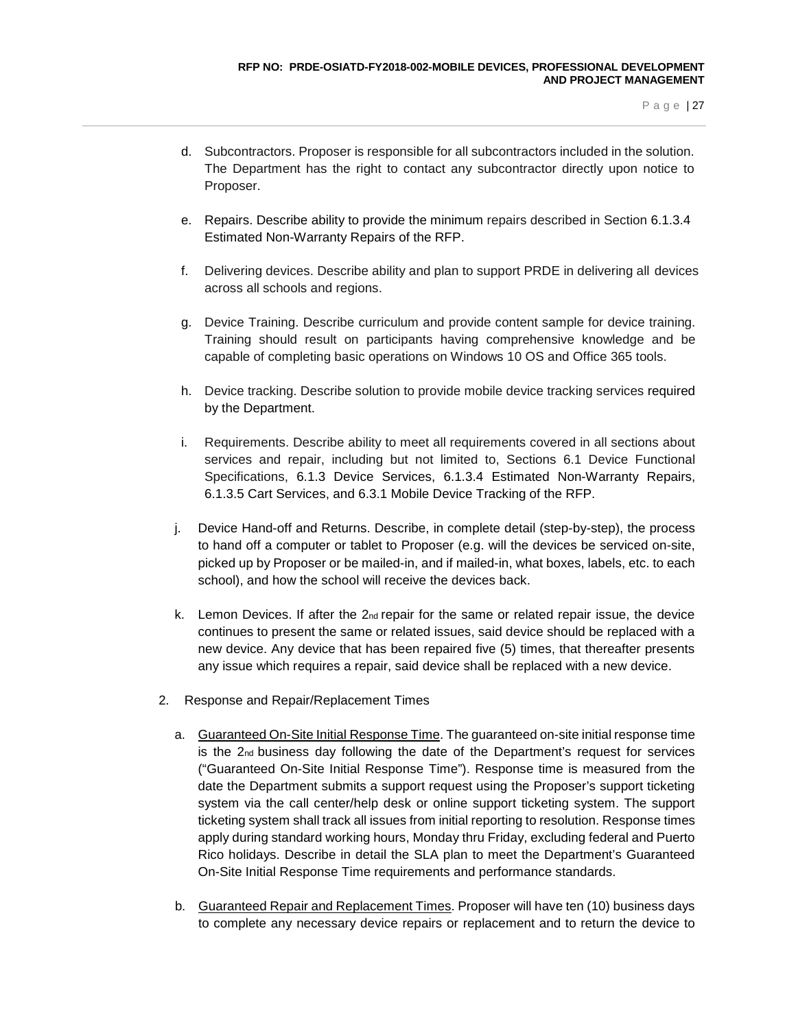d. Subcontractors. Proposer is responsible for all subcontractors included in the solution. The Department has the right to contact any subcontractor directly upon notice to Proposer.

e. Repairs. Describe ability to provide the minimum repairs described in Section 6.1.3.4 Estimated Non-Warranty Repairs of the RFP.

f. Delivering devices. Describe ability and plan to support PRDE in delivering all devices across all schools and regions.

g. Device Training. Describe curriculum and provide content sample for device training. Training should result on participants having comprehensive knowledge and be capable of completing basic operations on Windows 10 OS and Office 365 tools.

h. Device tracking. Describe solution to provide mobile device tracking services required by the Department.

i. Requirements. Describe ability to meet all requirements covered in all sections about services and repair, including but not limited to, Sections 6.1 Device Functional Specifications, 6.1.3 Device Services, 6.1.3.4 Estimated Non-Warranty Repairs, 6.1.3.5 Cart Services, and 6.3.1 Mobile Device Tracking of the RFP.

j. Device Hand-off and Returns. Describe, in complete detail (step-by-step), the process to hand off a computer or tablet to Proposer (e.g. will the devices be serviced on-site, picked up by Proposer or be mailed-in, and if mailed-in, what boxes, labels, etc. to each school), and how the school will receive the devices back.

k. Lemon Devices. If after the 2nd repair for the same or related repair issue, the device continues to present the same or related issues, said device should be replaced with a new device. Any device that has been repaired five (5) times, that thereafter presents any issue which requires a repair, said device shall be replaced with a new device.

2. Response and Repair/Replacement Times

   a. Guaranteed On-Site Initial Response Time. The guaranteed on-site initial response time is the 2nd business day following the date of the Department's request for services ("Guaranteed On-Site Initial Response Time"). Response time is measured from the date the Department submits a support request using the Proposer's support ticketing system via the call center/help desk or online support ticketing system. The support ticketing system shall track all issues from initial reporting to resolution. Response times apply during standard working hours, Monday thru Friday, excluding federal and Puerto Rico holidays. Describe in detail the SLA plan to meet the Department's Guaranteed On-Site Initial Response Time requirements and performance standards.

   b. Guaranteed Repair and Replacement Times. Proposer will have ten (10) business days to complete any necessary device repairs or replacement and to return the device to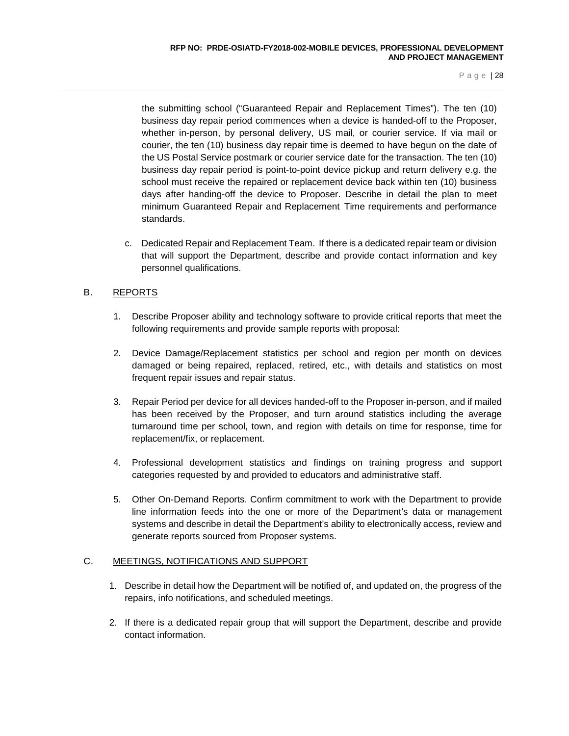the submitting school ("Guaranteed Repair and Replacement Times"). The ten (10) business day repair period commences when a device is handed-off to the Proposer, whether in-person, by personal delivery, US mail, or courier service. If via mail or courier, the ten (10) business day repair time is deemed to have begun on the date of the US Postal Service postmark or courier service date for the transaction. The ten (10) business day repair period is point-to-point device pickup and return delivery e.g. the school must receive the repaired or replacement device back within ten (10) business days after handing-off the device to Proposer. Describe in detail the plan to meet minimum Guaranteed Repair and Replacement Time requirements and performance standards.

c. Dedicated Repair and Replacement Team. If there is a dedicated repair team or division that will support the Department, describe and provide contact information and key personnel qualifications.

## B. REPORTS

1. Describe Proposer ability and technology software to provide critical reports that meet the following requirements and provide sample reports with proposal:

2. Device Damage/Replacement statistics per school and region per month on devices damaged or being repaired, replaced, retired, etc., with details and statistics on most frequent repair issues and repair status.

3. Repair Period per device for all devices handed-off to the Proposer in-person, and if mailed has been received by the Proposer, and turn around statistics including the average turnaround time per school, town, and region with details on time for response, time for replacement/fix, or replacement.

4. Professional development statistics and findings on training progress and support categories requested by and provided to educators and administrative staff.

5. Other On-Demand Reports. Confirm commitment to work with the Department to provide line information feeds into the one or more of the Department's data or management systems and describe in detail the Department's ability to electronically access, review and generate reports sourced from Proposer systems.

## C. MEETINGS, NOTIFICATIONS AND SUPPORT

1. Describe in detail how the Department will be notified of, and updated on, the progress of the repairs, info notifications, and scheduled meetings.

2. If there is a dedicated repair group that will support the Department, describe and provide contact information.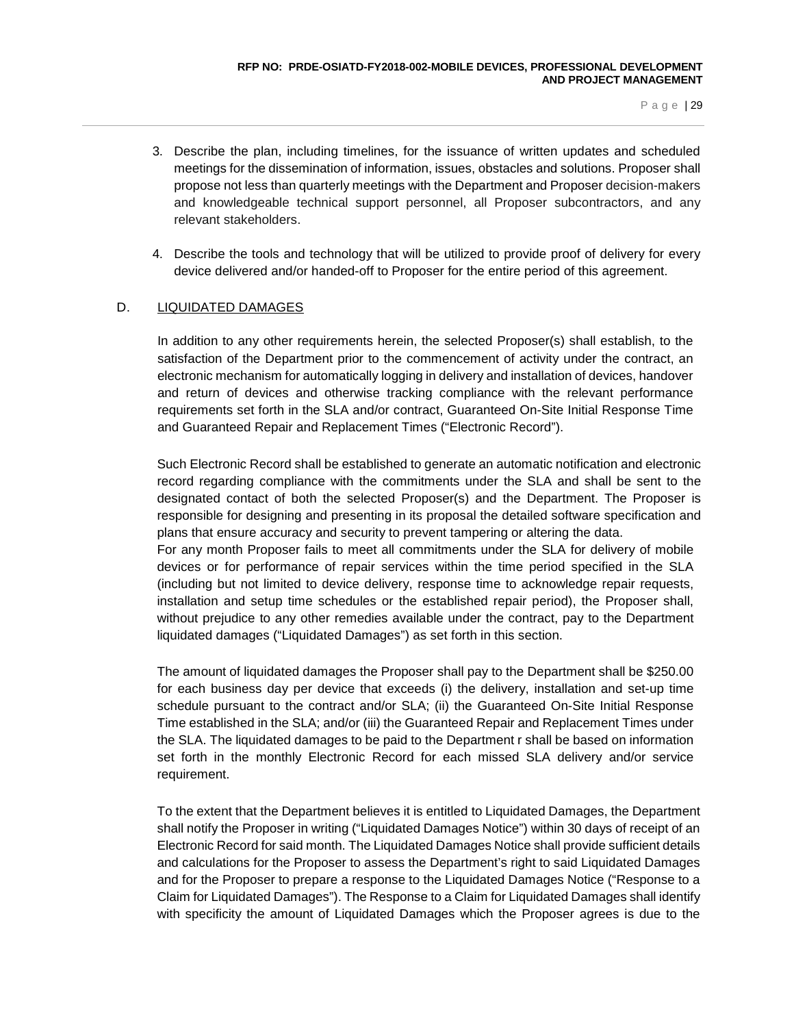3. Describe the plan, including timelines, for the issuance of written updates and scheduled meetings for the dissemination of information, issues, obstacles and solutions. Proposer shall propose not less than quarterly meetings with the Department and Proposer decision-makers and knowledgeable technical support personnel, all Proposer subcontractors, and any relevant stakeholders.

4. Describe the tools and technology that will be utilized to provide proof of delivery for every device delivered and/or handed-off to Proposer for the entire period of this agreement.

## D. LIQUIDATED DAMAGES

In addition to any other requirements herein, the selected Proposer(s) shall establish, to the satisfaction of the Department prior to the commencement of activity under the contract, an electronic mechanism for automatically logging in delivery and installation of devices, handover and return of devices and otherwise tracking compliance with the relevant performance requirements set forth in the SLA and/or contract, Guaranteed On-Site Initial Response Time and Guaranteed Repair and Replacement Times ("Electronic Record").

Such Electronic Record shall be established to generate an automatic notification and electronic record regarding compliance with the commitments under the SLA and shall be sent to the designated contact of both the selected Proposer(s) and the Department. The Proposer is responsible for designing and presenting in its proposal the detailed software specification and plans that ensure accuracy and security to prevent tampering or altering the data.
For any month Proposer fails to meet all commitments under the SLA for delivery of mobile devices or for performance of repair services within the time period specified in the SLA (including but not limited to device delivery, response time to acknowledge repair requests, installation and setup time schedules or the established repair period), the Proposer shall, without prejudice to any other remedies available under the contract, pay to the Department liquidated damages ("Liquidated Damages") as set forth in this section.

The amount of liquidated damages the Proposer shall pay to the Department shall be $250.00 for each business day per device that exceeds (i) the delivery, installation and set-up time schedule pursuant to the contract and/or SLA; (ii) the Guaranteed On-Site Initial Response Time established in the SLA; and/or (iii) the Guaranteed Repair and Replacement Times under the SLA. The liquidated damages to be paid to the Department r shall be based on information set forth in the monthly Electronic Record for each missed SLA delivery and/or service requirement.

To the extent that the Department believes it is entitled to Liquidated Damages, the Department shall notify the Proposer in writing ("Liquidated Damages Notice") within 30 days of receipt of an Electronic Record for said month. The Liquidated Damages Notice shall provide sufficient details and calculations for the Proposer to assess the Department's right to said Liquidated Damages and for the Proposer to prepare a response to the Liquidated Damages Notice ("Response to a Claim for Liquidated Damages"). The Response to a Claim for Liquidated Damages shall identify with specificity the amount of Liquidated Damages which the Proposer agrees is due to the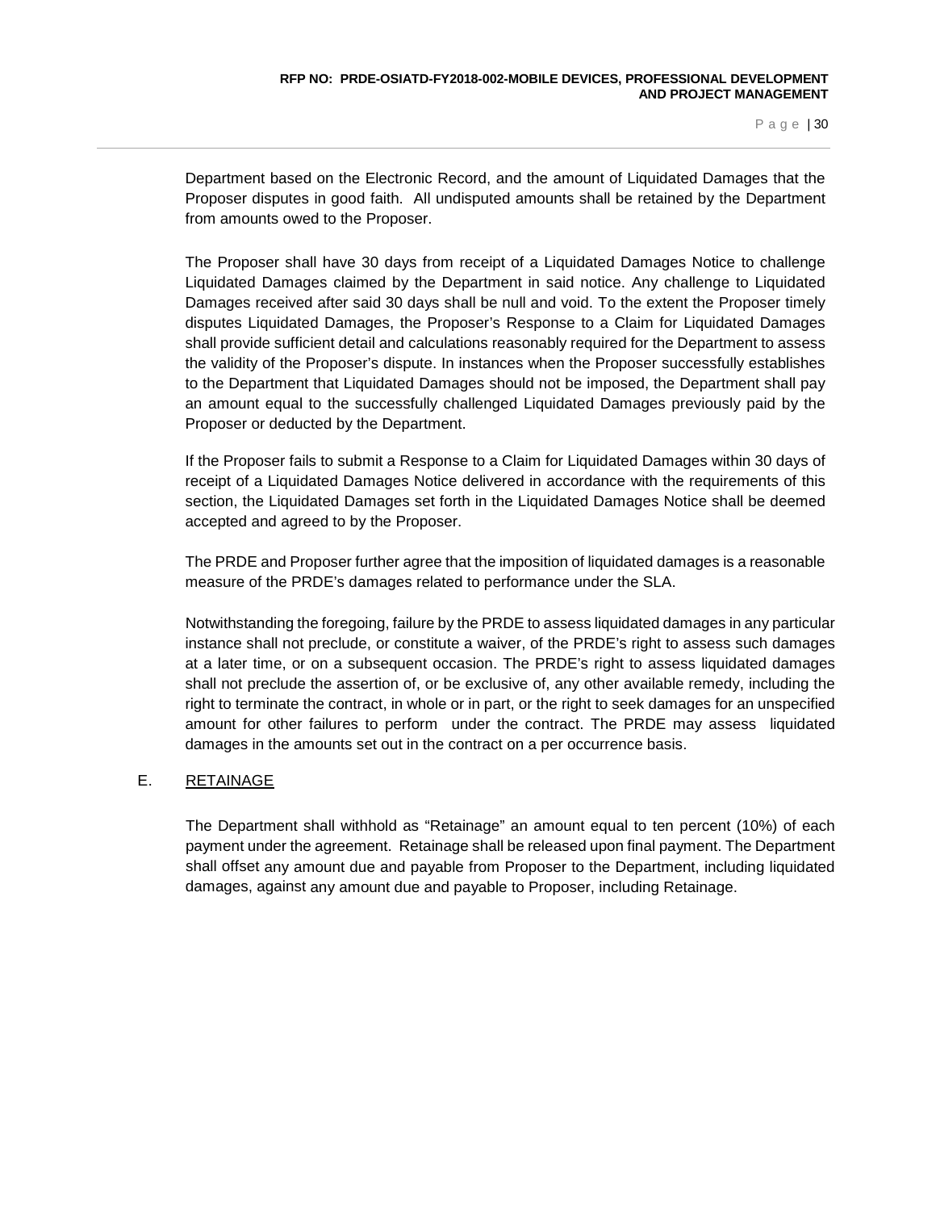Department based on the Electronic Record, and the amount of Liquidated Damages that the Proposer disputes in good faith.  All undisputed amounts shall be retained by the Department from amounts owed to the Proposer.

The Proposer shall have 30 days from receipt of a Liquidated Damages Notice to challenge Liquidated Damages claimed by the Department in said notice. Any challenge to Liquidated Damages received after said 30 days shall be null and void. To the extent the Proposer timely disputes Liquidated Damages, the Proposer's Response to a Claim for Liquidated Damages shall provide sufficient detail and calculations reasonably required for the Department to assess the validity of the Proposer's dispute. In instances when the Proposer successfully establishes to the Department that Liquidated Damages should not be imposed, the Department shall pay an amount equal to the successfully challenged Liquidated Damages previously paid by the Proposer or deducted by the Department.

If the Proposer fails to submit a Response to a Claim for Liquidated Damages within 30 days of receipt of a Liquidated Damages Notice delivered in accordance with the requirements of this section, the Liquidated Damages set forth in the Liquidated Damages Notice shall be deemed accepted and agreed to by the Proposer.

The PRDE and Proposer further agree that the imposition of liquidated damages is a reasonable measure of the PRDE's damages related to performance under the SLA.

Notwithstanding the foregoing, failure by the PRDE to assess liquidated damages in any particular instance shall not preclude, or constitute a waiver, of the PRDE's right to assess such damages at a later time, or on a subsequent occasion. The PRDE's right to assess liquidated damages shall not preclude the assertion of, or be exclusive of, any other available remedy, including the right to terminate the contract, in whole or in part, or the right to seek damages for an unspecified amount for other failures to perform under the contract. The PRDE may assess liquidated damages in the amounts set out in the contract on a per occurrence basis.

## E. RETAINAGE

The Department shall withhold as "Retainage" an amount equal to ten percent (10%) of each payment under the agreement.  Retainage shall be released upon final payment. The Department shall offset any amount due and payable from Proposer to the Department, including liquidated damages, against any amount due and payable to Proposer, including Retainage.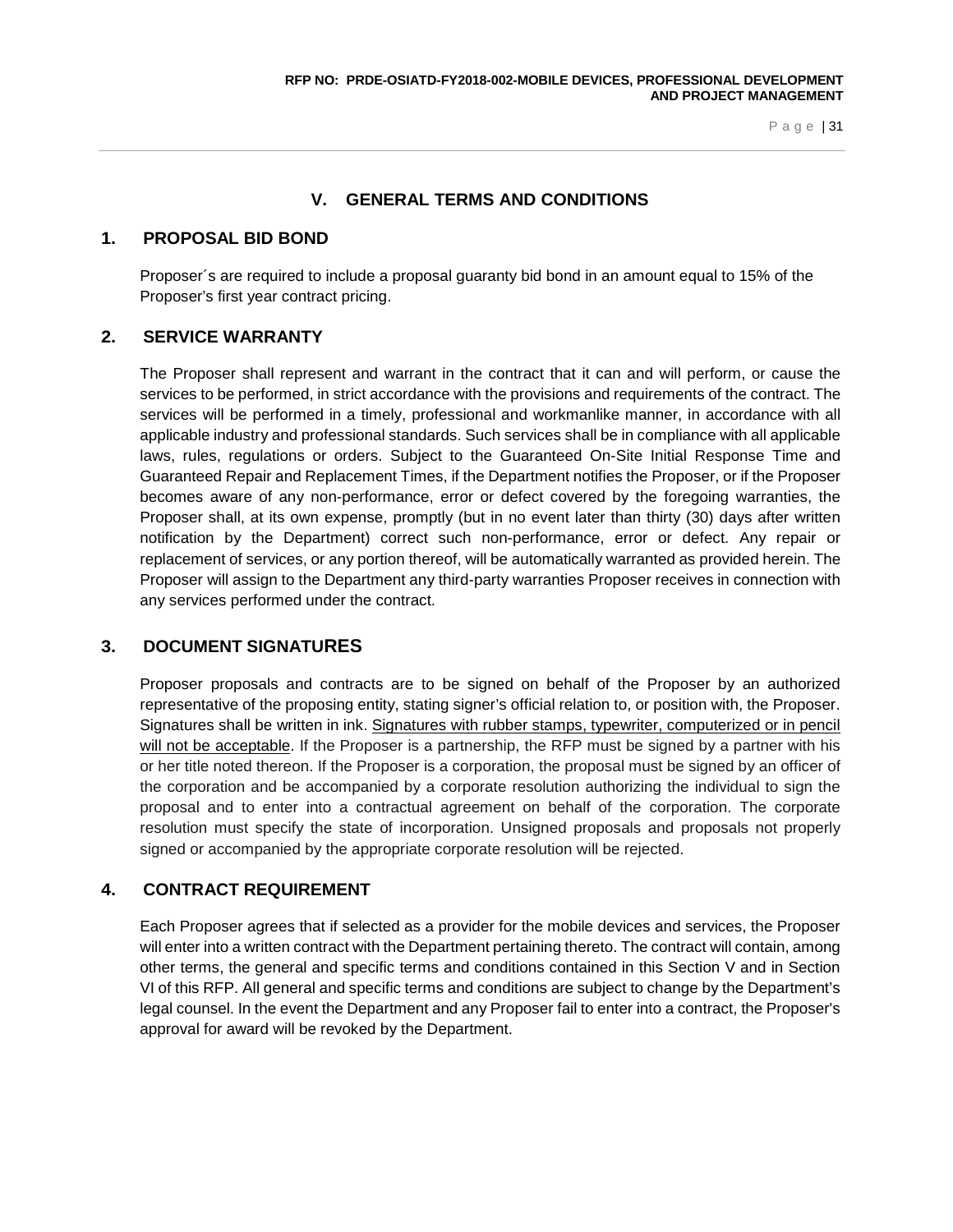# V. GENERAL TERMS AND CONDITIONS

## 1. PROPOSAL BID BOND

Proposer´s are required to include a proposal guaranty bid bond in an amount equal to 15% of the Proposer's first year contract pricing.

## 2. SERVICE WARRANTY

The Proposer shall represent and warrant in the contract that it can and will perform, or cause the services to be performed, in strict accordance with the provisions and requirements of the contract. The services will be performed in a timely, professional and workmanlike manner, in accordance with all applicable industry and professional standards. Such services shall be in compliance with all applicable laws, rules, regulations or orders. Subject to the Guaranteed On-Site Initial Response Time and Guaranteed Repair and Replacement Times, if the Department notifies the Proposer, or if the Proposer becomes aware of any non-performance, error or defect covered by the foregoing warranties, the Proposer shall, at its own expense, promptly (but in no event later than thirty (30) days after written notification by the Department) correct such non-performance, error or defect. Any repair or replacement of services, or any portion thereof, will be automatically warranted as provided herein. The Proposer will assign to the Department any third-party warranties Proposer receives in connection with any services performed under the contract.

## 3. DOCUMENT SIGNATURES

Proposer proposals and contracts are to be signed on behalf of the Proposer by an authorized representative of the proposing entity, stating signer's official relation to, or position with, the Proposer. Signatures shall be written in ink. <u>Signatures with rubber stamps, typewriter, computerized or in pencil will not be acceptable</u>. If the Proposer is a partnership, the RFP must be signed by a partner with his or her title noted thereon. If the Proposer is a corporation, the proposal must be signed by an officer of the corporation and be accompanied by a corporate resolution authorizing the individual to sign the proposal and to enter into a contractual agreement on behalf of the corporation. The corporate resolution must specify the state of incorporation. Unsigned proposals and proposals not properly signed or accompanied by the appropriate corporate resolution will be rejected.

## 4. CONTRACT REQUIREMENT

Each Proposer agrees that if selected as a provider for the mobile devices and services, the Proposer will enter into a written contract with the Department pertaining thereto. The contract will contain, among other terms, the general and specific terms and conditions contained in this Section V and in Section VI of this RFP. All general and specific terms and conditions are subject to change by the Department's legal counsel. In the event the Department and any Proposer fail to enter into a contract, the Proposer's approval for award will be revoked by the Department.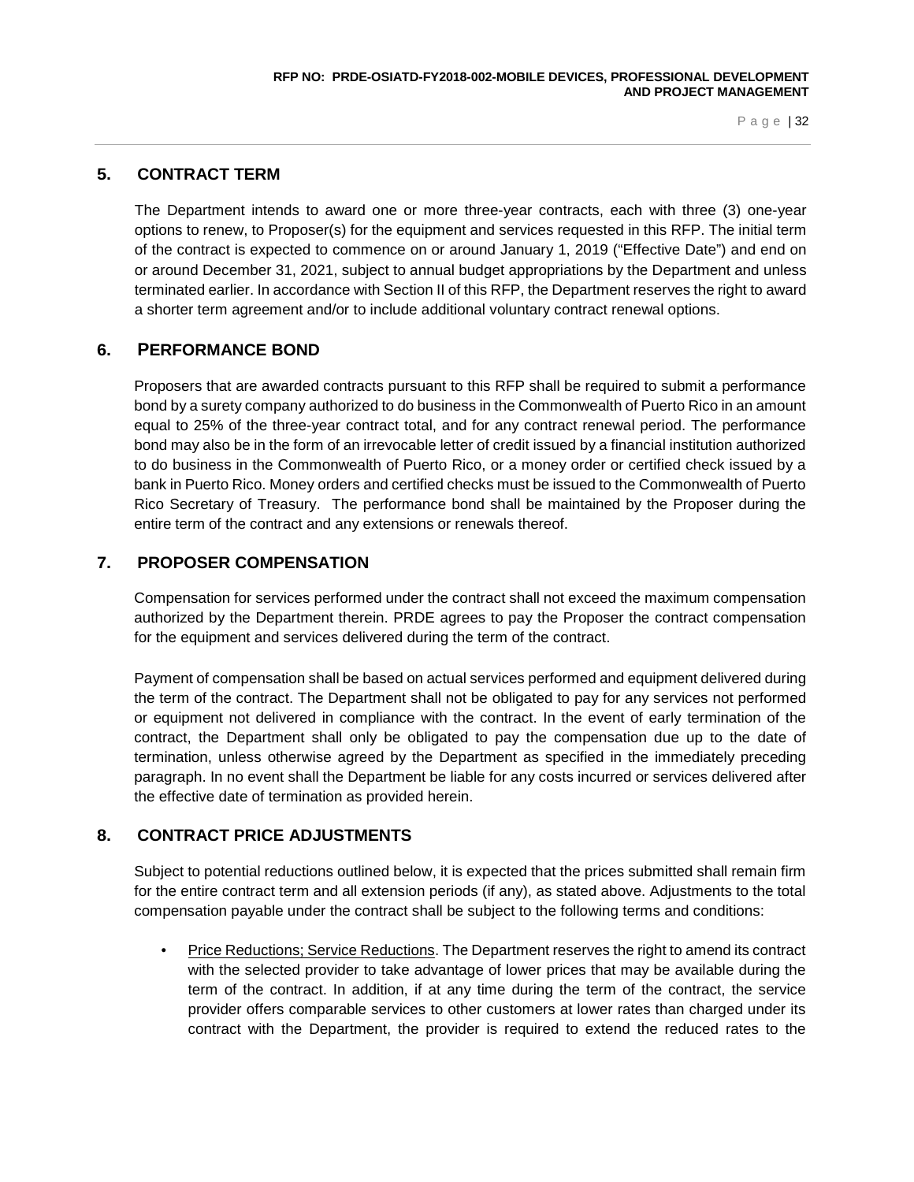## 5. CONTRACT TERM

The Department intends to award one or more three-year contracts, each with three (3) one-year options to renew, to Proposer(s) for the equipment and services requested in this RFP. The initial term of the contract is expected to commence on or around January 1, 2019 ("Effective Date") and end on or around December 31, 2021, subject to annual budget appropriations by the Department and unless terminated earlier. In accordance with Section II of this RFP, the Department reserves the right to award a shorter term agreement and/or to include additional voluntary contract renewal options.

## 6. PERFORMANCE BOND

Proposers that are awarded contracts pursuant to this RFP shall be required to submit a performance bond by a surety company authorized to do business in the Commonwealth of Puerto Rico in an amount equal to 25% of the three-year contract total, and for any contract renewal period. The performance bond may also be in the form of an irrevocable letter of credit issued by a financial institution authorized to do business in the Commonwealth of Puerto Rico, or a money order or certified check issued by a bank in Puerto Rico. Money orders and certified checks must be issued to the Commonwealth of Puerto Rico Secretary of Treasury. The performance bond shall be maintained by the Proposer during the entire term of the contract and any extensions or renewals thereof.

## 7. PROPOSER COMPENSATION

Compensation for services performed under the contract shall not exceed the maximum compensation authorized by the Department therein. PRDE agrees to pay the Proposer the contract compensation for the equipment and services delivered during the term of the contract.

Payment of compensation shall be based on actual services performed and equipment delivered during the term of the contract. The Department shall not be obligated to pay for any services not performed or equipment not delivered in compliance with the contract. In the event of early termination of the contract, the Department shall only be obligated to pay the compensation due up to the date of termination, unless otherwise agreed by the Department as specified in the immediately preceding paragraph. In no event shall the Department be liable for any costs incurred or services delivered after the effective date of termination as provided herein.

## 8. CONTRACT PRICE ADJUSTMENTS

Subject to potential reductions outlined below, it is expected that the prices submitted shall remain firm for the entire contract term and all extension periods (if any), as stated above. Adjustments to the total compensation payable under the contract shall be subject to the following terms and conditions:

- Price Reductions; Service Reductions. The Department reserves the right to amend its contract with the selected provider to take advantage of lower prices that may be available during the term of the contract. In addition, if at any time during the term of the contract, the service provider offers comparable services to other customers at lower rates than charged under its contract with the Department, the provider is required to extend the reduced rates to the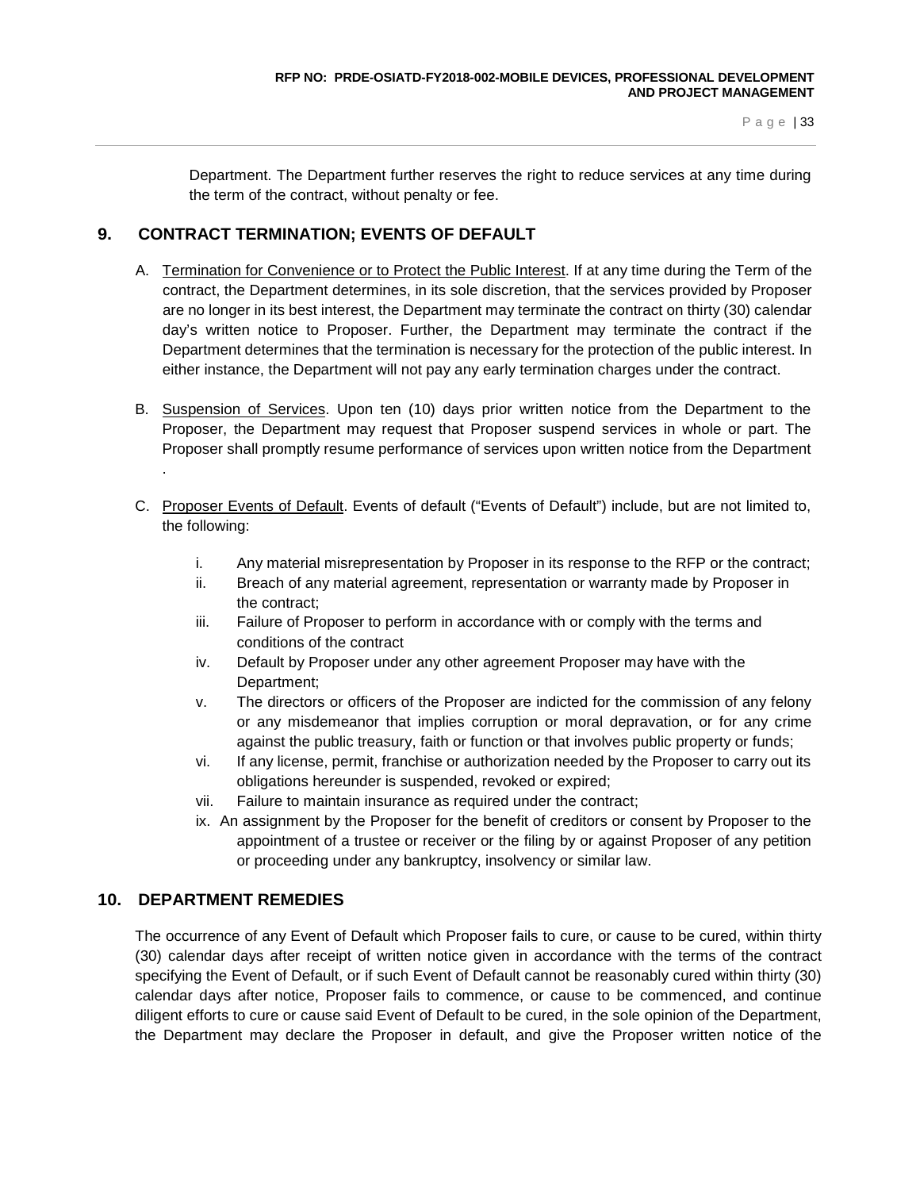Department. The Department further reserves the right to reduce services at any time during the term of the contract, without penalty or fee.

## 9. CONTRACT TERMINATION; EVENTS OF DEFAULT

A. Termination for Convenience or to Protect the Public Interest. If at any time during the Term of the contract, the Department determines, in its sole discretion, that the services provided by Proposer are no longer in its best interest, the Department may terminate the contract on thirty (30) calendar day's written notice to Proposer. Further, the Department may terminate the contract if the Department determines that the termination is necessary for the protection of the public interest. In either instance, the Department will not pay any early termination charges under the contract.

B. Suspension of Services. Upon ten (10) days prior written notice from the Department to the Proposer, the Department may request that Proposer suspend services in whole or part. The Proposer shall promptly resume performance of services upon written notice from the Department .

C. Proposer Events of Default. Events of default ("Events of Default") include, but are not limited to, the following:

   i. Any material misrepresentation by Proposer in its response to the RFP or the contract;
   ii. Breach of any material agreement, representation or warranty made by Proposer in the contract;
   iii. Failure of Proposer to perform in accordance with or comply with the terms and conditions of the contract
   iv. Default by Proposer under any other agreement Proposer may have with the Department;
   v. The directors or officers of the Proposer are indicted for the commission of any felony or any misdemeanor that implies corruption or moral depravation, or for any crime against the public treasury, faith or function or that involves public property or funds;
   vi. If any license, permit, franchise or authorization needed by the Proposer to carry out its obligations hereunder is suspended, revoked or expired;
   vii. Failure to maintain insurance as required under the contract;
   ix. An assignment by the Proposer for the benefit of creditors or consent by Proposer to the appointment of a trustee or receiver or the filing by or against Proposer of any petition or proceeding under any bankruptcy, insolvency or similar law.

## 10. DEPARTMENT REMEDIES

The occurrence of any Event of Default which Proposer fails to cure, or cause to be cured, within thirty (30) calendar days after receipt of written notice given in accordance with the terms of the contract specifying the Event of Default, or if such Event of Default cannot be reasonably cured within thirty (30) calendar days after notice, Proposer fails to commence, or cause to be commenced, and continue diligent efforts to cure or cause said Event of Default to be cured, in the sole opinion of the Department, the Department may declare the Proposer in default, and give the Proposer written notice of the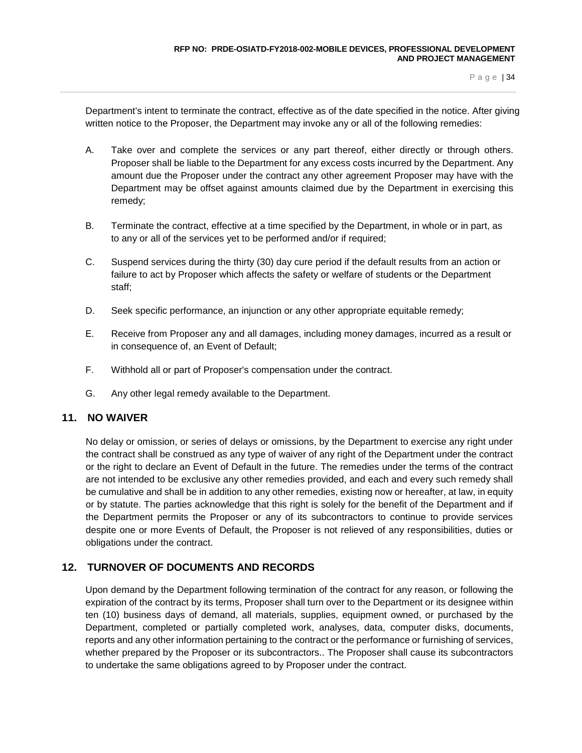Department's intent to terminate the contract, effective as of the date specified in the notice. After giving written notice to the Proposer, the Department may invoke any or all of the following remedies:

A. Take over and complete the services or any part thereof, either directly or through others. Proposer shall be liable to the Department for any excess costs incurred by the Department. Any amount due the Proposer under the contract any other agreement Proposer may have with the Department may be offset against amounts claimed due by the Department in exercising this remedy;

B. Terminate the contract, effective at a time specified by the Department, in whole or in part, as to any or all of the services yet to be performed and/or if required;

C. Suspend services during the thirty (30) day cure period if the default results from an action or failure to act by Proposer which affects the safety or welfare of students or the Department staff;

D. Seek specific performance, an injunction or any other appropriate equitable remedy;

E. Receive from Proposer any and all damages, including money damages, incurred as a result or in consequence of, an Event of Default;

F. Withhold all or part of Proposer's compensation under the contract.

G. Any other legal remedy available to the Department.

## 11. NO WAIVER

No delay or omission, or series of delays or omissions, by the Department to exercise any right under the contract shall be construed as any type of waiver of any right of the Department under the contract or the right to declare an Event of Default in the future. The remedies under the terms of the contract are not intended to be exclusive any other remedies provided, and each and every such remedy shall be cumulative and shall be in addition to any other remedies, existing now or hereafter, at law, in equity or by statute. The parties acknowledge that this right is solely for the benefit of the Department and if the Department permits the Proposer or any of its subcontractors to continue to provide services despite one or more Events of Default, the Proposer is not relieved of any responsibilities, duties or obligations under the contract.

## 12. TURNOVER OF DOCUMENTS AND RECORDS

Upon demand by the Department following termination of the contract for any reason, or following the expiration of the contract by its terms, Proposer shall turn over to the Department or its designee within ten (10) business days of demand, all materials, supplies, equipment owned, or purchased by the Department, completed or partially completed work, analyses, data, computer disks, documents, reports and any other information pertaining to the contract or the performance or furnishing of services, whether prepared by the Proposer or its subcontractors.. The Proposer shall cause its subcontractors to undertake the same obligations agreed to by Proposer under the contract.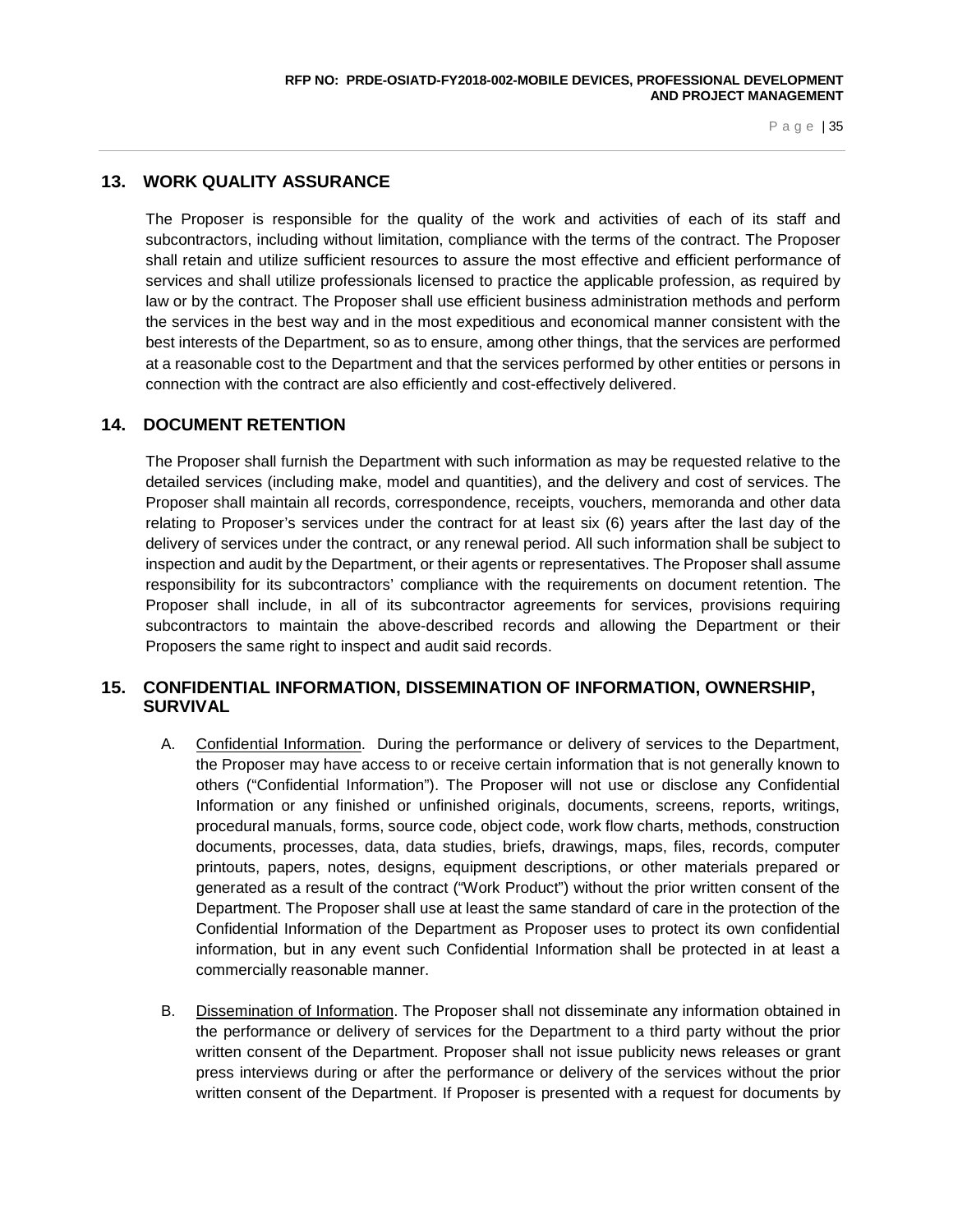## 13. WORK QUALITY ASSURANCE

The Proposer is responsible for the quality of the work and activities of each of its staff and subcontractors, including without limitation, compliance with the terms of the contract. The Proposer shall retain and utilize sufficient resources to assure the most effective and efficient performance of services and shall utilize professionals licensed to practice the applicable profession, as required by law or by the contract. The Proposer shall use efficient business administration methods and perform the services in the best way and in the most expeditious and economical manner consistent with the best interests of the Department, so as to ensure, among other things, that the services are performed at a reasonable cost to the Department and that the services performed by other entities or persons in connection with the contract are also efficiently and cost-effectively delivered.

## 14. DOCUMENT RETENTION

The Proposer shall furnish the Department with such information as may be requested relative to the detailed services (including make, model and quantities), and the delivery and cost of services. The Proposer shall maintain all records, correspondence, receipts, vouchers, memoranda and other data relating to Proposer's services under the contract for at least six (6) years after the last day of the delivery of services under the contract, or any renewal period. All such information shall be subject to inspection and audit by the Department, or their agents or representatives. The Proposer shall assume responsibility for its subcontractors' compliance with the requirements on document retention. The Proposer shall include, in all of its subcontractor agreements for services, provisions requiring subcontractors to maintain the above-described records and allowing the Department or their Proposers the same right to inspect and audit said records.

## 15. CONFIDENTIAL INFORMATION, DISSEMINATION OF INFORMATION, OWNERSHIP, SURVIVAL

A. Confidential Information. During the performance or delivery of services to the Department, the Proposer may have access to or receive certain information that is not generally known to others ("Confidential Information"). The Proposer will not use or disclose any Confidential Information or any finished or unfinished originals, documents, screens, reports, writings, procedural manuals, forms, source code, object code, work flow charts, methods, construction documents, processes, data, data studies, briefs, drawings, maps, files, records, computer printouts, papers, notes, designs, equipment descriptions, or other materials prepared or generated as a result of the contract ("Work Product") without the prior written consent of the Department. The Proposer shall use at least the same standard of care in the protection of the Confidential Information of the Department as Proposer uses to protect its own confidential information, but in any event such Confidential Information shall be protected in at least a commercially reasonable manner.

B. Dissemination of Information. The Proposer shall not disseminate any information obtained in the performance or delivery of services for the Department to a third party without the prior written consent of the Department. Proposer shall not issue publicity news releases or grant press interviews during or after the performance or delivery of the services without the prior written consent of the Department. If Proposer is presented with a request for documents by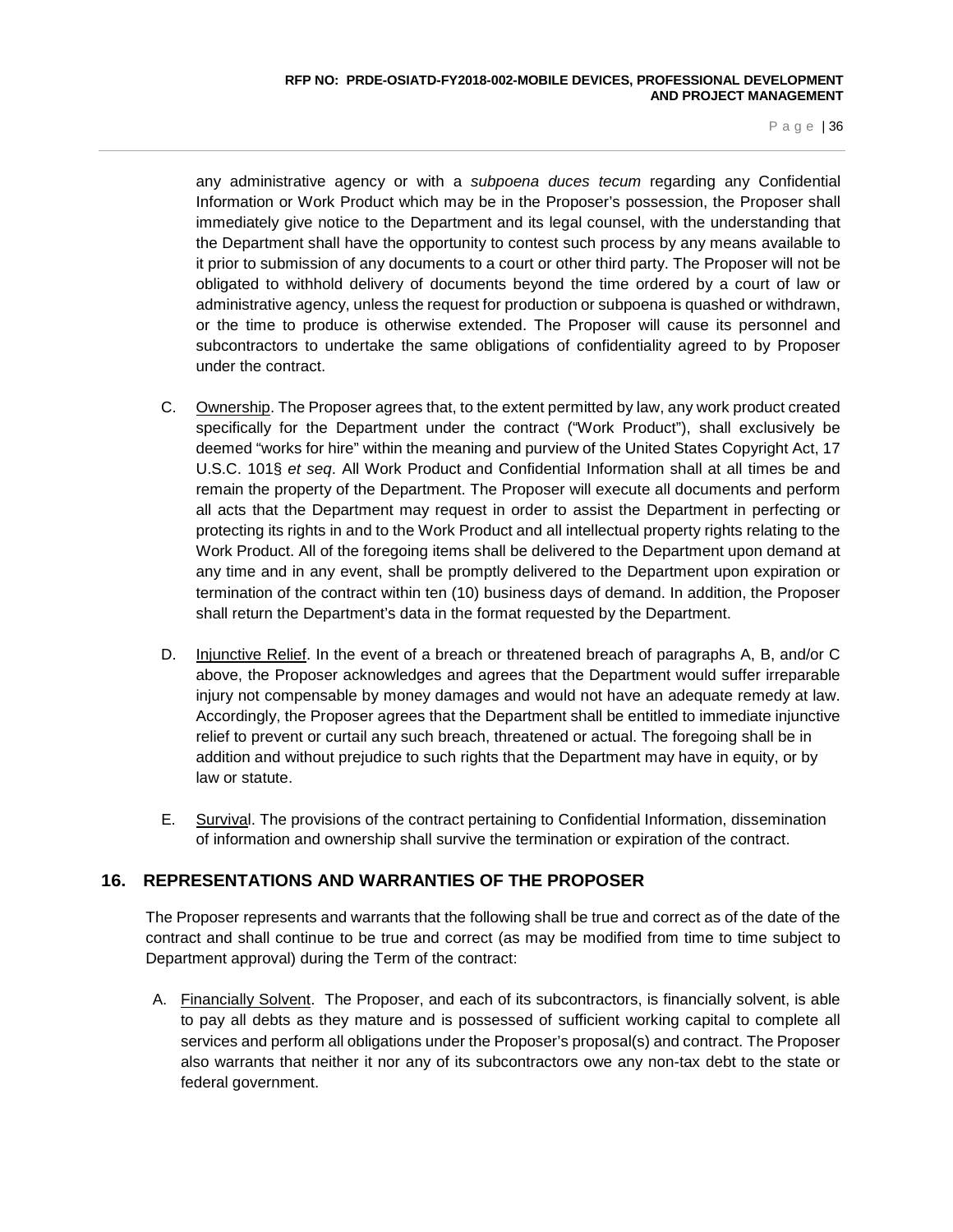any administrative agency or with a *subpoena duces tecum* regarding any Confidential Information or Work Product which may be in the Proposer's possession, the Proposer shall immediately give notice to the Department and its legal counsel, with the understanding that the Department shall have the opportunity to contest such process by any means available to it prior to submission of any documents to a court or other third party. The Proposer will not be obligated to withhold delivery of documents beyond the time ordered by a court of law or administrative agency, unless the request for production or subpoena is quashed or withdrawn, or the time to produce is otherwise extended. The Proposer will cause its personnel and subcontractors to undertake the same obligations of confidentiality agreed to by Proposer under the contract.

C. Ownership. The Proposer agrees that, to the extent permitted by law, any work product created specifically for the Department under the contract ("Work Product"), shall exclusively be deemed "works for hire" within the meaning and purview of the United States Copyright Act, 17 U.S.C. 101§ *et seq*. All Work Product and Confidential Information shall at all times be and remain the property of the Department. The Proposer will execute all documents and perform all acts that the Department may request in order to assist the Department in perfecting or protecting its rights in and to the Work Product and all intellectual property rights relating to the Work Product. All of the foregoing items shall be delivered to the Department upon demand at any time and in any event, shall be promptly delivered to the Department upon expiration or termination of the contract within ten (10) business days of demand. In addition, the Proposer shall return the Department's data in the format requested by the Department.

D. Injunctive Relief. In the event of a breach or threatened breach of paragraphs A, B, and/or C above, the Proposer acknowledges and agrees that the Department would suffer irreparable injury not compensable by money damages and would not have an adequate remedy at law. Accordingly, the Proposer agrees that the Department shall be entitled to immediate injunctive relief to prevent or curtail any such breach, threatened or actual. The foregoing shall be in addition and without prejudice to such rights that the Department may have in equity, or by law or statute.

E. Survival. The provisions of the contract pertaining to Confidential Information, dissemination of information and ownership shall survive the termination or expiration of the contract.

## 16. REPRESENTATIONS AND WARRANTIES OF THE PROPOSER

The Proposer represents and warrants that the following shall be true and correct as of the date of the contract and shall continue to be true and correct (as may be modified from time to time subject to Department approval) during the Term of the contract:

A. Financially Solvent. The Proposer, and each of its subcontractors, is financially solvent, is able to pay all debts as they mature and is possessed of sufficient working capital to complete all services and perform all obligations under the Proposer's proposal(s) and contract. The Proposer also warrants that neither it nor any of its subcontractors owe any non-tax debt to the state or federal government.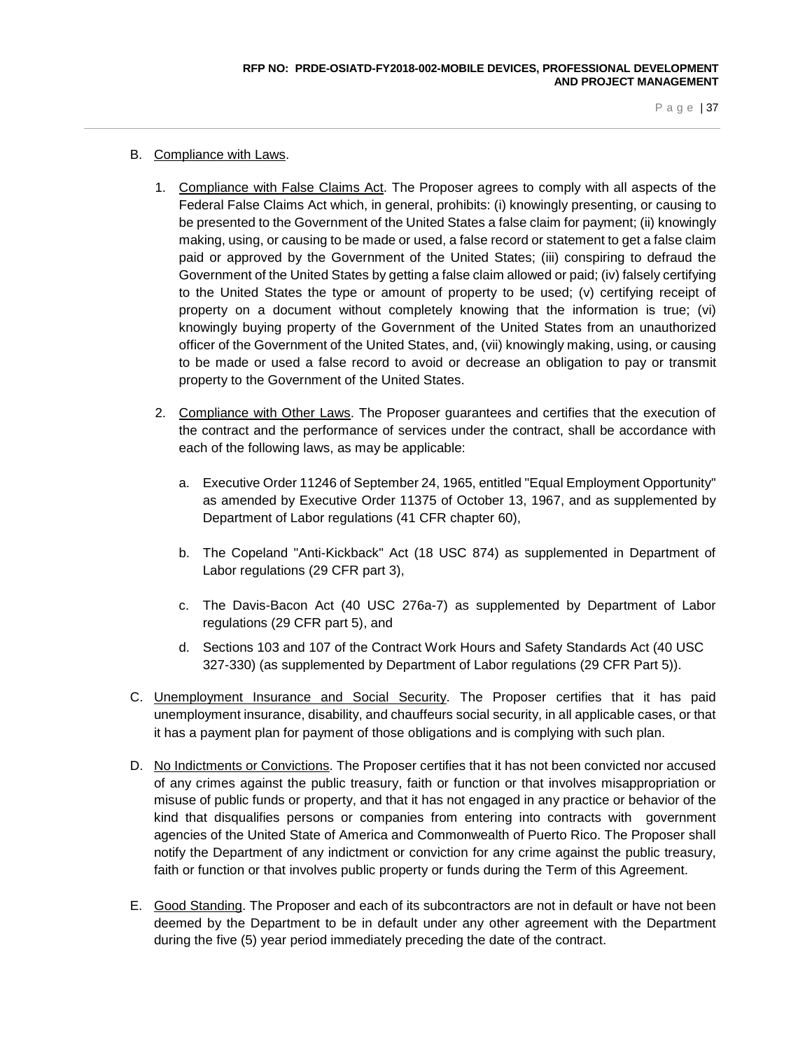B. Compliance with Laws.

1. Compliance with False Claims Act. The Proposer agrees to comply with all aspects of the Federal False Claims Act which, in general, prohibits: (i) knowingly presenting, or causing to be presented to the Government of the United States a false claim for payment; (ii) knowingly making, using, or causing to be made or used, a false record or statement to get a false claim paid or approved by the Government of the United States; (iii) conspiring to defraud the Government of the United States by getting a false claim allowed or paid; (iv) falsely certifying to the United States the type or amount of property to be used; (v) certifying receipt of property on a document without completely knowing that the information is true; (vi) knowingly buying property of the Government of the United States from an unauthorized officer of the Government of the United States, and, (vii) knowingly making, using, or causing to be made or used a false record to avoid or decrease an obligation to pay or transmit property to the Government of the United States.

2. Compliance with Other Laws. The Proposer guarantees and certifies that the execution of the contract and the performance of services under the contract, shall be accordance with each of the following laws, as may be applicable:

   a. Executive Order 11246 of September 24, 1965, entitled "Equal Employment Opportunity" as amended by Executive Order 11375 of October 13, 1967, and as supplemented by Department of Labor regulations (41 CFR chapter 60),

   b. The Copeland "Anti-Kickback" Act (18 USC 874) as supplemented in Department of Labor regulations (29 CFR part 3),

   c. The Davis-Bacon Act (40 USC 276a-7) as supplemented by Department of Labor regulations (29 CFR part 5), and

   d. Sections 103 and 107 of the Contract Work Hours and Safety Standards Act (40 USC 327-330) (as supplemented by Department of Labor regulations (29 CFR Part 5)).

C. Unemployment Insurance and Social Security. The Proposer certifies that it has paid unemployment insurance, disability, and chauffeurs social security, in all applicable cases, or that it has a payment plan for payment of those obligations and is complying with such plan.

D. No Indictments or Convictions. The Proposer certifies that it has not been convicted nor accused of any crimes against the public treasury, faith or function or that involves misappropriation or misuse of public funds or property, and that it has not engaged in any practice or behavior of the kind that disqualifies persons or companies from entering into contracts with government agencies of the United State of America and Commonwealth of Puerto Rico. The Proposer shall notify the Department of any indictment or conviction for any crime against the public treasury, faith or function or that involves public property or funds during the Term of this Agreement.

E. Good Standing. The Proposer and each of its subcontractors are not in default or have not been deemed by the Department to be in default under any other agreement with the Department during the five (5) year period immediately preceding the date of the contract.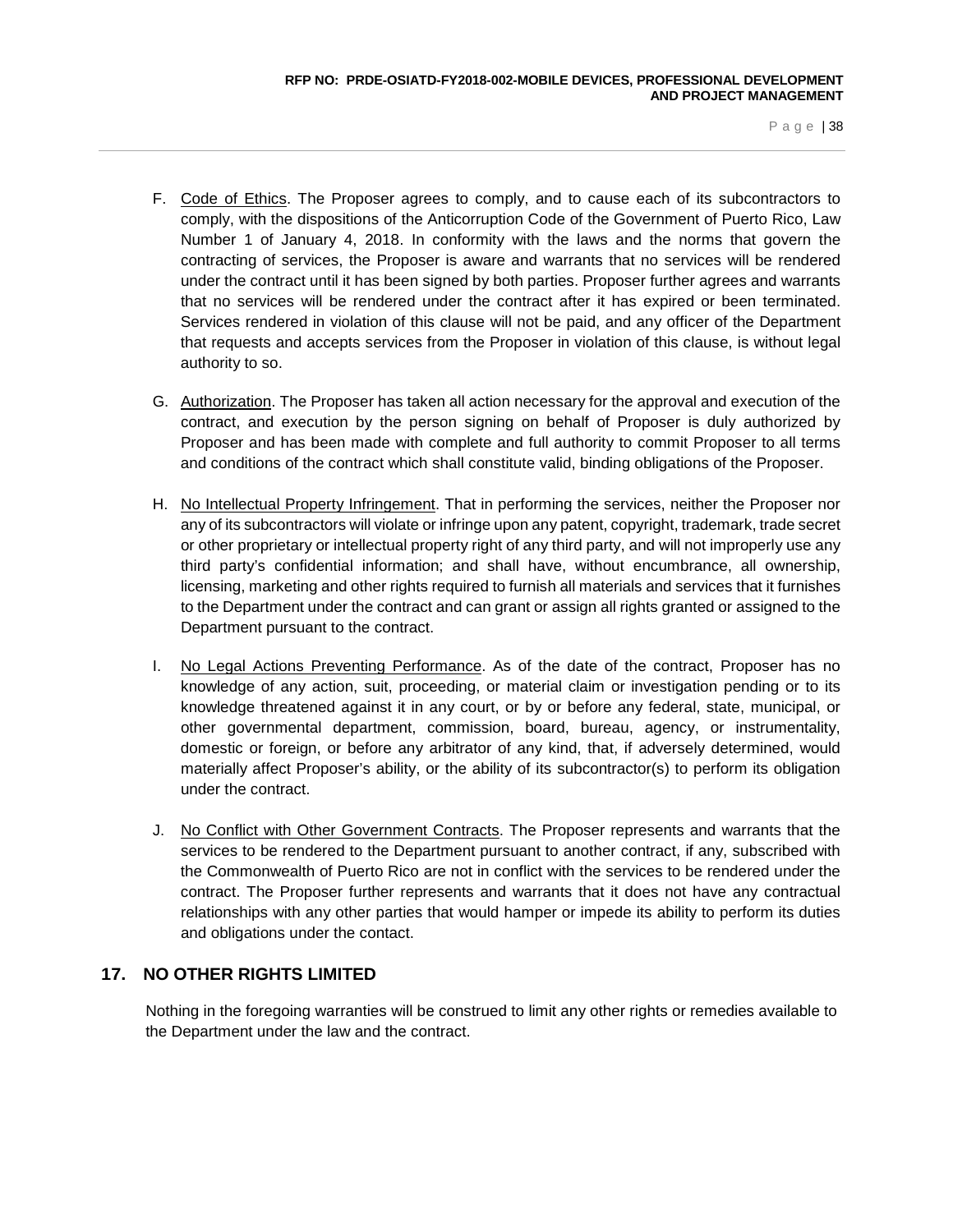F. Code of Ethics. The Proposer agrees to comply, and to cause each of its subcontractors to comply, with the dispositions of the Anticorruption Code of the Government of Puerto Rico, Law Number 1 of January 4, 2018. In conformity with the laws and the norms that govern the contracting of services, the Proposer is aware and warrants that no services will be rendered under the contract until it has been signed by both parties. Proposer further agrees and warrants that no services will be rendered under the contract after it has expired or been terminated. Services rendered in violation of this clause will not be paid, and any officer of the Department that requests and accepts services from the Proposer in violation of this clause, is without legal authority to so.

G. Authorization. The Proposer has taken all action necessary for the approval and execution of the contract, and execution by the person signing on behalf of Proposer is duly authorized by Proposer and has been made with complete and full authority to commit Proposer to all terms and conditions of the contract which shall constitute valid, binding obligations of the Proposer.

H. No Intellectual Property Infringement. That in performing the services, neither the Proposer nor any of its subcontractors will violate or infringe upon any patent, copyright, trademark, trade secret or other proprietary or intellectual property right of any third party, and will not improperly use any third party's confidential information; and shall have, without encumbrance, all ownership, licensing, marketing and other rights required to furnish all materials and services that it furnishes to the Department under the contract and can grant or assign all rights granted or assigned to the Department pursuant to the contract.

I. No Legal Actions Preventing Performance. As of the date of the contract, Proposer has no knowledge of any action, suit, proceeding, or material claim or investigation pending or to its knowledge threatened against it in any court, or by or before any federal, state, municipal, or other governmental department, commission, board, bureau, agency, or instrumentality, domestic or foreign, or before any arbitrator of any kind, that, if adversely determined, would materially affect Proposer's ability, or the ability of its subcontractor(s) to perform its obligation under the contract.

J. No Conflict with Other Government Contracts. The Proposer represents and warrants that the services to be rendered to the Department pursuant to another contract, if any, subscribed with the Commonwealth of Puerto Rico are not in conflict with the services to be rendered under the contract. The Proposer further represents and warrants that it does not have any contractual relationships with any other parties that would hamper or impede its ability to perform its duties and obligations under the contact.

## 17. NO OTHER RIGHTS LIMITED

Nothing in the foregoing warranties will be construed to limit any other rights or remedies available to the Department under the law and the contract.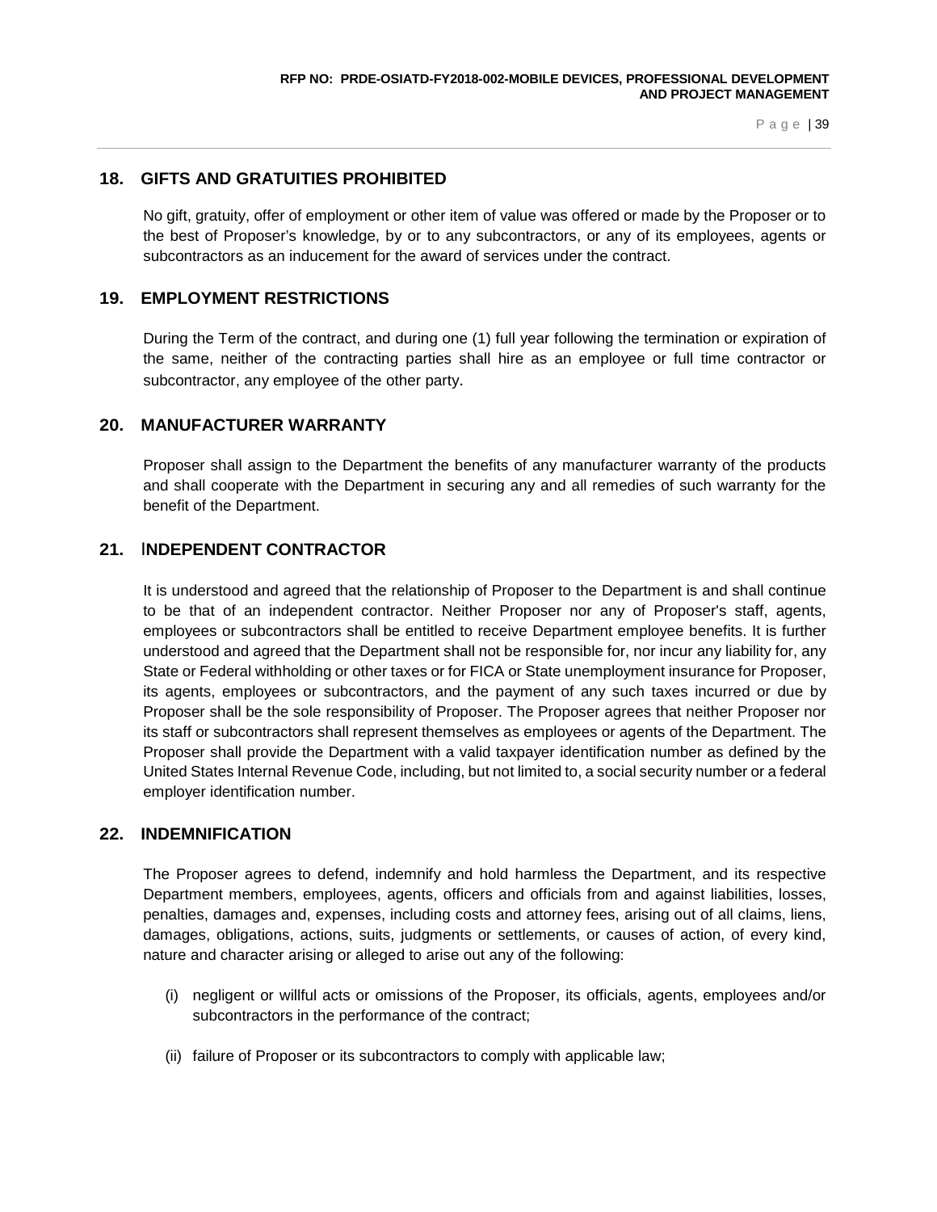## 18. GIFTS AND GRATUITIES PROHIBITED

No gift, gratuity, offer of employment or other item of value was offered or made by the Proposer or to the best of Proposer's knowledge, by or to any subcontractors, or any of its employees, agents or subcontractors as an inducement for the award of services under the contract.

## 19. EMPLOYMENT RESTRICTIONS

During the Term of the contract, and during one (1) full year following the termination or expiration of the same, neither of the contracting parties shall hire as an employee or full time contractor or subcontractor, any employee of the other party.

## 20. MANUFACTURER WARRANTY

Proposer shall assign to the Department the benefits of any manufacturer warranty of the products and shall cooperate with the Department in securing any and all remedies of such warranty for the benefit of the Department.

## 21. INDEPENDENT CONTRACTOR

It is understood and agreed that the relationship of Proposer to the Department is and shall continue to be that of an independent contractor. Neither Proposer nor any of Proposer's staff, agents, employees or subcontractors shall be entitled to receive Department employee benefits. It is further understood and agreed that the Department shall not be responsible for, nor incur any liability for, any State or Federal withholding or other taxes or for FICA or State unemployment insurance for Proposer, its agents, employees or subcontractors, and the payment of any such taxes incurred or due by Proposer shall be the sole responsibility of Proposer. The Proposer agrees that neither Proposer nor its staff or subcontractors shall represent themselves as employees or agents of the Department. The Proposer shall provide the Department with a valid taxpayer identification number as defined by the United States Internal Revenue Code, including, but not limited to, a social security number or a federal employer identification number.

## 22. INDEMNIFICATION

The Proposer agrees to defend, indemnify and hold harmless the Department, and its respective Department members, employees, agents, officers and officials from and against liabilities, losses, penalties, damages and, expenses, including costs and attorney fees, arising out of all claims, liens, damages, obligations, actions, suits, judgments or settlements, or causes of action, of every kind, nature and character arising or alleged to arise out any of the following:

(i) negligent or willful acts or omissions of the Proposer, its officials, agents, employees and/or subcontractors in the performance of the contract;

(ii) failure of Proposer or its subcontractors to comply with applicable law;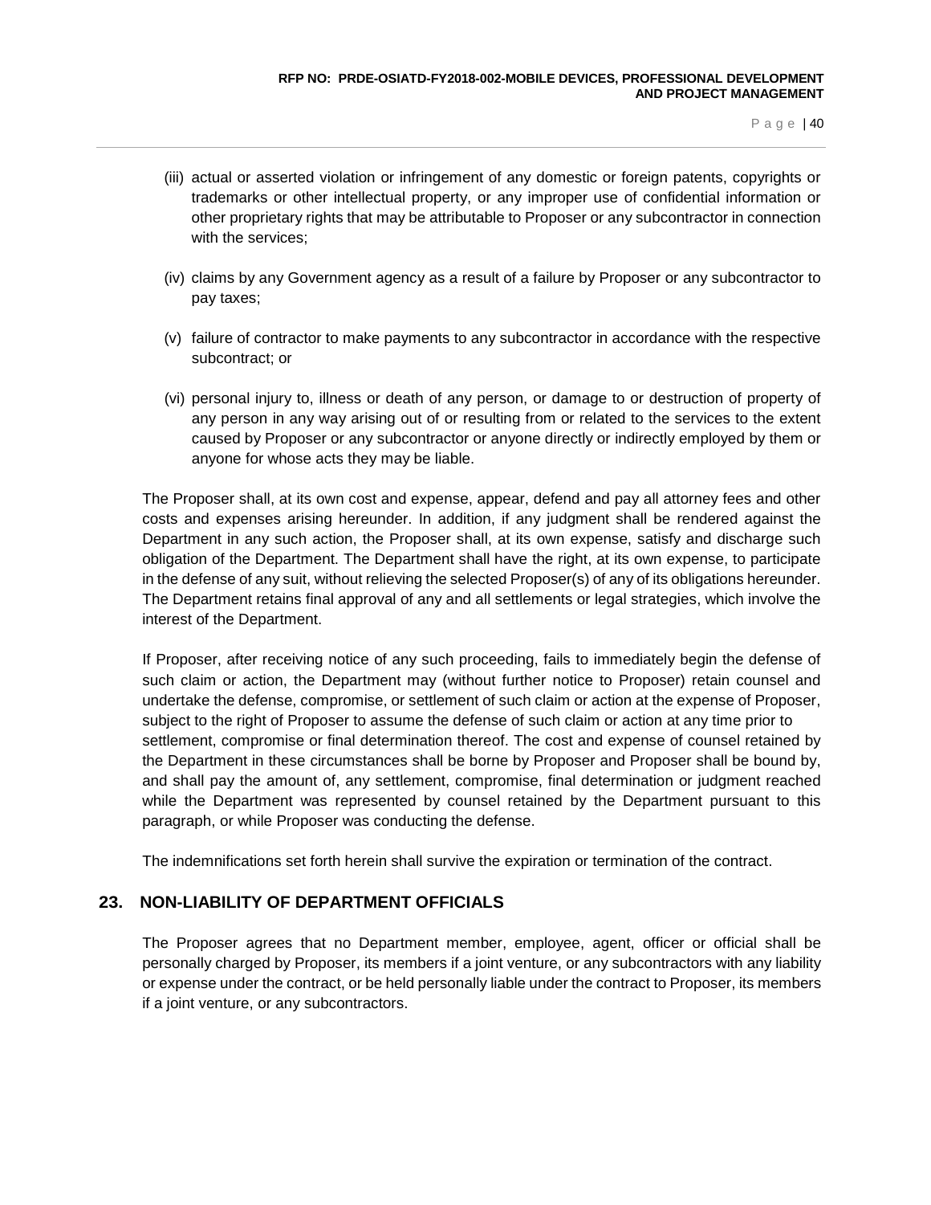(iii) actual or asserted violation or infringement of any domestic or foreign patents, copyrights or trademarks or other intellectual property, or any improper use of confidential information or other proprietary rights that may be attributable to Proposer or any subcontractor in connection with the services;

(iv) claims by any Government agency as a result of a failure by Proposer or any subcontractor to pay taxes;

(v) failure of contractor to make payments to any subcontractor in accordance with the respective subcontract; or

(vi) personal injury to, illness or death of any person, or damage to or destruction of property of any person in any way arising out of or resulting from or related to the services to the extent caused by Proposer or any subcontractor or anyone directly or indirectly employed by them or anyone for whose acts they may be liable.

The Proposer shall, at its own cost and expense, appear, defend and pay all attorney fees and other costs and expenses arising hereunder. In addition, if any judgment shall be rendered against the Department in any such action, the Proposer shall, at its own expense, satisfy and discharge such obligation of the Department. The Department shall have the right, at its own expense, to participate in the defense of any suit, without relieving the selected Proposer(s) of any of its obligations hereunder. The Department retains final approval of any and all settlements or legal strategies, which involve the interest of the Department.

If Proposer, after receiving notice of any such proceeding, fails to immediately begin the defense of such claim or action, the Department may (without further notice to Proposer) retain counsel and undertake the defense, compromise, or settlement of such claim or action at the expense of Proposer, subject to the right of Proposer to assume the defense of such claim or action at any time prior to settlement, compromise or final determination thereof. The cost and expense of counsel retained by the Department in these circumstances shall be borne by Proposer and Proposer shall be bound by, and shall pay the amount of, any settlement, compromise, final determination or judgment reached while the Department was represented by counsel retained by the Department pursuant to this paragraph, or while Proposer was conducting the defense.

The indemnifications set forth herein shall survive the expiration or termination of the contract.

## 23. NON-LIABILITY OF DEPARTMENT OFFICIALS

The Proposer agrees that no Department member, employee, agent, officer or official shall be personally charged by Proposer, its members if a joint venture, or any subcontractors with any liability or expense under the contract, or be held personally liable under the contract to Proposer, its members if a joint venture, or any subcontractors.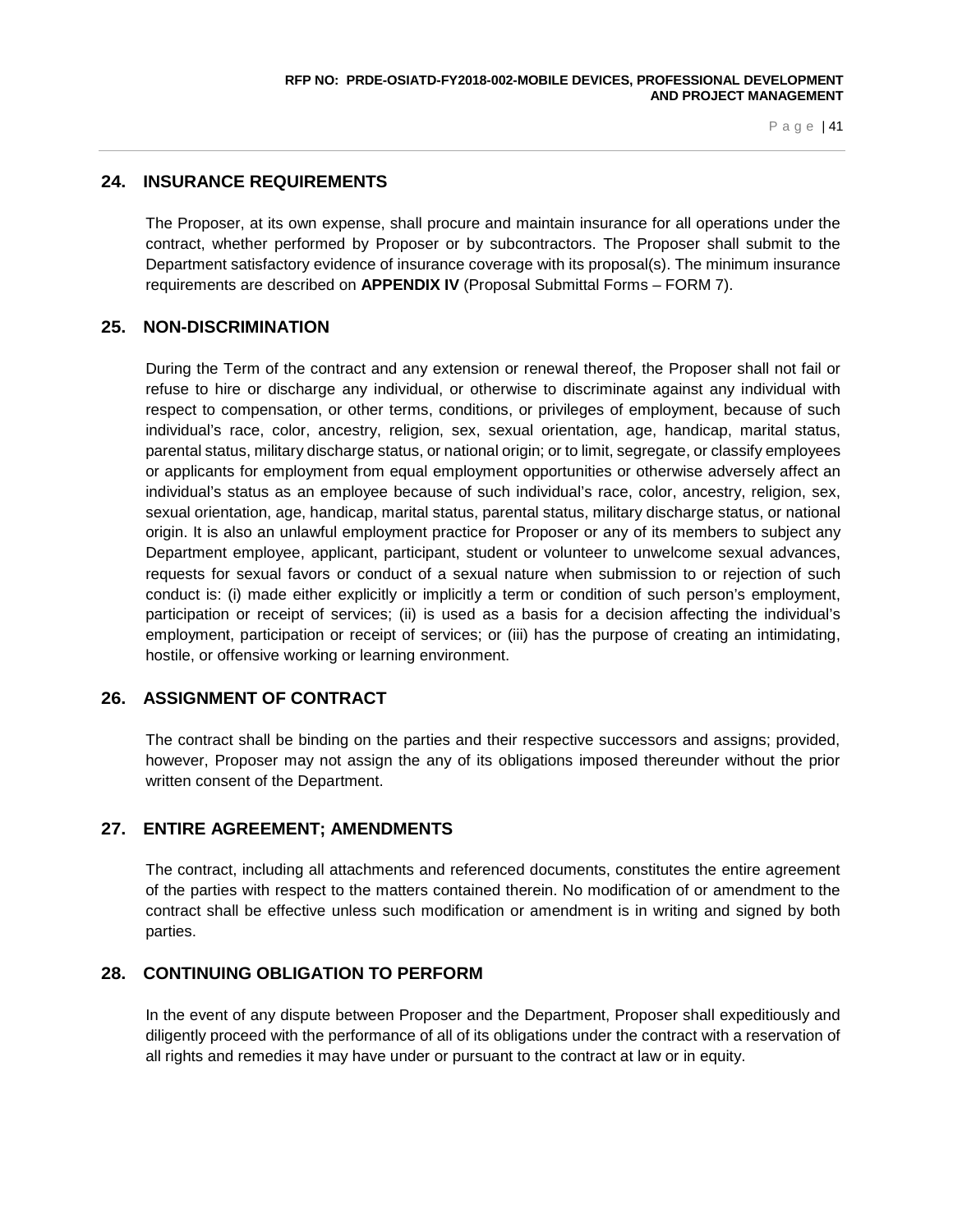## 24. INSURANCE REQUIREMENTS

The Proposer, at its own expense, shall procure and maintain insurance for all operations under the contract, whether performed by Proposer or by subcontractors. The Proposer shall submit to the Department satisfactory evidence of insurance coverage with its proposal(s). The minimum insurance requirements are described on **APPENDIX IV** (Proposal Submittal Forms – FORM 7).

## 25. NON-DISCRIMINATION

During the Term of the contract and any extension or renewal thereof, the Proposer shall not fail or refuse to hire or discharge any individual, or otherwise to discriminate against any individual with respect to compensation, or other terms, conditions, or privileges of employment, because of such individual's race, color, ancestry, religion, sex, sexual orientation, age, handicap, marital status, parental status, military discharge status, or national origin; or to limit, segregate, or classify employees or applicants for employment from equal employment opportunities or otherwise adversely affect an individual's status as an employee because of such individual's race, color, ancestry, religion, sex, sexual orientation, age, handicap, marital status, parental status, military discharge status, or national origin. It is also an unlawful employment practice for Proposer or any of its members to subject any Department employee, applicant, participant, student or volunteer to unwelcome sexual advances, requests for sexual favors or conduct of a sexual nature when submission to or rejection of such conduct is: (i) made either explicitly or implicitly a term or condition of such person's employment, participation or receipt of services; (ii) is used as a basis for a decision affecting the individual's employment, participation or receipt of services; or (iii) has the purpose of creating an intimidating, hostile, or offensive working or learning environment.

## 26. ASSIGNMENT OF CONTRACT

The contract shall be binding on the parties and their respective successors and assigns; provided, however, Proposer may not assign the any of its obligations imposed thereunder without the prior written consent of the Department.

## 27. ENTIRE AGREEMENT; AMENDMENTS

The contract, including all attachments and referenced documents, constitutes the entire agreement of the parties with respect to the matters contained therein. No modification of or amendment to the contract shall be effective unless such modification or amendment is in writing and signed by both parties.

## 28. CONTINUING OBLIGATION TO PERFORM

In the event of any dispute between Proposer and the Department, Proposer shall expeditiously and diligently proceed with the performance of all of its obligations under the contract with a reservation of all rights and remedies it may have under or pursuant to the contract at law or in equity.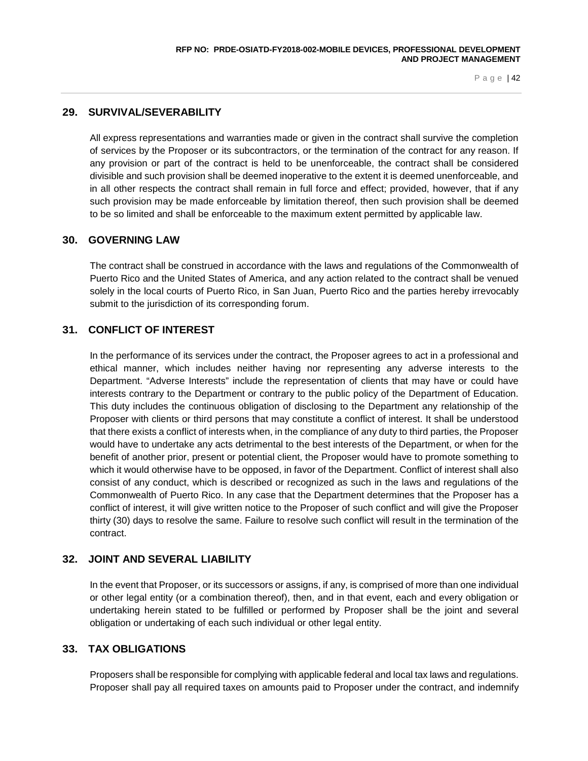## 29. SURVIVAL/SEVERABILITY

All express representations and warranties made or given in the contract shall survive the completion of services by the Proposer or its subcontractors, or the termination of the contract for any reason. If any provision or part of the contract is held to be unenforceable, the contract shall be considered divisible and such provision shall be deemed inoperative to the extent it is deemed unenforceable, and in all other respects the contract shall remain in full force and effect; provided, however, that if any such provision may be made enforceable by limitation thereof, then such provision shall be deemed to be so limited and shall be enforceable to the maximum extent permitted by applicable law.

## 30. GOVERNING LAW

The contract shall be construed in accordance with the laws and regulations of the Commonwealth of Puerto Rico and the United States of America, and any action related to the contract shall be venued solely in the local courts of Puerto Rico, in San Juan, Puerto Rico and the parties hereby irrevocably submit to the jurisdiction of its corresponding forum.

## 31. CONFLICT OF INTEREST

In the performance of its services under the contract, the Proposer agrees to act in a professional and ethical manner, which includes neither having nor representing any adverse interests to the Department. "Adverse Interests" include the representation of clients that may have or could have interests contrary to the Department or contrary to the public policy of the Department of Education. This duty includes the continuous obligation of disclosing to the Department any relationship of the Proposer with clients or third persons that may constitute a conflict of interest. It shall be understood that there exists a conflict of interests when, in the compliance of any duty to third parties, the Proposer would have to undertake any acts detrimental to the best interests of the Department, or when for the benefit of another prior, present or potential client, the Proposer would have to promote something to which it would otherwise have to be opposed, in favor of the Department. Conflict of interest shall also consist of any conduct, which is described or recognized as such in the laws and regulations of the Commonwealth of Puerto Rico. In any case that the Department determines that the Proposer has a conflict of interest, it will give written notice to the Proposer of such conflict and will give the Proposer thirty (30) days to resolve the same. Failure to resolve such conflict will result in the termination of the contract.

## 32. JOINT AND SEVERAL LIABILITY

In the event that Proposer, or its successors or assigns, if any, is comprised of more than one individual or other legal entity (or a combination thereof), then, and in that event, each and every obligation or undertaking herein stated to be fulfilled or performed by Proposer shall be the joint and several obligation or undertaking of each such individual or other legal entity.

## 33. TAX OBLIGATIONS

Proposers shall be responsible for complying with applicable federal and local tax laws and regulations. Proposer shall pay all required taxes on amounts paid to Proposer under the contract, and indemnify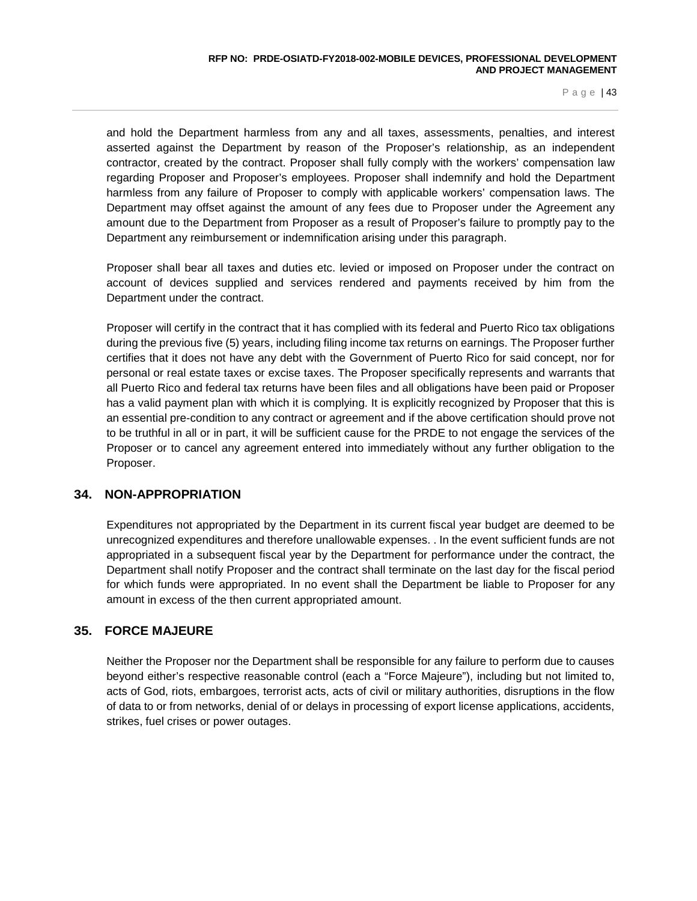and hold the Department harmless from any and all taxes, assessments, penalties, and interest asserted against the Department by reason of the Proposer's relationship, as an independent contractor, created by the contract. Proposer shall fully comply with the workers' compensation law regarding Proposer and Proposer's employees. Proposer shall indemnify and hold the Department harmless from any failure of Proposer to comply with applicable workers' compensation laws. The Department may offset against the amount of any fees due to Proposer under the Agreement any amount due to the Department from Proposer as a result of Proposer's failure to promptly pay to the Department any reimbursement or indemnification arising under this paragraph.

Proposer shall bear all taxes and duties etc. levied or imposed on Proposer under the contract on account of devices supplied and services rendered and payments received by him from the Department under the contract.

Proposer will certify in the contract that it has complied with its federal and Puerto Rico tax obligations during the previous five (5) years, including filing income tax returns on earnings. The Proposer further certifies that it does not have any debt with the Government of Puerto Rico for said concept, nor for personal or real estate taxes or excise taxes. The Proposer specifically represents and warrants that all Puerto Rico and federal tax returns have been files and all obligations have been paid or Proposer has a valid payment plan with which it is complying. It is explicitly recognized by Proposer that this is an essential pre-condition to any contract or agreement and if the above certification should prove not to be truthful in all or in part, it will be sufficient cause for the PRDE to not engage the services of the Proposer or to cancel any agreement entered into immediately without any further obligation to the Proposer.

## 34. NON-APPROPRIATION

Expenditures not appropriated by the Department in its current fiscal year budget are deemed to be unrecognized expenditures and therefore unallowable expenses. . In the event sufficient funds are not appropriated in a subsequent fiscal year by the Department for performance under the contract, the Department shall notify Proposer and the contract shall terminate on the last day for the fiscal period for which funds were appropriated. In no event shall the Department be liable to Proposer for any amount in excess of the then current appropriated amount.

## 35. FORCE MAJEURE

Neither the Proposer nor the Department shall be responsible for any failure to perform due to causes beyond either's respective reasonable control (each a "Force Majeure"), including but not limited to, acts of God, riots, embargoes, terrorist acts, acts of civil or military authorities, disruptions in the flow of data to or from networks, denial of or delays in processing of export license applications, accidents, strikes, fuel crises or power outages.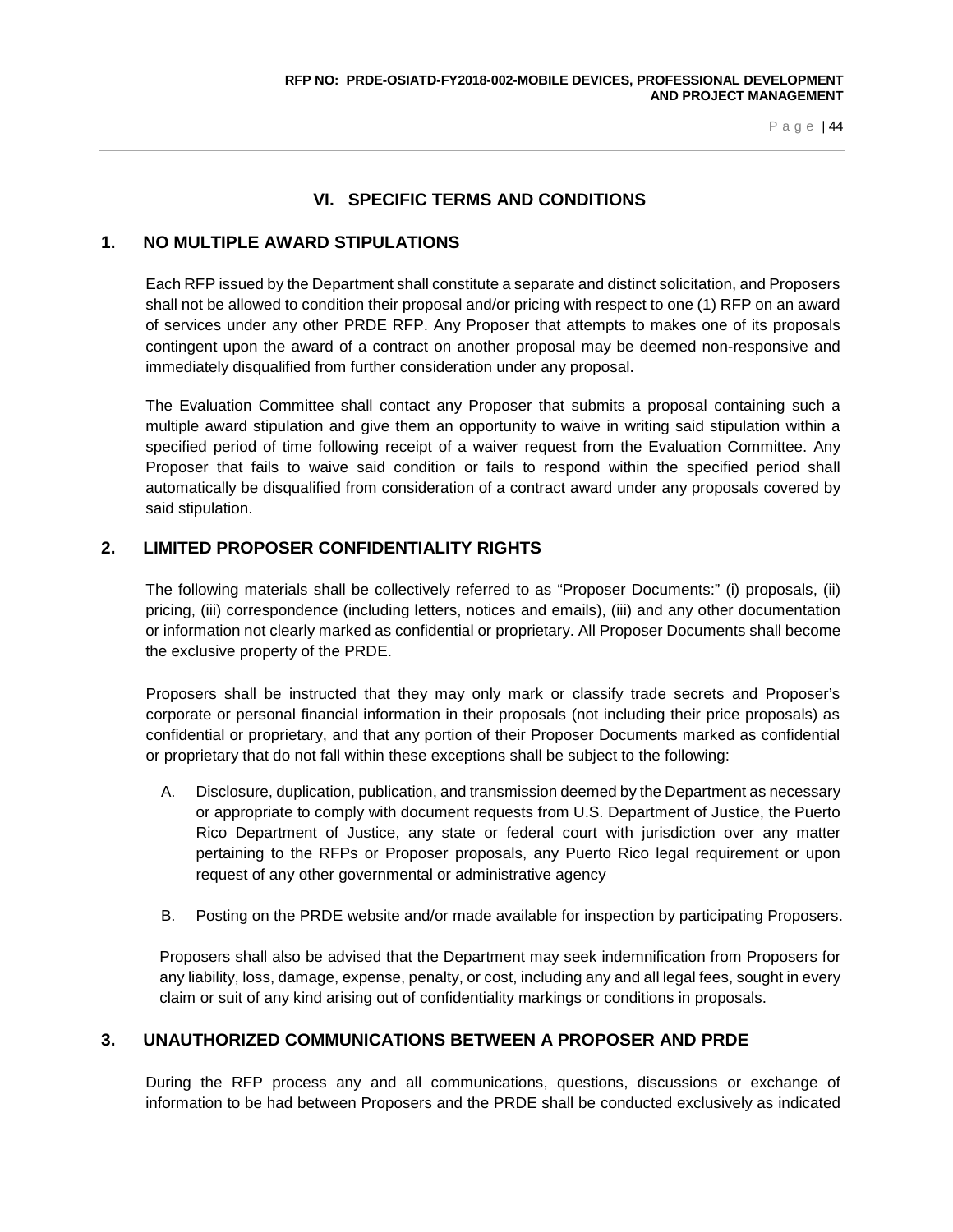# VI. SPECIFIC TERMS AND CONDITIONS

## 1. NO MULTIPLE AWARD STIPULATIONS

Each RFP issued by the Department shall constitute a separate and distinct solicitation, and Proposers shall not be allowed to condition their proposal and/or pricing with respect to one (1) RFP on an award of services under any other PRDE RFP. Any Proposer that attempts to makes one of its proposals contingent upon the award of a contract on another proposal may be deemed non-responsive and immediately disqualified from further consideration under any proposal.

The Evaluation Committee shall contact any Proposer that submits a proposal containing such a multiple award stipulation and give them an opportunity to waive in writing said stipulation within a specified period of time following receipt of a waiver request from the Evaluation Committee. Any Proposer that fails to waive said condition or fails to respond within the specified period shall automatically be disqualified from consideration of a contract award under any proposals covered by said stipulation.

## 2. LIMITED PROPOSER CONFIDENTIALITY RIGHTS

The following materials shall be collectively referred to as "Proposer Documents:" (i) proposals, (ii) pricing, (iii) correspondence (including letters, notices and emails), (iii) and any other documentation or information not clearly marked as confidential or proprietary. All Proposer Documents shall become the exclusive property of the PRDE.

Proposers shall be instructed that they may only mark or classify trade secrets and Proposer's corporate or personal financial information in their proposals (not including their price proposals) as confidential or proprietary, and that any portion of their Proposer Documents marked as confidential or proprietary that do not fall within these exceptions shall be subject to the following:

A. Disclosure, duplication, publication, and transmission deemed by the Department as necessary or appropriate to comply with document requests from U.S. Department of Justice, the Puerto Rico Department of Justice, any state or federal court with jurisdiction over any matter pertaining to the RFPs or Proposer proposals, any Puerto Rico legal requirement or upon request of any other governmental or administrative agency

B. Posting on the PRDE website and/or made available for inspection by participating Proposers.

Proposers shall also be advised that the Department may seek indemnification from Proposers for any liability, loss, damage, expense, penalty, or cost, including any and all legal fees, sought in every claim or suit of any kind arising out of confidentiality markings or conditions in proposals.

## 3. UNAUTHORIZED COMMUNICATIONS BETWEEN A PROPOSER AND PRDE

During the RFP process any and all communications, questions, discussions or exchange of information to be had between Proposers and the PRDE shall be conducted exclusively as indicated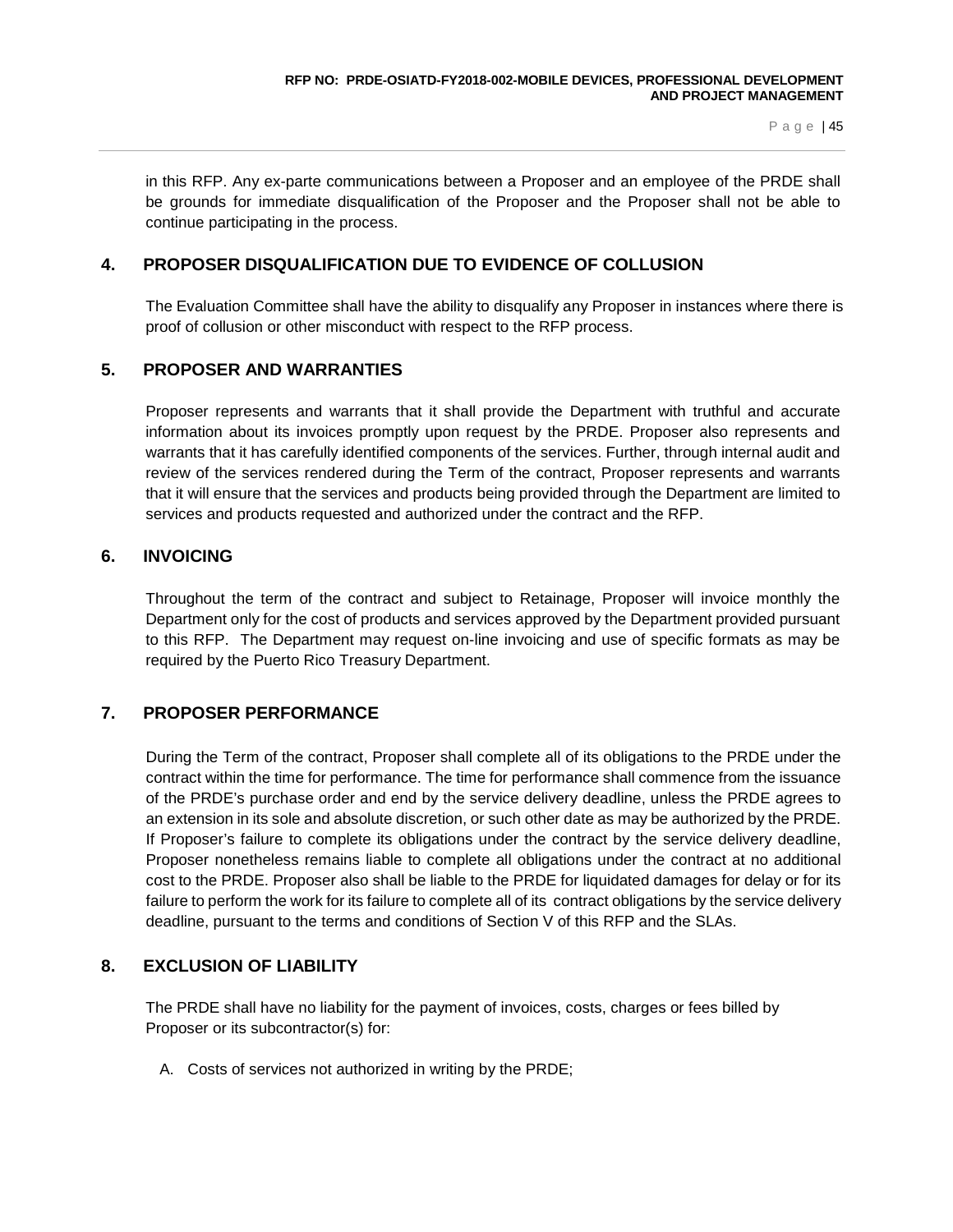in this RFP. Any ex-parte communications between a Proposer and an employee of the PRDE shall be grounds for immediate disqualification of the Proposer and the Proposer shall not be able to continue participating in the process.

## 4. PROPOSER DISQUALIFICATION DUE TO EVIDENCE OF COLLUSION

The Evaluation Committee shall have the ability to disqualify any Proposer in instances where there is proof of collusion or other misconduct with respect to the RFP process.

## 5. PROPOSER AND WARRANTIES

Proposer represents and warrants that it shall provide the Department with truthful and accurate information about its invoices promptly upon request by the PRDE. Proposer also represents and warrants that it has carefully identified components of the services. Further, through internal audit and review of the services rendered during the Term of the contract, Proposer represents and warrants that it will ensure that the services and products being provided through the Department are limited to services and products requested and authorized under the contract and the RFP.

## 6. INVOICING

Throughout the term of the contract and subject to Retainage, Proposer will invoice monthly the Department only for the cost of products and services approved by the Department provided pursuant to this RFP. The Department may request on-line invoicing and use of specific formats as may be required by the Puerto Rico Treasury Department.

## 7. PROPOSER PERFORMANCE

During the Term of the contract, Proposer shall complete all of its obligations to the PRDE under the contract within the time for performance. The time for performance shall commence from the issuance of the PRDE's purchase order and end by the service delivery deadline, unless the PRDE agrees to an extension in its sole and absolute discretion, or such other date as may be authorized by the PRDE. If Proposer's failure to complete its obligations under the contract by the service delivery deadline, Proposer nonetheless remains liable to complete all obligations under the contract at no additional cost to the PRDE. Proposer also shall be liable to the PRDE for liquidated damages for delay or for its failure to perform the work for its failure to complete all of its contract obligations by the service delivery deadline, pursuant to the terms and conditions of Section V of this RFP and the SLAs.

## 8. EXCLUSION OF LIABILITY

The PRDE shall have no liability for the payment of invoices, costs, charges or fees billed by Proposer or its subcontractor(s) for:

A. Costs of services not authorized in writing by the PRDE;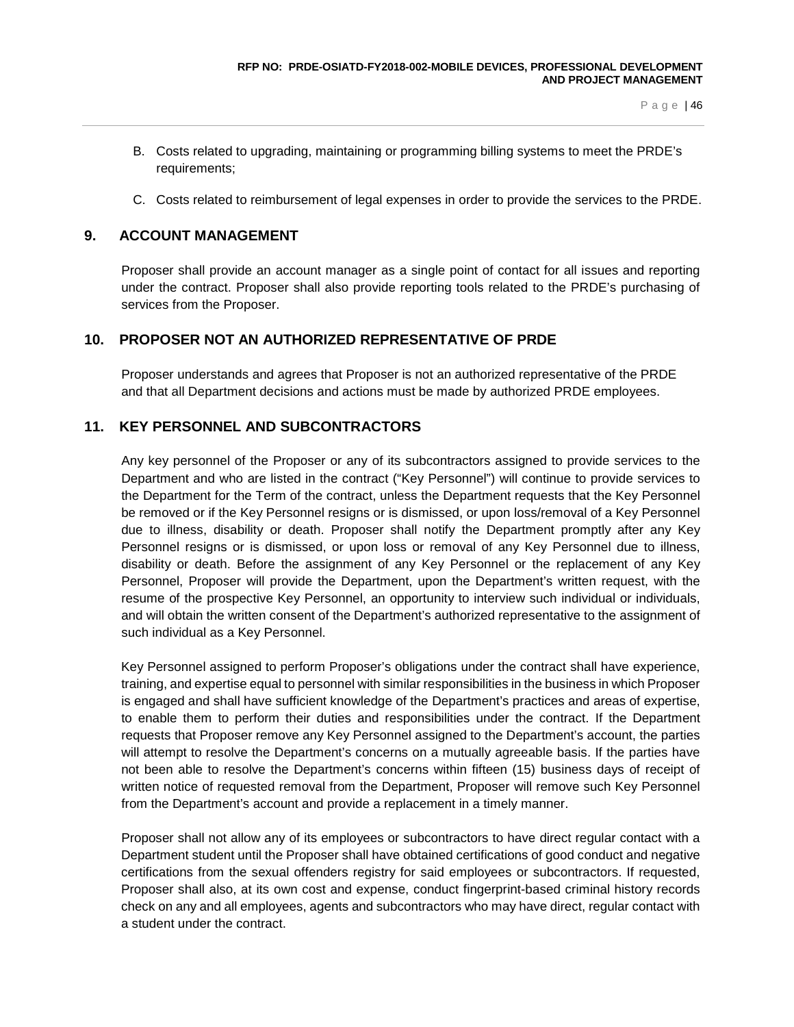B. Costs related to upgrading, maintaining or programming billing systems to meet the PRDE's requirements;

C. Costs related to reimbursement of legal expenses in order to provide the services to the PRDE.

## 9. ACCOUNT MANAGEMENT

Proposer shall provide an account manager as a single point of contact for all issues and reporting under the contract. Proposer shall also provide reporting tools related to the PRDE's purchasing of services from the Proposer.

## 10. PROPOSER NOT AN AUTHORIZED REPRESENTATIVE OF PRDE

Proposer understands and agrees that Proposer is not an authorized representative of the PRDE and that all Department decisions and actions must be made by authorized PRDE employees.

## 11. KEY PERSONNEL AND SUBCONTRACTORS

Any key personnel of the Proposer or any of its subcontractors assigned to provide services to the Department and who are listed in the contract ("Key Personnel") will continue to provide services to the Department for the Term of the contract, unless the Department requests that the Key Personnel be removed or if the Key Personnel resigns or is dismissed, or upon loss/removal of a Key Personnel due to illness, disability or death. Proposer shall notify the Department promptly after any Key Personnel resigns or is dismissed, or upon loss or removal of any Key Personnel due to illness, disability or death. Before the assignment of any Key Personnel or the replacement of any Key Personnel, Proposer will provide the Department, upon the Department's written request, with the resume of the prospective Key Personnel, an opportunity to interview such individual or individuals, and will obtain the written consent of the Department's authorized representative to the assignment of such individual as a Key Personnel.

Key Personnel assigned to perform Proposer's obligations under the contract shall have experience, training, and expertise equal to personnel with similar responsibilities in the business in which Proposer is engaged and shall have sufficient knowledge of the Department's practices and areas of expertise, to enable them to perform their duties and responsibilities under the contract. If the Department requests that Proposer remove any Key Personnel assigned to the Department's account, the parties will attempt to resolve the Department's concerns on a mutually agreeable basis. If the parties have not been able to resolve the Department's concerns within fifteen (15) business days of receipt of written notice of requested removal from the Department, Proposer will remove such Key Personnel from the Department's account and provide a replacement in a timely manner.

Proposer shall not allow any of its employees or subcontractors to have direct regular contact with a Department student until the Proposer shall have obtained certifications of good conduct and negative certifications from the sexual offenders registry for said employees or subcontractors. If requested, Proposer shall also, at its own cost and expense, conduct fingerprint-based criminal history records check on any and all employees, agents and subcontractors who may have direct, regular contact with a student under the contract.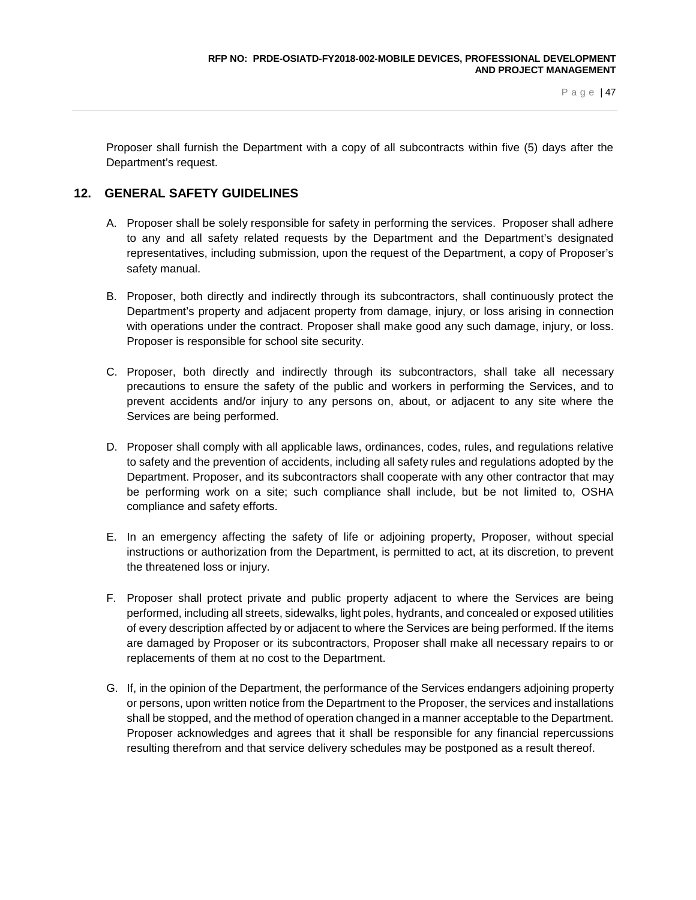Proposer shall furnish the Department with a copy of all subcontracts within five (5) days after the Department's request.

## 12. GENERAL SAFETY GUIDELINES

A. Proposer shall be solely responsible for safety in performing the services. Proposer shall adhere to any and all safety related requests by the Department and the Department's designated representatives, including submission, upon the request of the Department, a copy of Proposer's safety manual.

B. Proposer, both directly and indirectly through its subcontractors, shall continuously protect the Department's property and adjacent property from damage, injury, or loss arising in connection with operations under the contract. Proposer shall make good any such damage, injury, or loss. Proposer is responsible for school site security.

C. Proposer, both directly and indirectly through its subcontractors, shall take all necessary precautions to ensure the safety of the public and workers in performing the Services, and to prevent accidents and/or injury to any persons on, about, or adjacent to any site where the Services are being performed.

D. Proposer shall comply with all applicable laws, ordinances, codes, rules, and regulations relative to safety and the prevention of accidents, including all safety rules and regulations adopted by the Department. Proposer, and its subcontractors shall cooperate with any other contractor that may be performing work on a site; such compliance shall include, but be not limited to, OSHA compliance and safety efforts.

E. In an emergency affecting the safety of life or adjoining property, Proposer, without special instructions or authorization from the Department, is permitted to act, at its discretion, to prevent the threatened loss or injury.

F. Proposer shall protect private and public property adjacent to where the Services are being performed, including all streets, sidewalks, light poles, hydrants, and concealed or exposed utilities of every description affected by or adjacent to where the Services are being performed. If the items are damaged by Proposer or its subcontractors, Proposer shall make all necessary repairs to or replacements of them at no cost to the Department.

G. If, in the opinion of the Department, the performance of the Services endangers adjoining property or persons, upon written notice from the Department to the Proposer, the services and installations shall be stopped, and the method of operation changed in a manner acceptable to the Department. Proposer acknowledges and agrees that it shall be responsible for any financial repercussions resulting therefrom and that service delivery schedules may be postponed as a result thereof.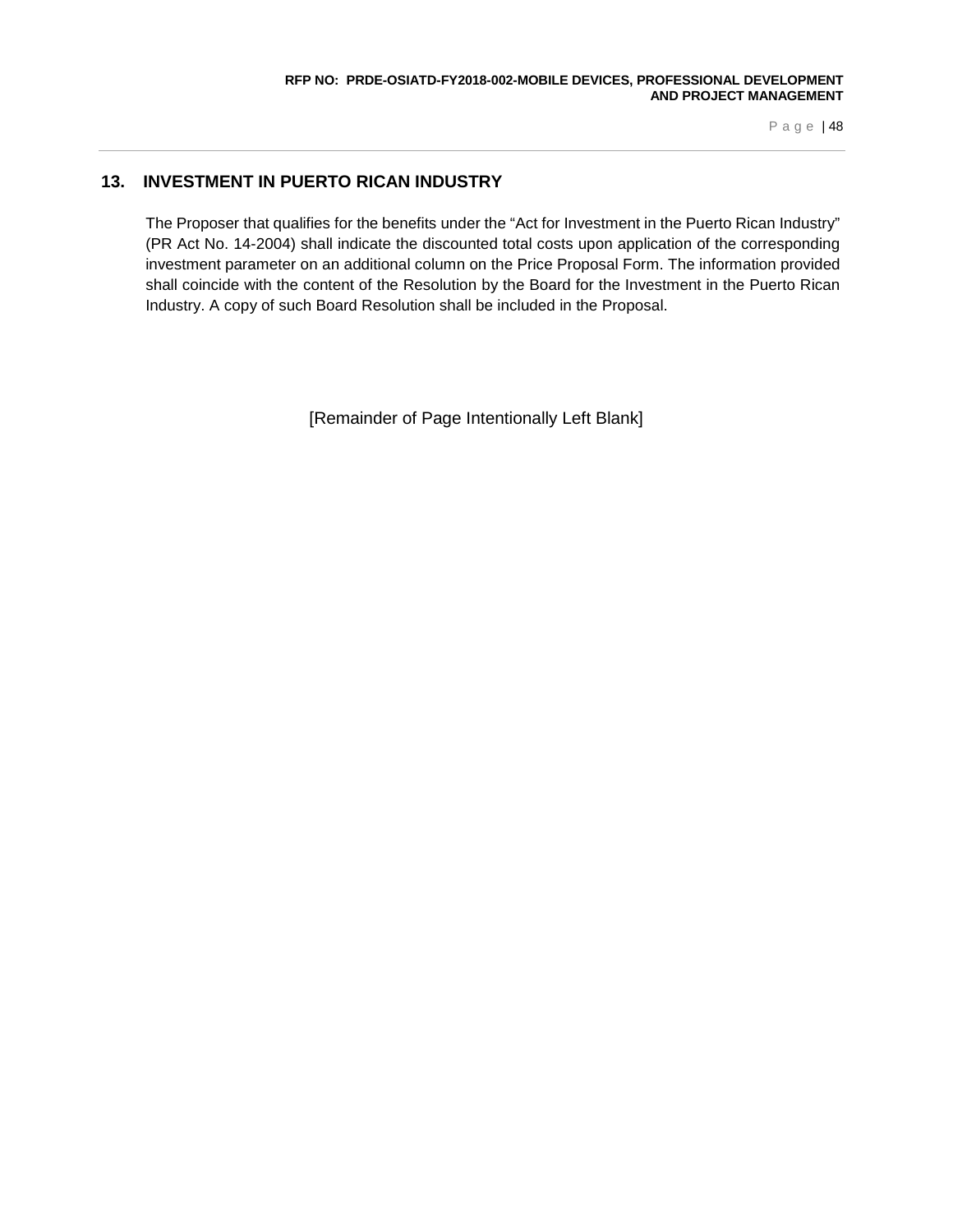## 13. INVESTMENT IN PUERTO RICAN INDUSTRY

The Proposer that qualifies for the benefits under the "Act for Investment in the Puerto Rican Industry" (PR Act No. 14-2004) shall indicate the discounted total costs upon application of the corresponding investment parameter on an additional column on the Price Proposal Form. The information provided shall coincide with the content of the Resolution by the Board for the Investment in the Puerto Rican Industry. A copy of such Board Resolution shall be included in the Proposal.

[Remainder of Page Intentionally Left Blank]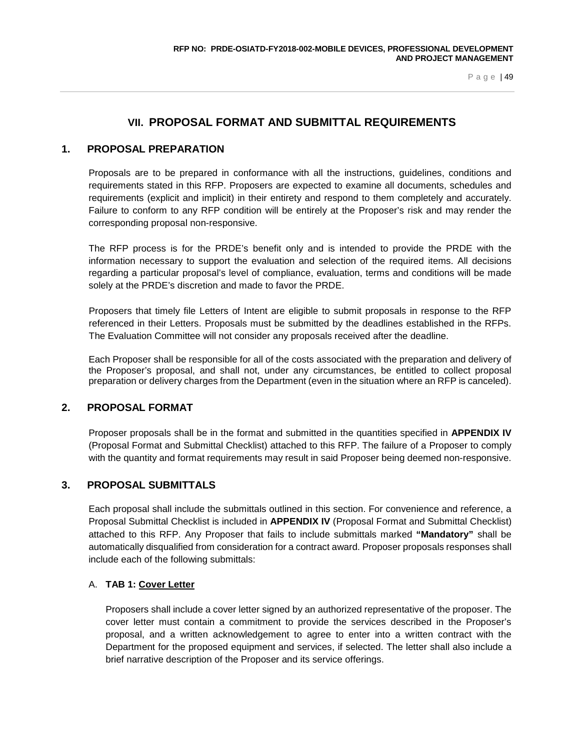# VII. PROPOSAL FORMAT AND SUBMITTAL REQUIREMENTS

## 1. PROPOSAL PREPARATION

Proposals are to be prepared in conformance with all the instructions, guidelines, conditions and requirements stated in this RFP. Proposers are expected to examine all documents, schedules and requirements (explicit and implicit) in their entirety and respond to them completely and accurately. Failure to conform to any RFP condition will be entirely at the Proposer's risk and may render the corresponding proposal non-responsive.

The RFP process is for the PRDE's benefit only and is intended to provide the PRDE with the information necessary to support the evaluation and selection of the required items. All decisions regarding a particular proposal's level of compliance, evaluation, terms and conditions will be made solely at the PRDE's discretion and made to favor the PRDE.

Proposers that timely file Letters of Intent are eligible to submit proposals in response to the RFP referenced in their Letters. Proposals must be submitted by the deadlines established in the RFPs. The Evaluation Committee will not consider any proposals received after the deadline.

Each Proposer shall be responsible for all of the costs associated with the preparation and delivery of the Proposer's proposal, and shall not, under any circumstances, be entitled to collect proposal preparation or delivery charges from the Department (even in the situation where an RFP is canceled).

## 2. PROPOSAL FORMAT

Proposer proposals shall be in the format and submitted in the quantities specified in **APPENDIX IV** (Proposal Format and Submittal Checklist) attached to this RFP. The failure of a Proposer to comply with the quantity and format requirements may result in said Proposer being deemed non-responsive.

## 3. PROPOSAL SUBMITTALS

Each proposal shall include the submittals outlined in this section. For convenience and reference, a Proposal Submittal Checklist is included in **APPENDIX IV** (Proposal Format and Submittal Checklist) attached to this RFP. Any Proposer that fails to include submittals marked **"Mandatory"** shall be automatically disqualified from consideration for a contract award. Proposer proposals responses shall include each of the following submittals:

### A. TAB 1: Cover Letter

Proposers shall include a cover letter signed by an authorized representative of the proposer. The cover letter must contain a commitment to provide the services described in the Proposer's proposal, and a written acknowledgement to agree to enter into a written contract with the Department for the proposed equipment and services, if selected. The letter shall also include a brief narrative description of the Proposer and its service offerings.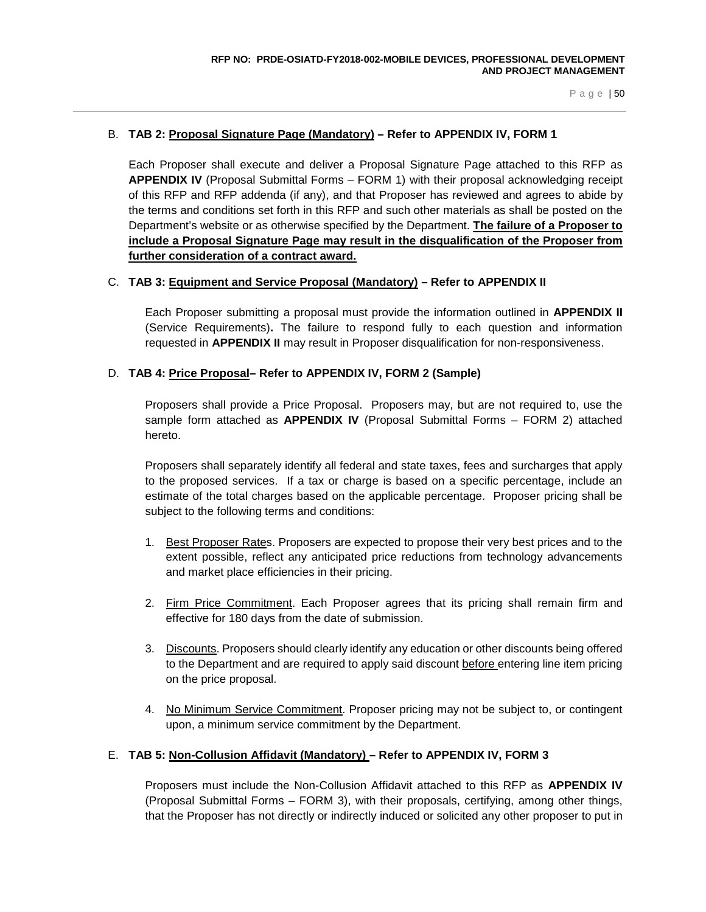B. **TAB 2: <u>Proposal Signature Page (Mandatory)</u> – Refer to APPENDIX IV, FORM 1**

Each Proposer shall execute and deliver a Proposal Signature Page attached to this RFP as **APPENDIX IV** (Proposal Submittal Forms – FORM 1) with their proposal acknowledging receipt of this RFP and RFP addenda (if any), and that Proposer has reviewed and agrees to abide by the terms and conditions set forth in this RFP and such other materials as shall be posted on the Department's website or as otherwise specified by the Department. **<u>The failure of a Proposer to include a Proposal Signature Page may result in the disqualification of the Proposer from further consideration of a contract award.</u>**

C. **TAB 3: <u>Equipment and Service Proposal (Mandatory)</u> – Refer to APPENDIX II**

Each Proposer submitting a proposal must provide the information outlined in **APPENDIX II** (Service Requirements)**.** The failure to respond fully to each question and information requested in **APPENDIX II** may result in Proposer disqualification for non-responsiveness.

D. **TAB 4: <u>Price Proposal</u>– Refer to APPENDIX IV, FORM 2 (Sample)**

Proposers shall provide a Price Proposal. Proposers may, but are not required to, use the sample form attached as **APPENDIX IV** (Proposal Submittal Forms – FORM 2) attached hereto.

Proposers shall separately identify all federal and state taxes, fees and surcharges that apply to the proposed services. If a tax or charge is based on a specific percentage, include an estimate of the total charges based on the applicable percentage. Proposer pricing shall be subject to the following terms and conditions:

1. <u>Best Proposer Rates</u>. Proposers are expected to propose their very best prices and to the extent possible, reflect any anticipated price reductions from technology advancements and market place efficiencies in their pricing.

2. <u>Firm Price Commitment</u>. Each Proposer agrees that its pricing shall remain firm and effective for 180 days from the date of submission.

3. <u>Discounts</u>. Proposers should clearly identify any education or other discounts being offered to the Department and are required to apply said discount <u>before</u> entering line item pricing on the price proposal.

4. <u>No Minimum Service Commitment</u>. Proposer pricing may not be subject to, or contingent upon, a minimum service commitment by the Department.

E. **TAB 5: <u>Non-Collusion Affidavit (Mandatory)</u> – Refer to APPENDIX IV, FORM 3**

Proposers must include the Non-Collusion Affidavit attached to this RFP as **APPENDIX IV** (Proposal Submittal Forms – FORM 3), with their proposals, certifying, among other things, that the Proposer has not directly or indirectly induced or solicited any other proposer to put in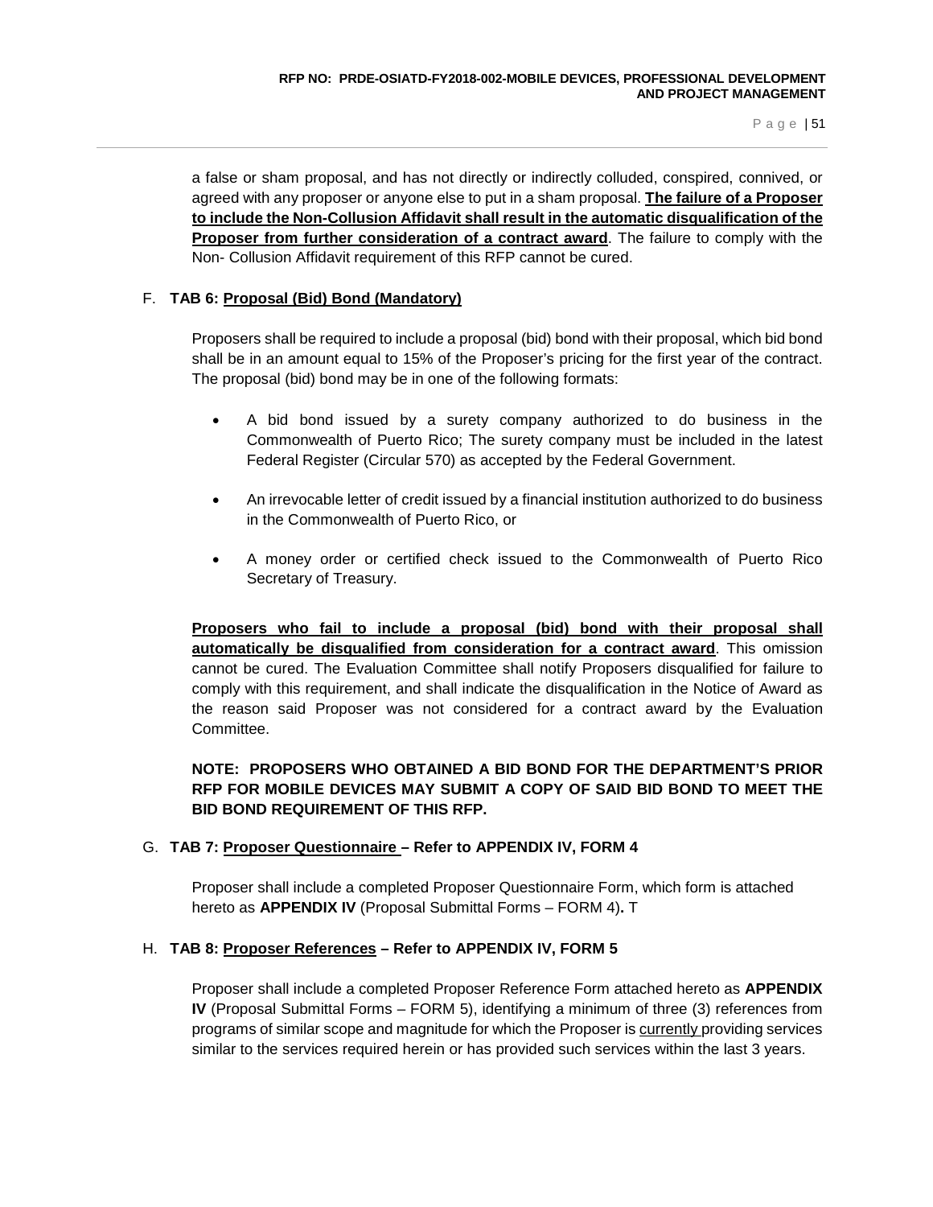a false or sham proposal, and has not directly or indirectly colluded, conspired, connived, or agreed with any proposer or anyone else to put in a sham proposal. **The failure of a Proposer to include the Non-Collusion Affidavit shall result in the automatic disqualification of the Proposer from further consideration of a contract award**. The failure to comply with the Non- Collusion Affidavit requirement of this RFP cannot be cured.

F. **TAB 6: Proposal (Bid) Bond (Mandatory)**

Proposers shall be required to include a proposal (bid) bond with their proposal, which bid bond shall be in an amount equal to 15% of the Proposer's pricing for the first year of the contract. The proposal (bid) bond may be in one of the following formats:

- A bid bond issued by a surety company authorized to do business in the Commonwealth of Puerto Rico; The surety company must be included in the latest Federal Register (Circular 570) as accepted by the Federal Government.
- An irrevocable letter of credit issued by a financial institution authorized to do business in the Commonwealth of Puerto Rico, or
- A money order or certified check issued to the Commonwealth of Puerto Rico Secretary of Treasury.

**Proposers who fail to include a proposal (bid) bond with their proposal shall automatically be disqualified from consideration for a contract award**. This omission cannot be cured. The Evaluation Committee shall notify Proposers disqualified for failure to comply with this requirement, and shall indicate the disqualification in the Notice of Award as the reason said Proposer was not considered for a contract award by the Evaluation Committee.

**NOTE: PROPOSERS WHO OBTAINED A BID BOND FOR THE DEPARTMENT'S PRIOR RFP FOR MOBILE DEVICES MAY SUBMIT A COPY OF SAID BID BOND TO MEET THE BID BOND REQUIREMENT OF THIS RFP.**

G. **TAB 7: Proposer Questionnaire – Refer to APPENDIX IV, FORM 4**

Proposer shall include a completed Proposer Questionnaire Form, which form is attached hereto as **APPENDIX IV** (Proposal Submittal Forms – FORM 4)**.** T

H. **TAB 8: Proposer References – Refer to APPENDIX IV, FORM 5**

Proposer shall include a completed Proposer Reference Form attached hereto as **APPENDIX IV** (Proposal Submittal Forms – FORM 5), identifying a minimum of three (3) references from programs of similar scope and magnitude for which the Proposer is currently providing services similar to the services required herein or has provided such services within the last 3 years.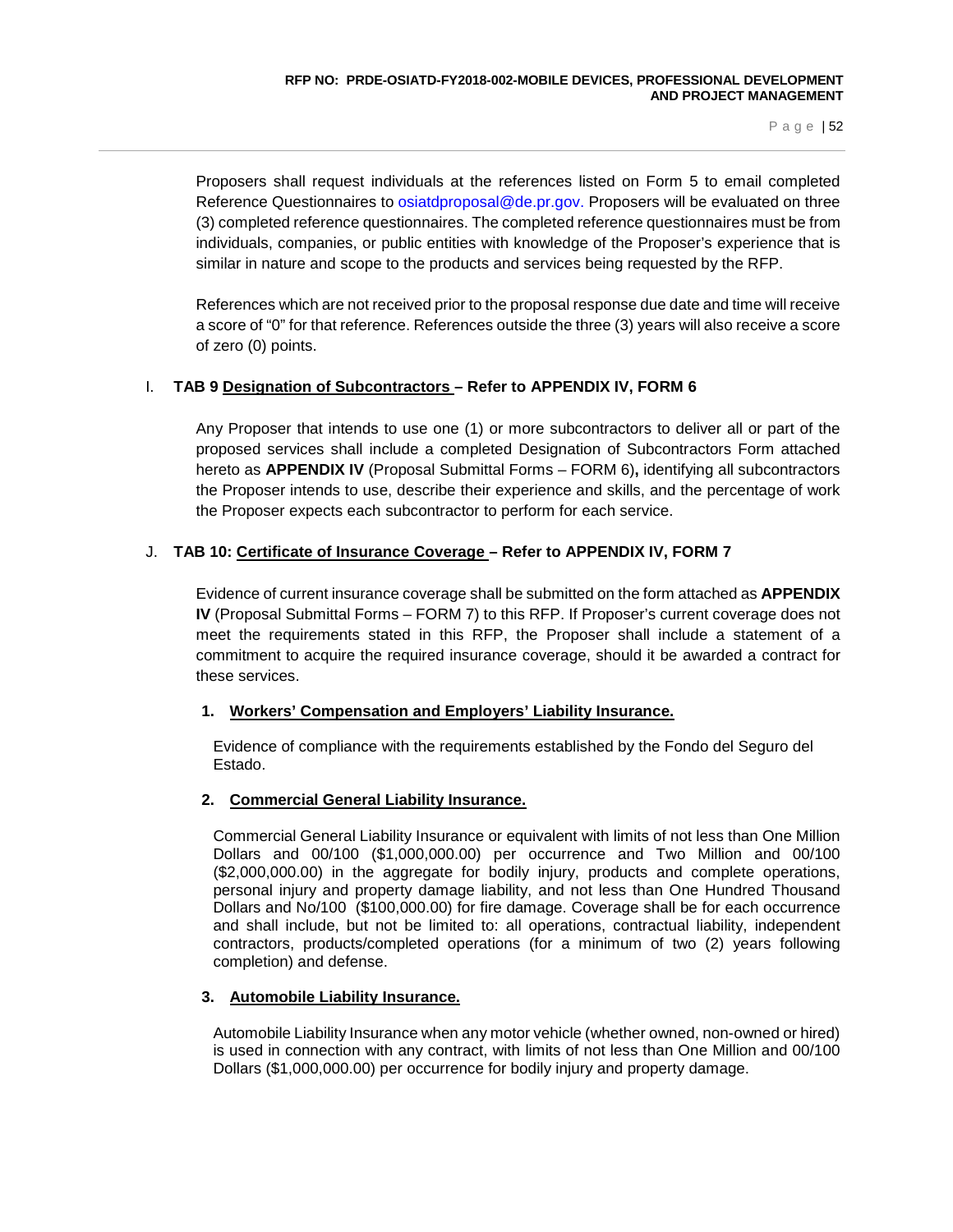Proposers shall request individuals at the references listed on Form 5 to email completed Reference Questionnaires to osiatdproposal@de.pr.gov. Proposers will be evaluated on three (3) completed reference questionnaires. The completed reference questionnaires must be from individuals, companies, or public entities with knowledge of the Proposer's experience that is similar in nature and scope to the products and services being requested by the RFP.

References which are not received prior to the proposal response due date and time will receive a score of "0" for that reference. References outside the three (3) years will also receive a score of zero (0) points.

I. **TAB 9 Designation of Subcontractors – Refer to APPENDIX IV, FORM 6**

Any Proposer that intends to use one (1) or more subcontractors to deliver all or part of the proposed services shall include a completed Designation of Subcontractors Form attached hereto as **APPENDIX IV** (Proposal Submittal Forms – FORM 6)**,** identifying all subcontractors the Proposer intends to use, describe their experience and skills, and the percentage of work the Proposer expects each subcontractor to perform for each service.

J. **TAB 10: Certificate of Insurance Coverage – Refer to APPENDIX IV, FORM 7**

Evidence of current insurance coverage shall be submitted on the form attached as **APPENDIX IV** (Proposal Submittal Forms – FORM 7) to this RFP. If Proposer's current coverage does not meet the requirements stated in this RFP, the Proposer shall include a statement of a commitment to acquire the required insurance coverage, should it be awarded a contract for these services.

**1. Workers' Compensation and Employers' Liability Insurance.**

Evidence of compliance with the requirements established by the Fondo del Seguro del Estado.

**2. Commercial General Liability Insurance.**

Commercial General Liability Insurance or equivalent with limits of not less than One Million Dollars and 00/100 ($1,000,000.00) per occurrence and Two Million and 00/100 ($2,000,000.00) in the aggregate for bodily injury, products and complete operations, personal injury and property damage liability, and not less than One Hundred Thousand Dollars and No/100 ($100,000.00) for fire damage. Coverage shall be for each occurrence and shall include, but not be limited to: all operations, contractual liability, independent contractors, products/completed operations (for a minimum of two (2) years following completion) and defense.

**3. Automobile Liability Insurance.**

Automobile Liability Insurance when any motor vehicle (whether owned, non-owned or hired) is used in connection with any contract, with limits of not less than One Million and 00/100 Dollars ($1,000,000.00) per occurrence for bodily injury and property damage.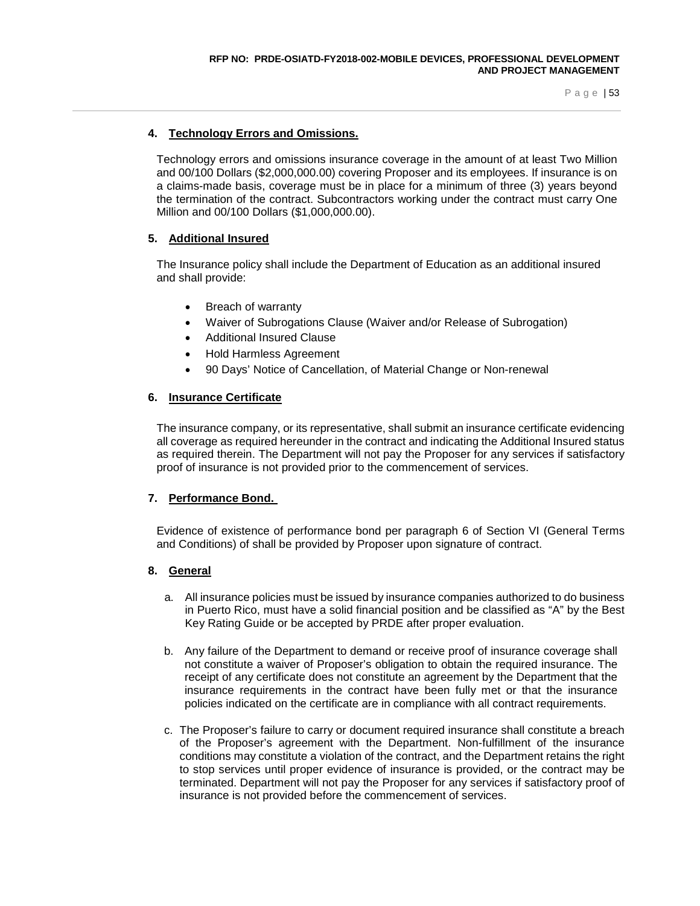**4. Technology Errors and Omissions.**

Technology errors and omissions insurance coverage in the amount of at least Two Million and 00/100 Dollars ($2,000,000.00) covering Proposer and its employees. If insurance is on a claims-made basis, coverage must be in place for a minimum of three (3) years beyond the termination of the contract. Subcontractors working under the contract must carry One Million and 00/100 Dollars ($1,000,000.00).

**5. Additional Insured**

The Insurance policy shall include the Department of Education as an additional insured and shall provide:

- Breach of warranty
- Waiver of Subrogations Clause (Waiver and/or Release of Subrogation)
- Additional Insured Clause
- Hold Harmless Agreement
- 90 Days' Notice of Cancellation, of Material Change or Non-renewal

**6. Insurance Certificate**

The insurance company, or its representative, shall submit an insurance certificate evidencing all coverage as required hereunder in the contract and indicating the Additional Insured status as required therein. The Department will not pay the Proposer for any services if satisfactory proof of insurance is not provided prior to the commencement of services.

**7. Performance Bond.**

Evidence of existence of performance bond per paragraph 6 of Section VI (General Terms and Conditions) of shall be provided by Proposer upon signature of contract.

**8. General**

a. All insurance policies must be issued by insurance companies authorized to do business in Puerto Rico, must have a solid financial position and be classified as "A" by the Best Key Rating Guide or be accepted by PRDE after proper evaluation.

b. Any failure of the Department to demand or receive proof of insurance coverage shall not constitute a waiver of Proposer's obligation to obtain the required insurance. The receipt of any certificate does not constitute an agreement by the Department that the insurance requirements in the contract have been fully met or that the insurance policies indicated on the certificate are in compliance with all contract requirements.

c. The Proposer's failure to carry or document required insurance shall constitute a breach of the Proposer's agreement with the Department. Non-fulfillment of the insurance conditions may constitute a violation of the contract, and the Department retains the right to stop services until proper evidence of insurance is provided, or the contract may be terminated. Department will not pay the Proposer for any services if satisfactory proof of insurance is not provided before the commencement of services.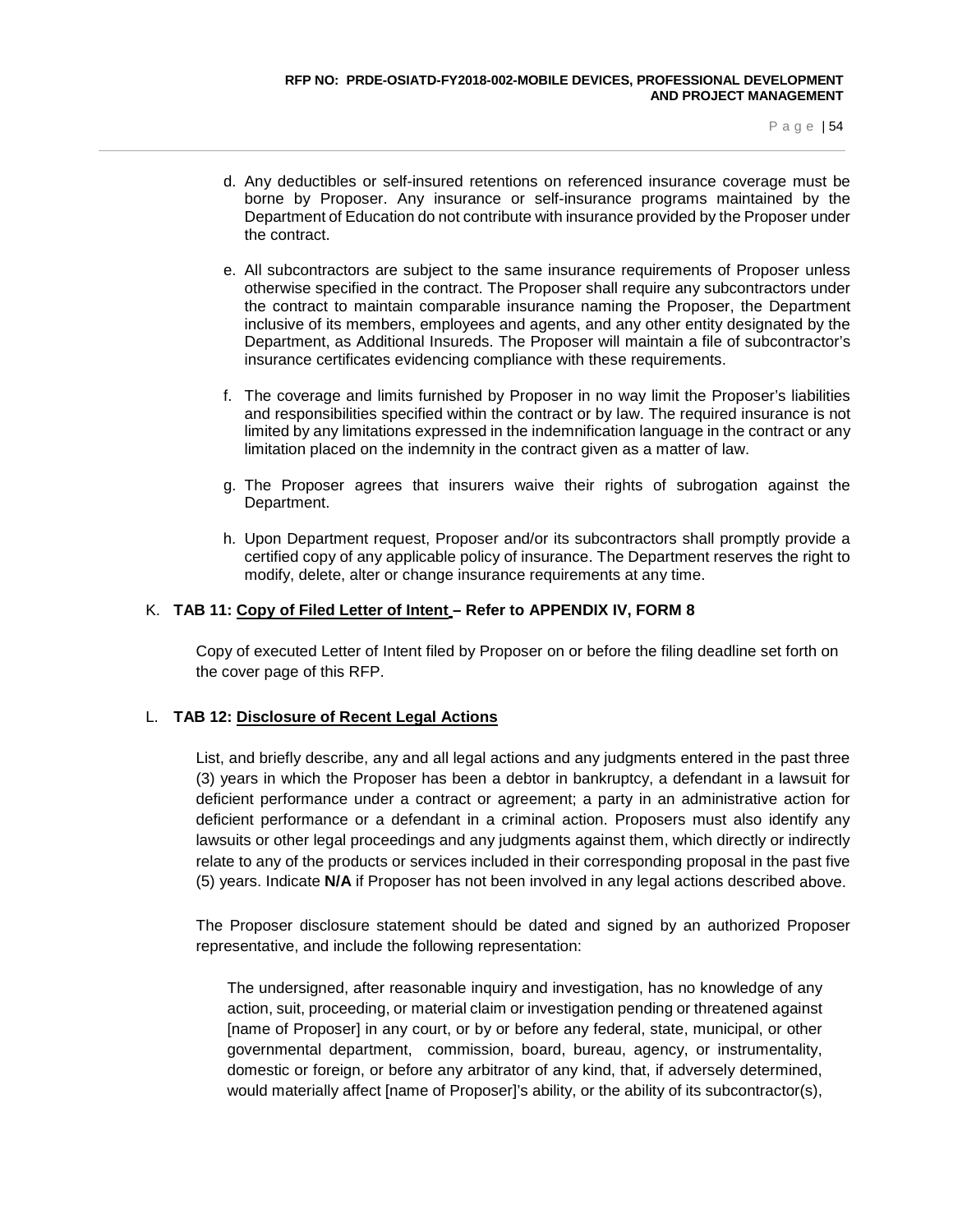d. Any deductibles or self-insured retentions on referenced insurance coverage must be borne by Proposer. Any insurance or self-insurance programs maintained by the Department of Education do not contribute with insurance provided by the Proposer under the contract.

e. All subcontractors are subject to the same insurance requirements of Proposer unless otherwise specified in the contract. The Proposer shall require any subcontractors under the contract to maintain comparable insurance naming the Proposer, the Department inclusive of its members, employees and agents, and any other entity designated by the Department, as Additional Insureds. The Proposer will maintain a file of subcontractor's insurance certificates evidencing compliance with these requirements.

f. The coverage and limits furnished by Proposer in no way limit the Proposer's liabilities and responsibilities specified within the contract or by law. The required insurance is not limited by any limitations expressed in the indemnification language in the contract or any limitation placed on the indemnity in the contract given as a matter of law.

g. The Proposer agrees that insurers waive their rights of subrogation against the Department.

h. Upon Department request, Proposer and/or its subcontractors shall promptly provide a certified copy of any applicable policy of insurance. The Department reserves the right to modify, delete, alter or change insurance requirements at any time.

K. **TAB 11: Copy of Filed Letter of Intent – Refer to APPENDIX IV, FORM 8**

Copy of executed Letter of Intent filed by Proposer on or before the filing deadline set forth on the cover page of this RFP.

L. **TAB 12: Disclosure of Recent Legal Actions**

List, and briefly describe, any and all legal actions and any judgments entered in the past three (3) years in which the Proposer has been a debtor in bankruptcy, a defendant in a lawsuit for deficient performance under a contract or agreement; a party in an administrative action for deficient performance or a defendant in a criminal action. Proposers must also identify any lawsuits or other legal proceedings and any judgments against them, which directly or indirectly relate to any of the products or services included in their corresponding proposal in the past five (5) years. Indicate **N/A** if Proposer has not been involved in any legal actions described above.

The Proposer disclosure statement should be dated and signed by an authorized Proposer representative, and include the following representation:

> The undersigned, after reasonable inquiry and investigation, has no knowledge of any action, suit, proceeding, or material claim or investigation pending or threatened against [name of Proposer] in any court, or by or before any federal, state, municipal, or other governmental department, commission, board, bureau, agency, or instrumentality, domestic or foreign, or before any arbitrator of any kind, that, if adversely determined, would materially affect [name of Proposer]'s ability, or the ability of its subcontractor(s),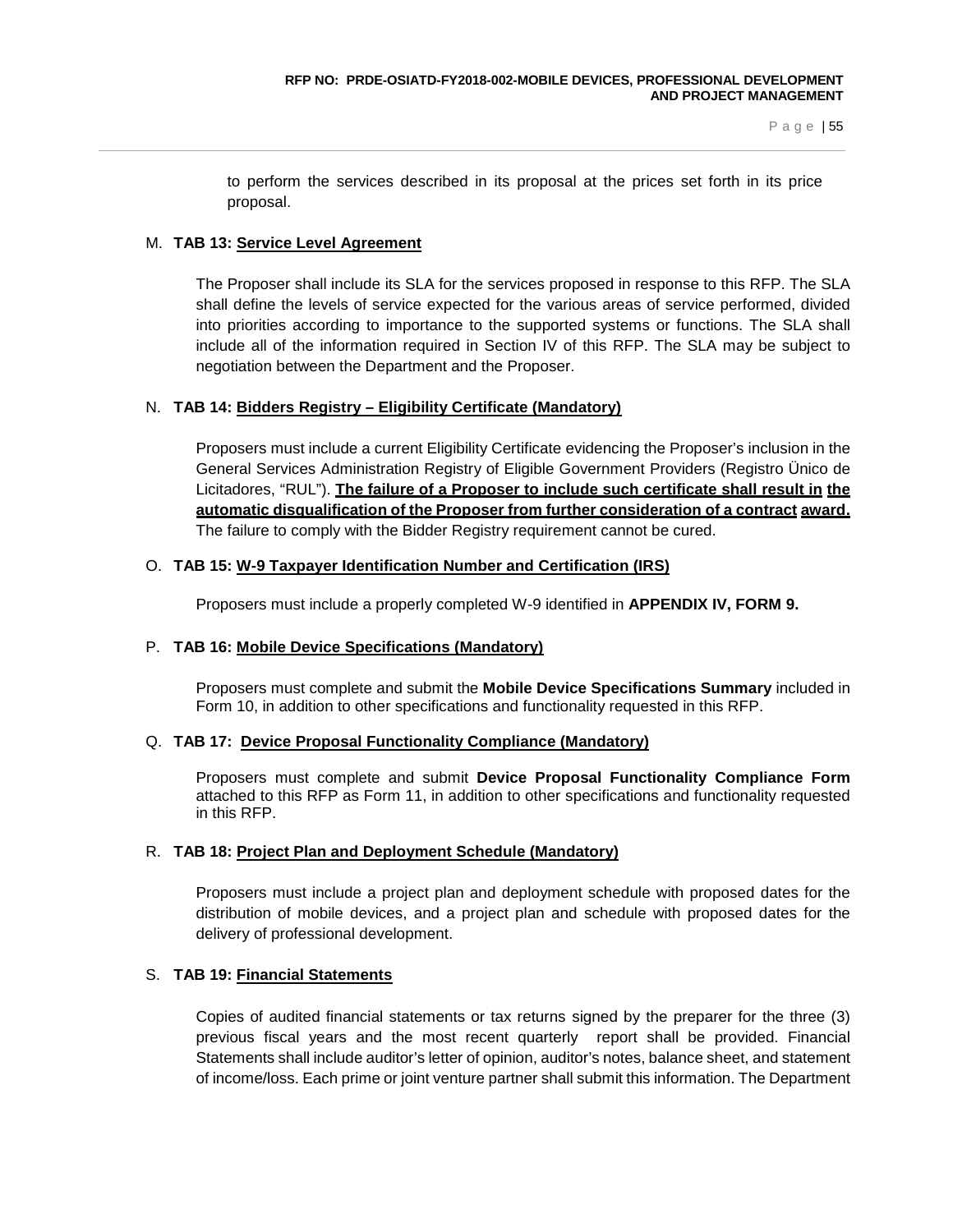to perform the services described in its proposal at the prices set forth in its price proposal.

M. **TAB 13: <u>Service Level Agreement</u>**

The Proposer shall include its SLA for the services proposed in response to this RFP. The SLA shall define the levels of service expected for the various areas of service performed, divided into priorities according to importance to the supported systems or functions. The SLA shall include all of the information required in Section IV of this RFP. The SLA may be subject to negotiation between the Department and the Proposer.

N. **TAB 14: <u>Bidders Registry – Eligibility Certificate (Mandatory)</u>**

Proposers must include a current Eligibility Certificate evidencing the Proposer's inclusion in the General Services Administration Registry of Eligible Government Providers (Registro Ünico de Licitadores, "RUL"). **<u>The failure of a Proposer to include such certificate shall result in the automatic disqualification of the Proposer from further consideration of a contract award.</u>** The failure to comply with the Bidder Registry requirement cannot be cured.

O. **TAB 15: <u>W-9 Taxpayer Identification Number and Certification (IRS)</u>**

Proposers must include a properly completed W-9 identified in **APPENDIX IV, FORM 9.**

P. **TAB 16: <u>Mobile Device Specifications (Mandatory)</u>**

Proposers must complete and submit the **Mobile Device Specifications Summary** included in Form 10, in addition to other specifications and functionality requested in this RFP.

Q. **TAB 17: <u>Device Proposal Functionality Compliance (Mandatory)</u>**

Proposers must complete and submit **Device Proposal Functionality Compliance Form** attached to this RFP as Form 11, in addition to other specifications and functionality requested in this RFP.

R. **TAB 18: <u>Project Plan and Deployment Schedule (Mandatory)</u>**

Proposers must include a project plan and deployment schedule with proposed dates for the distribution of mobile devices, and a project plan and schedule with proposed dates for the delivery of professional development.

S. **TAB 19: <u>Financial Statements</u>**

Copies of audited financial statements or tax returns signed by the preparer for the three (3) previous fiscal years and the most recent quarterly report shall be provided. Financial Statements shall include auditor's letter of opinion, auditor's notes, balance sheet, and statement of income/loss. Each prime or joint venture partner shall submit this information. The Department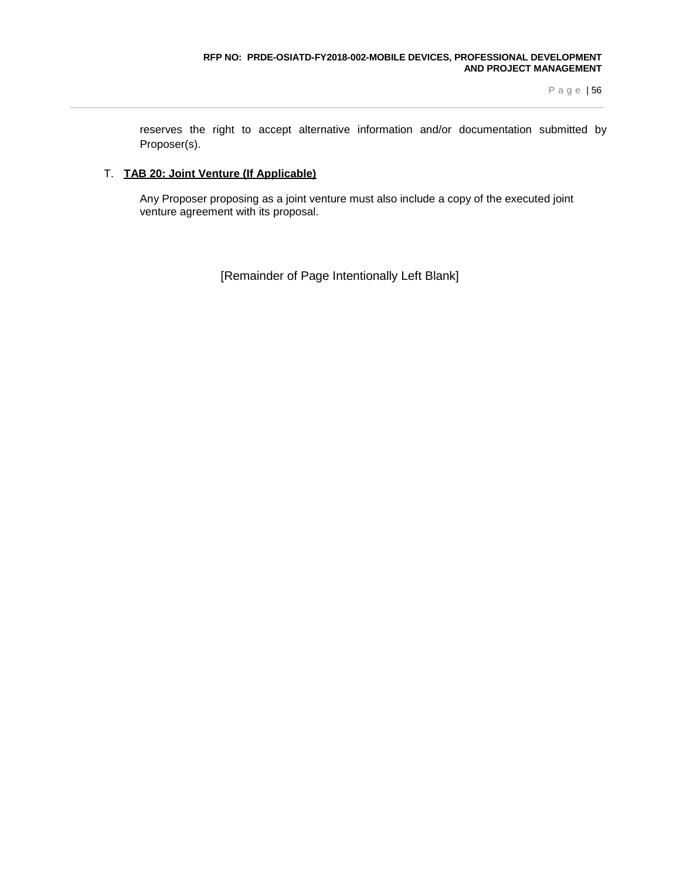reserves the right to accept alternative information and/or documentation submitted by Proposer(s).

T. **TAB 20: Joint Venture (If Applicable)**

Any Proposer proposing as a joint venture must also include a copy of the executed joint venture agreement with its proposal.

[Remainder of Page Intentionally Left Blank]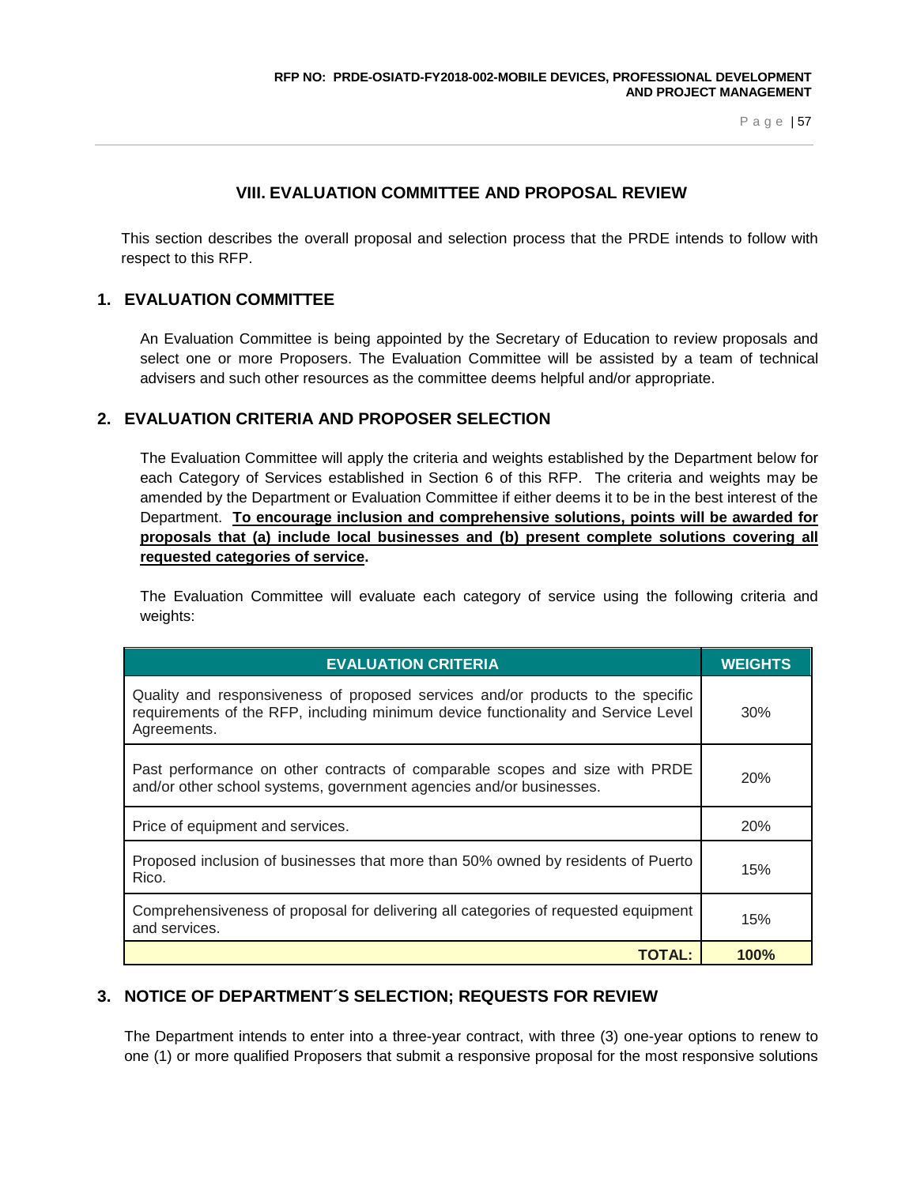## VIII. EVALUATION COMMITTEE AND PROPOSAL REVIEW

This section describes the overall proposal and selection process that the PRDE intends to follow with respect to this RFP.

### 1. EVALUATION COMMITTEE

An Evaluation Committee is being appointed by the Secretary of Education to review proposals and select one or more Proposers. The Evaluation Committee will be assisted by a team of technical advisers and such other resources as the committee deems helpful and/or appropriate.

### 2. EVALUATION CRITERIA AND PROPOSER SELECTION

The Evaluation Committee will apply the criteria and weights established by the Department below for each Category of Services established in Section 6 of this RFP. The criteria and weights may be amended by the Department or Evaluation Committee if either deems it to be in the best interest of the Department. **To encourage inclusion and comprehensive solutions, points will be awarded for proposals that (a) include local businesses and (b) present complete solutions covering all requested categories of service.**

The Evaluation Committee will evaluate each category of service using the following criteria and weights:

| EVALUATION CRITERIA | WEIGHTS |
|---|---|
| Quality and responsiveness of proposed services and/or products to the specific requirements of the RFP, including minimum device functionality and Service Level Agreements. | 30% |
| Past performance on other contracts of comparable scopes and size with PRDE and/or other school systems, government agencies and/or businesses. | 20% |
| Price of equipment and services. | 20% |
| Proposed inclusion of businesses that more than 50% owned by residents of Puerto Rico. | 15% |
| Comprehensiveness of proposal for delivering all categories of requested equipment and services. | 15% |
| **TOTAL:** | **100%** |

### 3. NOTICE OF DEPARTMENT´S SELECTION; REQUESTS FOR REVIEW

The Department intends to enter into a three-year contract, with three (3) one-year options to renew to one (1) or more qualified Proposers that submit a responsive proposal for the most responsive solutions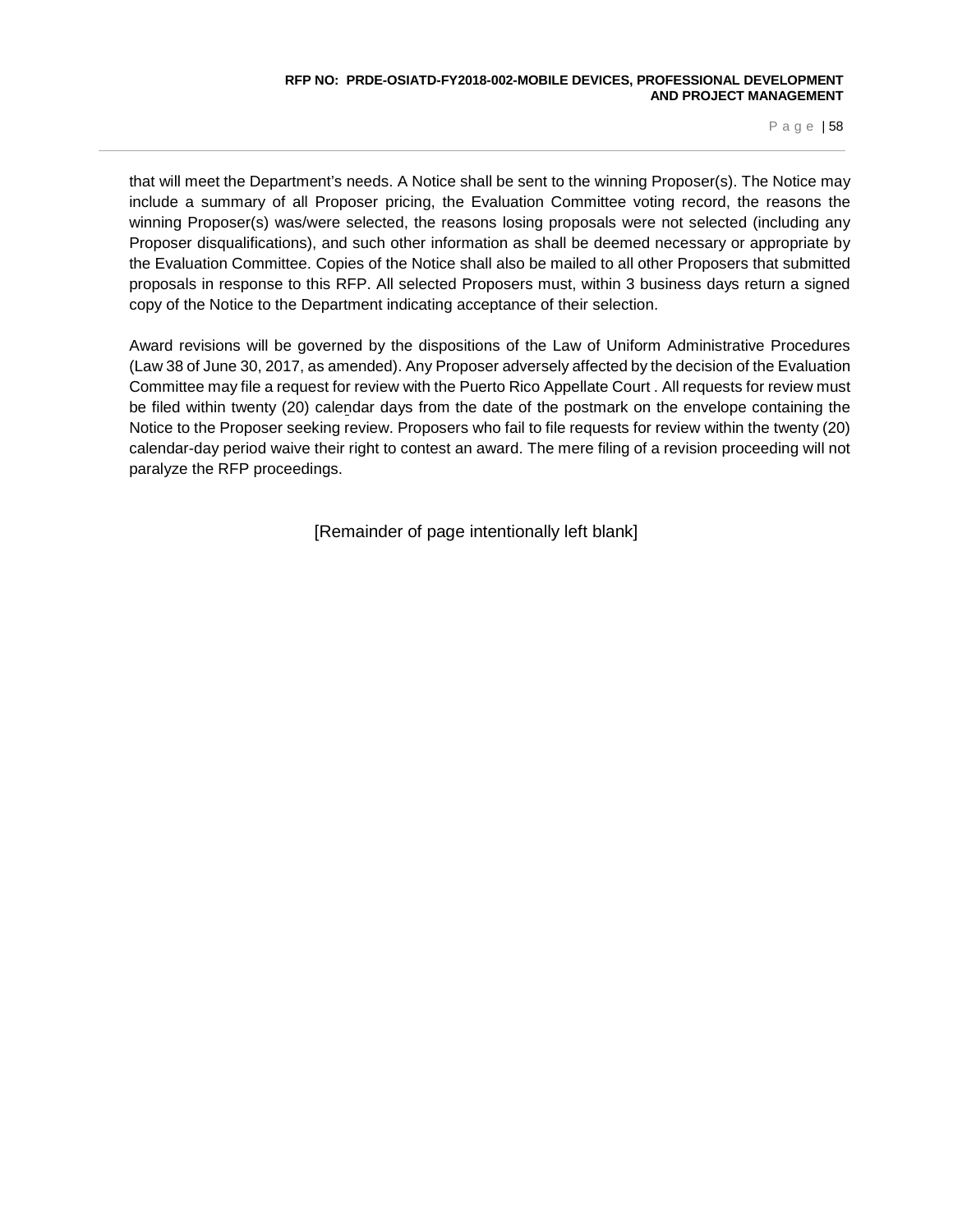that will meet the Department's needs. A Notice shall be sent to the winning Proposer(s). The Notice may include a summary of all Proposer pricing, the Evaluation Committee voting record, the reasons the winning Proposer(s) was/were selected, the reasons losing proposals were not selected (including any Proposer disqualifications), and such other information as shall be deemed necessary or appropriate by the Evaluation Committee. Copies of the Notice shall also be mailed to all other Proposers that submitted proposals in response to this RFP. All selected Proposers must, within 3 business days return a signed copy of the Notice to the Department indicating acceptance of their selection.

Award revisions will be governed by the dispositions of the Law of Uniform Administrative Procedures (Law 38 of June 30, 2017, as amended). Any Proposer adversely affected by the decision of the Evaluation Committee may file a request for review with the Puerto Rico Appellate Court . All requests for review must be filed within twenty (20) calendar days from the date of the postmark on the envelope containing the Notice to the Proposer seeking review. Proposers who fail to file requests for review within the twenty (20) calendar-day period waive their right to contest an award. The mere filing of a revision proceeding will not paralyze the RFP proceedings.

[Remainder of page intentionally left blank]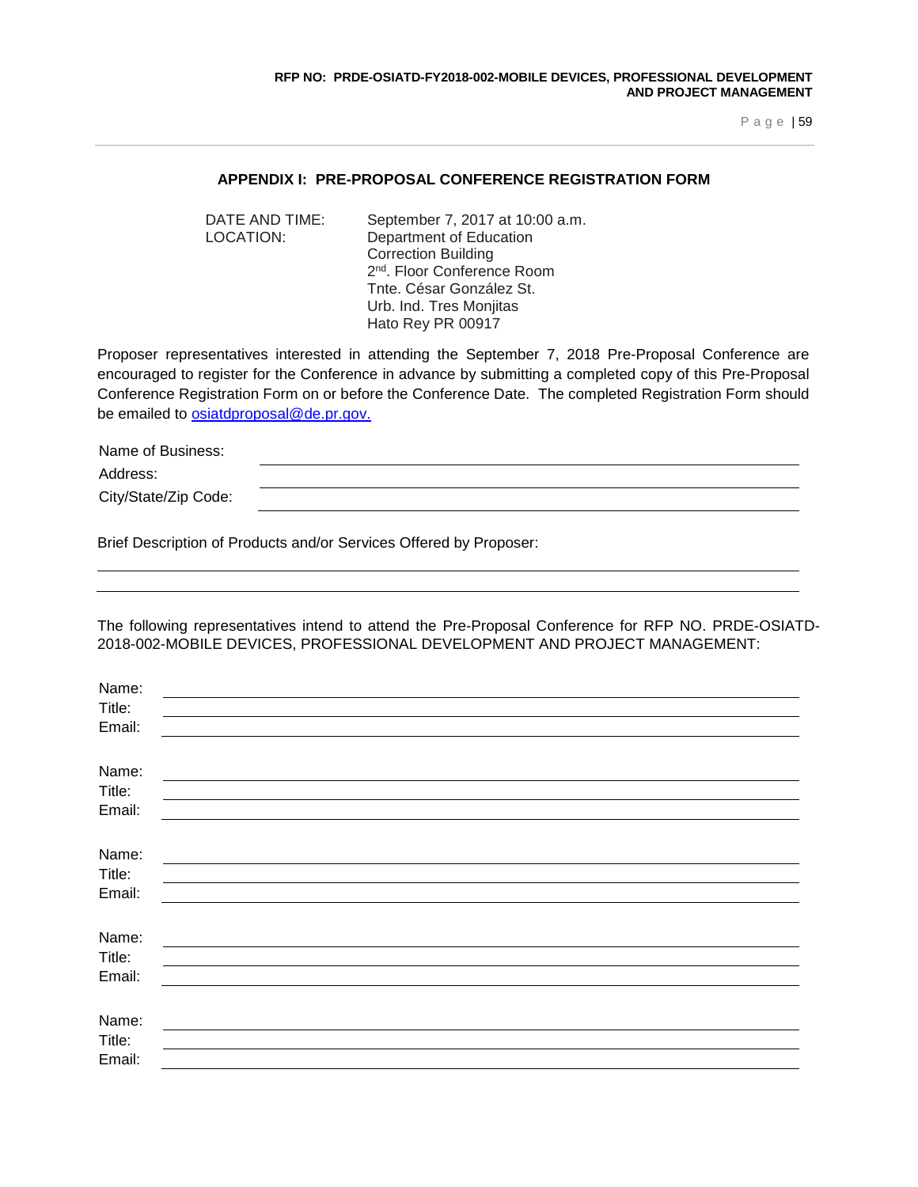## APPENDIX I: PRE-PROPOSAL CONFERENCE REGISTRATION FORM

| | |
|---|---|
| DATE AND TIME: | September 7, 2017 at 10:00 a.m. |
| LOCATION: | Department of Education<br>Correction Building<br>2nd. Floor Conference Room<br>Tnte. César González St.<br>Urb. Ind. Tres Monjitas<br>Hato Rey PR 00917 |

Proposer representatives interested in attending the September 7, 2018 Pre-Proposal Conference are encouraged to register for the Conference in advance by submitting a completed copy of this Pre-Proposal Conference Registration Form on or before the Conference Date. The completed Registration Form should be emailed to osiatdproposal@de.pr.gov.

Name of Business: ______________________________

Address: ______________________________

City/State/Zip Code: ______________________________

Brief Description of Products and/or Services Offered by Proposer:

______________________________

______________________________

The following representatives intend to attend the Pre-Proposal Conference for RFP NO. PRDE-OSIATD-2018-002-MOBILE DEVICES, PROFESSIONAL DEVELOPMENT AND PROJECT MANAGEMENT:

Name: ______________________________
Title: ______________________________
Email: ______________________________

Name: ______________________________
Title: ______________________________
Email: ______________________________

Name: ______________________________
Title: ______________________________
Email: ______________________________

Name: ______________________________
Title: ______________________________
Email: ______________________________

Name: ______________________________
Title: ______________________________
Email: ______________________________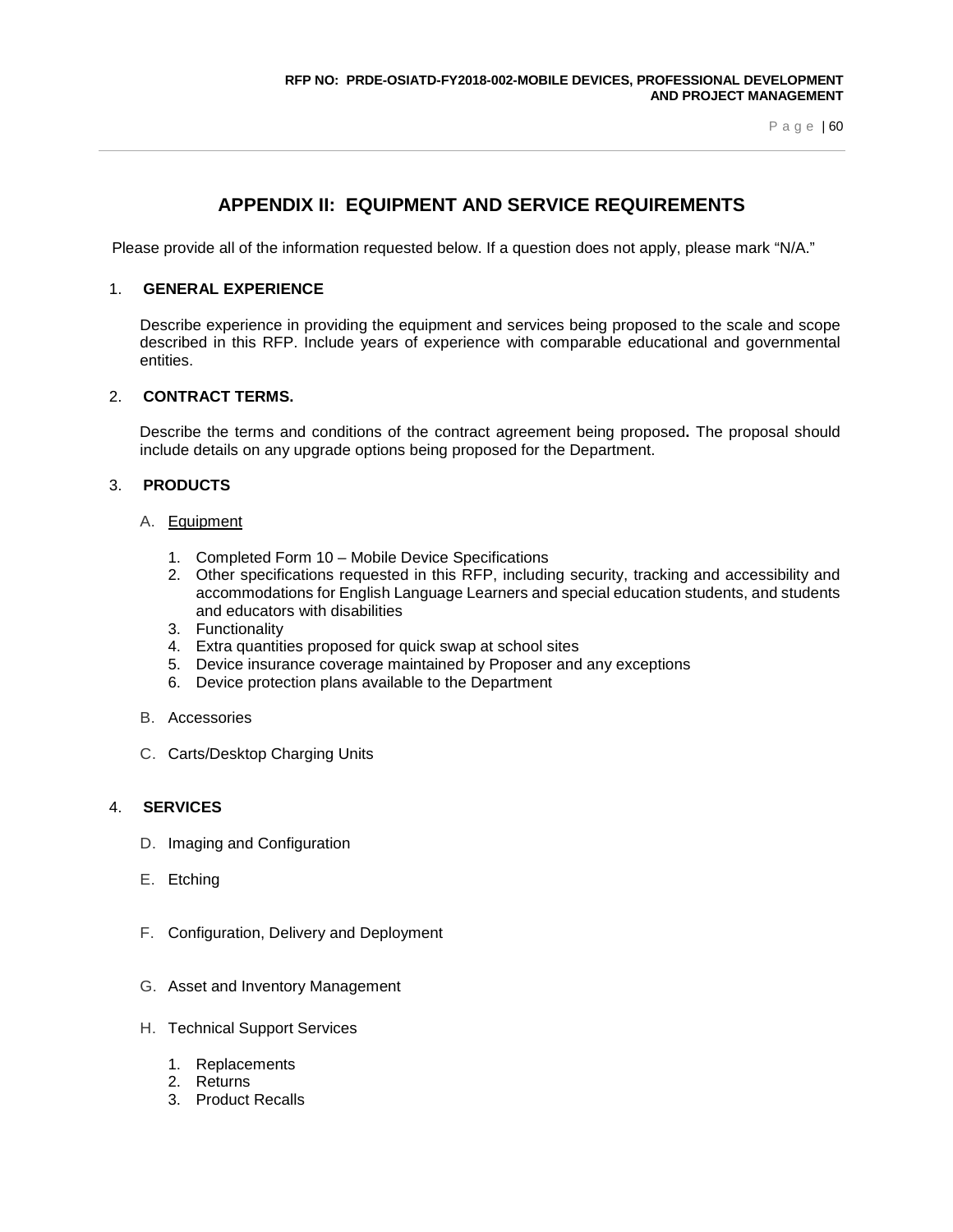## APPENDIX II: EQUIPMENT AND SERVICE REQUIREMENTS

Please provide all of the information requested below. If a question does not apply, please mark "N/A."

1. **GENERAL EXPERIENCE**

   Describe experience in providing the equipment and services being proposed to the scale and scope described in this RFP. Include years of experience with comparable educational and governmental entities.

2. **CONTRACT TERMS.**

   Describe the terms and conditions of the contract agreement being proposed**.** The proposal should include details on any upgrade options being proposed for the Department.

3. **PRODUCTS**

   A. Equipment

      1. Completed Form 10 – Mobile Device Specifications
      2. Other specifications requested in this RFP, including security, tracking and accessibility and accommodations for English Language Learners and special education students, and students and educators with disabilities
      3. Functionality
      4. Extra quantities proposed for quick swap at school sites
      5. Device insurance coverage maintained by Proposer and any exceptions
      6. Device protection plans available to the Department

   B. Accessories

   C. Carts/Desktop Charging Units

4. **SERVICES**

   D. Imaging and Configuration

   E. Etching

   F. Configuration, Delivery and Deployment

   G. Asset and Inventory Management

   H. Technical Support Services

      1. Replacements
      2. Returns
      3. Product Recalls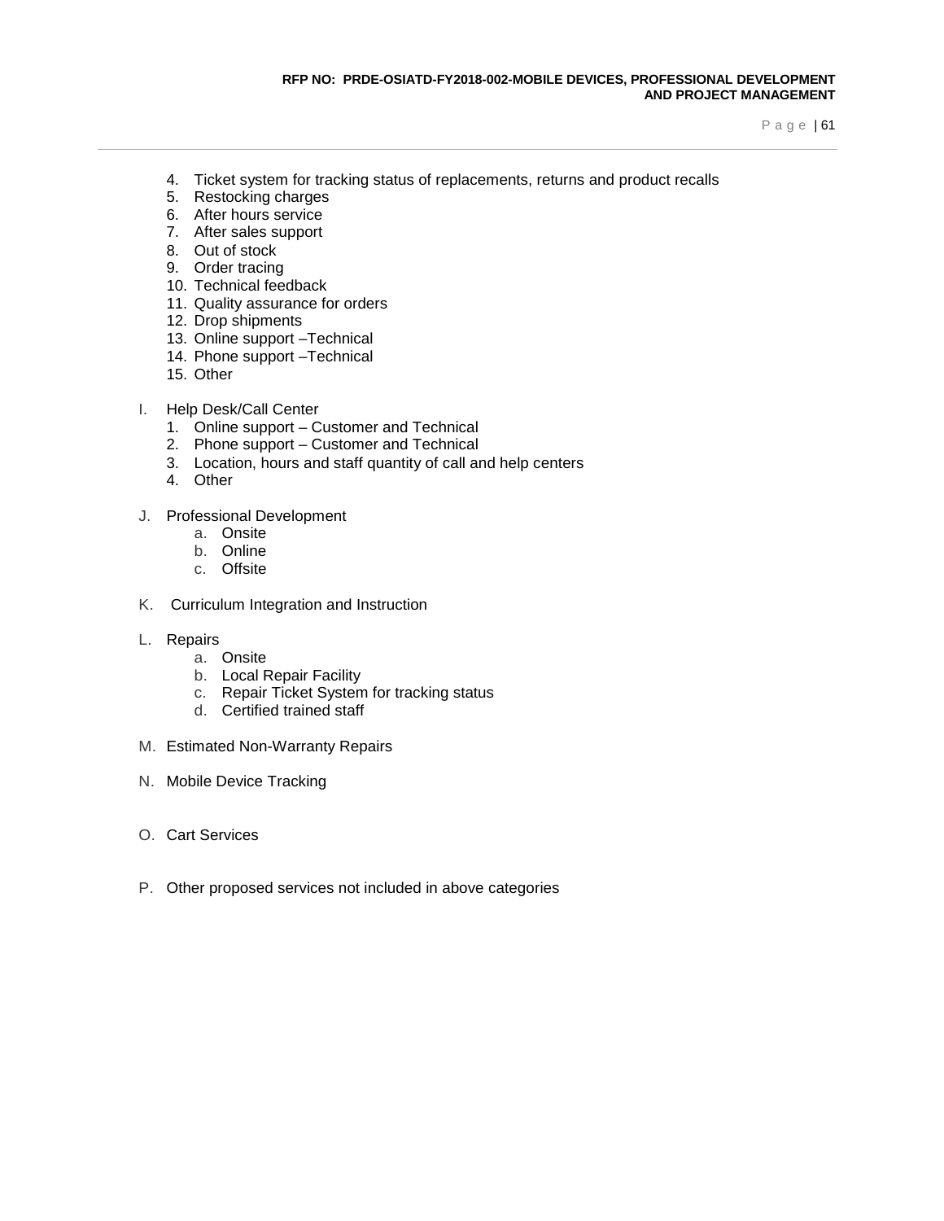4. Ticket system for tracking status of replacements, returns and product recalls
5. Restocking charges
6. After hours service
7. After sales support
8. Out of stock
9. Order tracing
10. Technical feedback
11. Quality assurance for orders
12. Drop shipments
13. Online support –Technical
14. Phone support –Technical
15. Other

I. Help Desk/Call Center
   1. Online support – Customer and Technical
   2. Phone support – Customer and Technical
   3. Location, hours and staff quantity of call and help centers
   4. Other

J. Professional Development
   a. Onsite
   b. Online
   c. Offsite

K. Curriculum Integration and Instruction

L. Repairs
   a. Onsite
   b. Local Repair Facility
   c. Repair Ticket System for tracking status
   d. Certified trained staff

M. Estimated Non-Warranty Repairs

N. Mobile Device Tracking

O. Cart Services

P. Other proposed services not included in above categories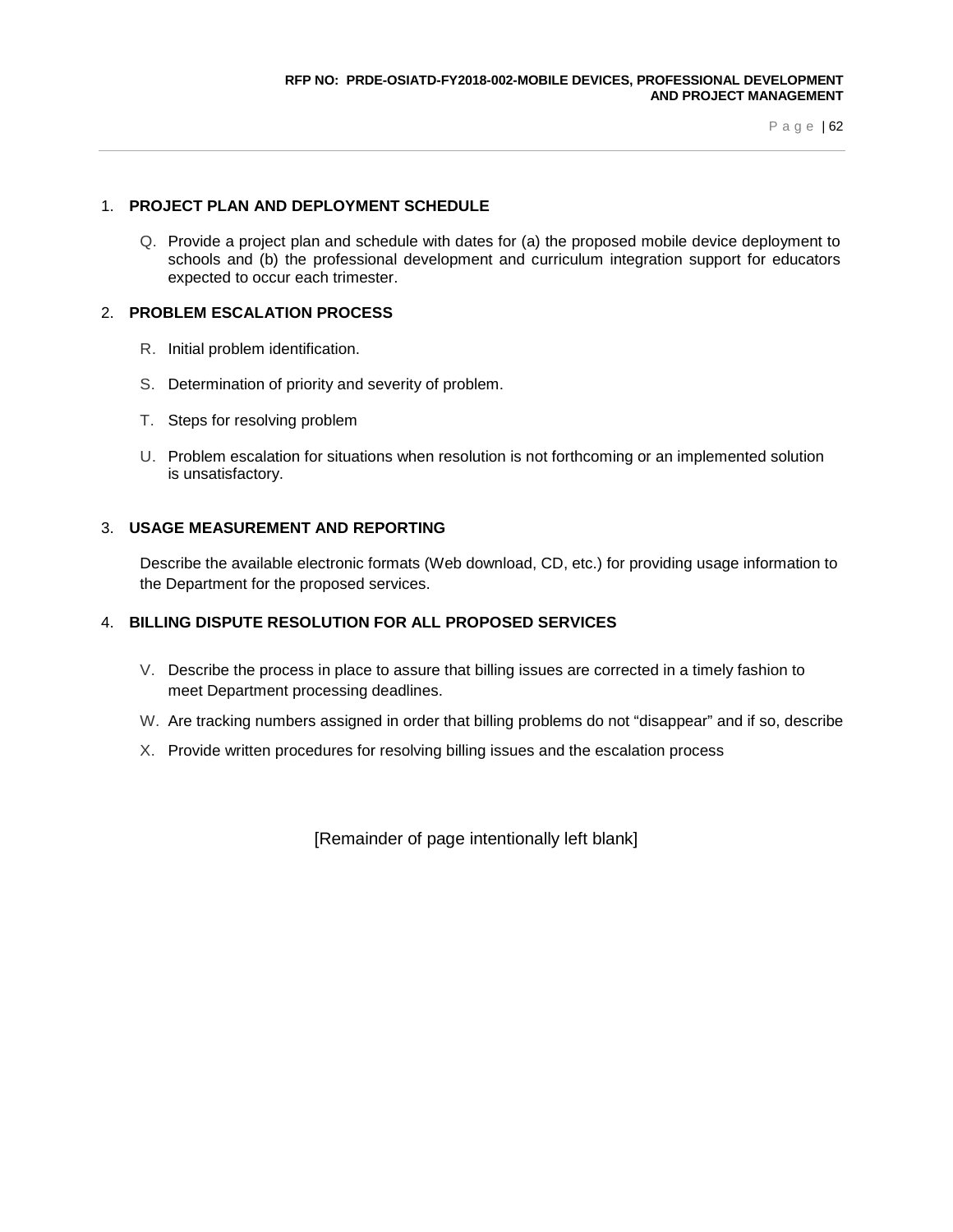1. **PROJECT PLAN AND DEPLOYMENT SCHEDULE**

   Q. Provide a project plan and schedule with dates for (a) the proposed mobile device deployment to schools and (b) the professional development and curriculum integration support for educators expected to occur each trimester.

2. **PROBLEM ESCALATION PROCESS**

   R. Initial problem identification.

   S. Determination of priority and severity of problem.

   T. Steps for resolving problem

   U. Problem escalation for situations when resolution is not forthcoming or an implemented solution is unsatisfactory.

3. **USAGE MEASUREMENT AND REPORTING**

   Describe the available electronic formats (Web download, CD, etc.) for providing usage information to the Department for the proposed services.

4. **BILLING DISPUTE RESOLUTION FOR ALL PROPOSED SERVICES**

   V. Describe the process in place to assure that billing issues are corrected in a timely fashion to meet Department processing deadlines.

   W. Are tracking numbers assigned in order that billing problems do not "disappear" and if so, describe

   X. Provide written procedures for resolving billing issues and the escalation process

[Remainder of page intentionally left blank]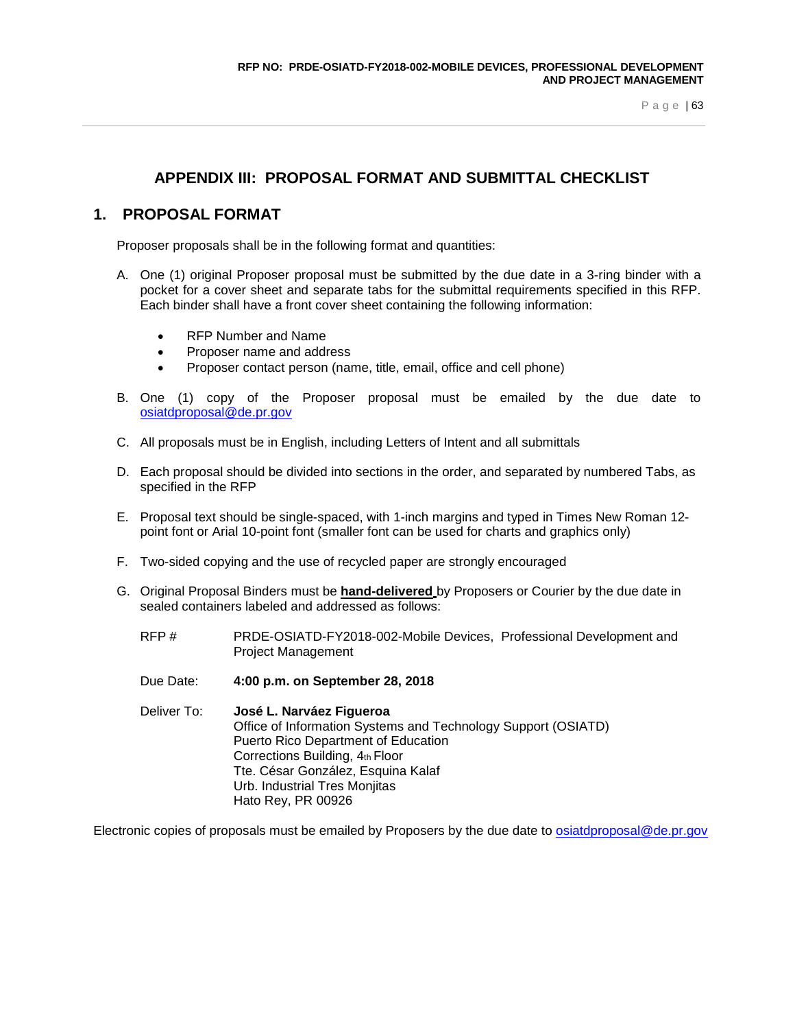# APPENDIX III: PROPOSAL FORMAT AND SUBMITTAL CHECKLIST

## 1. PROPOSAL FORMAT

Proposer proposals shall be in the following format and quantities:

A. One (1) original Proposer proposal must be submitted by the due date in a 3-ring binder with a pocket for a cover sheet and separate tabs for the submittal requirements specified in this RFP. Each binder shall have a front cover sheet containing the following information:

- RFP Number and Name
- Proposer name and address
- Proposer contact person (name, title, email, office and cell phone)

B. One (1) copy of the Proposer proposal must be emailed by the due date to osiatdproposal@de.pr.gov

C. All proposals must be in English, including Letters of Intent and all submittals

D. Each proposal should be divided into sections in the order, and separated by numbered Tabs, as specified in the RFP

E. Proposal text should be single-spaced, with 1-inch margins and typed in Times New Roman 12-point font or Arial 10-point font (smaller font can be used for charts and graphics only)

F. Two-sided copying and the use of recycled paper are strongly encouraged

G. Original Proposal Binders must be **hand-delivered** by Proposers or Courier by the due date in sealed containers labeled and addressed as follows:

RFP # PRDE-OSIATD-FY2018-002-Mobile Devices, Professional Development and Project Management

Due Date: **4:00 p.m. on September 28, 2018**

Deliver To: **José L. Narváez Figueroa**
Office of Information Systems and Technology Support (OSIATD)
Puerto Rico Department of Education
Corrections Building, 4th Floor
Tte. César González, Esquina Kalaf
Urb. Industrial Tres Monjitas
Hato Rey, PR 00926

Electronic copies of proposals must be emailed by Proposers by the due date to osiatdproposal@de.pr.gov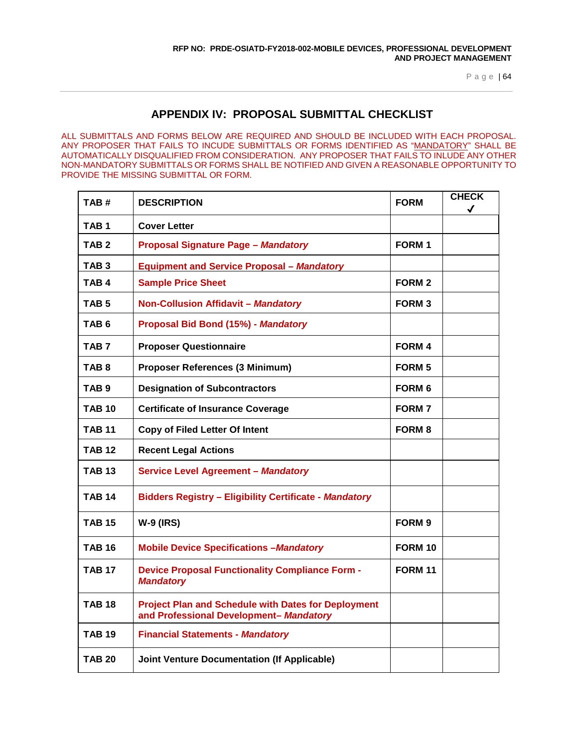## APPENDIX IV: PROPOSAL SUBMITTAL CHECKLIST

ALL SUBMITTALS AND FORMS BELOW ARE REQUIRED AND SHOULD BE INCLUDED WITH EACH PROPOSAL. ANY PROPOSER THAT FAILS TO INCUDE SUBMITTALS OR FORMS IDENTIFIED AS "MANDATORY" SHALL BE AUTOMATICALLY DISQUALIFIED FROM CONSIDERATION. ANY PROPOSER THAT FAILS TO INLUDE ANY OTHER NON-MANDATORY SUBMITTALS OR FORMS SHALL BE NOTIFIED AND GIVEN A REASONABLE OPPORTUNITY TO PROVIDE THE MISSING SUBMITTAL OR FORM.

| TAB # | DESCRIPTION | FORM | CHECK ✓ |
|---|---|---|---|
| TAB 1 | Cover Letter | | |
| TAB 2 | Proposal Signature Page – *Mandatory* | FORM 1 | |
| TAB 3 | Equipment and Service Proposal – *Mandatory* | | |
| TAB 4 | Sample Price Sheet | FORM 2 | |
| TAB 5 | Non-Collusion Affidavit – *Mandatory* | FORM 3 | |
| TAB 6 | Proposal Bid Bond (15%) - *Mandatory* | | |
| TAB 7 | Proposer Questionnaire | FORM 4 | |
| TAB 8 | Proposer References (3 Minimum) | FORM 5 | |
| TAB 9 | Designation of Subcontractors | FORM 6 | |
| TAB 10 | Certificate of Insurance Coverage | FORM 7 | |
| TAB 11 | Copy of Filed Letter Of Intent | FORM 8 | |
| TAB 12 | Recent Legal Actions | | |
| TAB 13 | Service Level Agreement – *Mandatory* | | |
| TAB 14 | Bidders Registry – Eligibility Certificate - *Mandatory* | | |
| TAB 15 | W-9 (IRS) | FORM 9 | |
| TAB 16 | Mobile Device Specifications –*Mandatory* | FORM 10 | |
| TAB 17 | Device Proposal Functionality Compliance Form - *Mandatory* | FORM 11 | |
| TAB 18 | Project Plan and Schedule with Dates for Deployment and Professional Development– *Mandatory* | | |
| TAB 19 | Financial Statements - *Mandatory* | | |
| TAB 20 | Joint Venture Documentation (If Applicable) | | |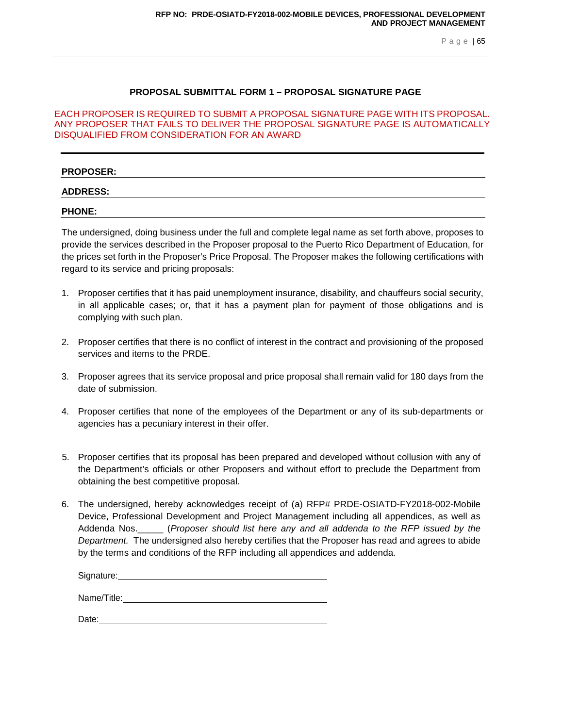## PROPOSAL SUBMITTAL FORM 1 – PROPOSAL SIGNATURE PAGE

EACH PROPOSER IS REQUIRED TO SUBMIT A PROPOSAL SIGNATURE PAGE WITH ITS PROPOSAL. ANY PROPOSER THAT FAILS TO DELIVER THE PROPOSAL SIGNATURE PAGE IS AUTOMATICALLY DISQUALIFIED FROM CONSIDERATION FOR AN AWARD

---

**PROPOSER:** ______________________________

**ADDRESS:** ______________________________

**PHONE:** ______________________________

The undersigned, doing business under the full and complete legal name as set forth above, proposes to provide the services described in the Proposer proposal to the Puerto Rico Department of Education, for the prices set forth in the Proposer's Price Proposal. The Proposer makes the following certifications with regard to its service and pricing proposals:

1. Proposer certifies that it has paid unemployment insurance, disability, and chauffeurs social security, in all applicable cases; or, that it has a payment plan for payment of those obligations and is complying with such plan.

2. Proposer certifies that there is no conflict of interest in the contract and provisioning of the proposed services and items to the PRDE.

3. Proposer agrees that its service proposal and price proposal shall remain valid for 180 days from the date of submission.

4. Proposer certifies that none of the employees of the Department or any of its sub-departments or agencies has a pecuniary interest in their offer.

5. Proposer certifies that its proposal has been prepared and developed without collusion with any of the Department's officials or other Proposers and without effort to preclude the Department from obtaining the best competitive proposal.

6. The undersigned, hereby acknowledges receipt of (a) RFP# PRDE-OSIATD-FY2018-002-Mobile Device, Professional Development and Project Management including all appendices, as well as Addenda Nos.\_\_\_\_\_ (*Proposer should list here any and all addenda to the RFP issued by the Department.* The undersigned also hereby certifies that the Proposer has read and agrees to abide by the terms and conditions of the RFP including all appendices and addenda.

Signature: ______________________________

Name/Title: ______________________________

Date: ______________________________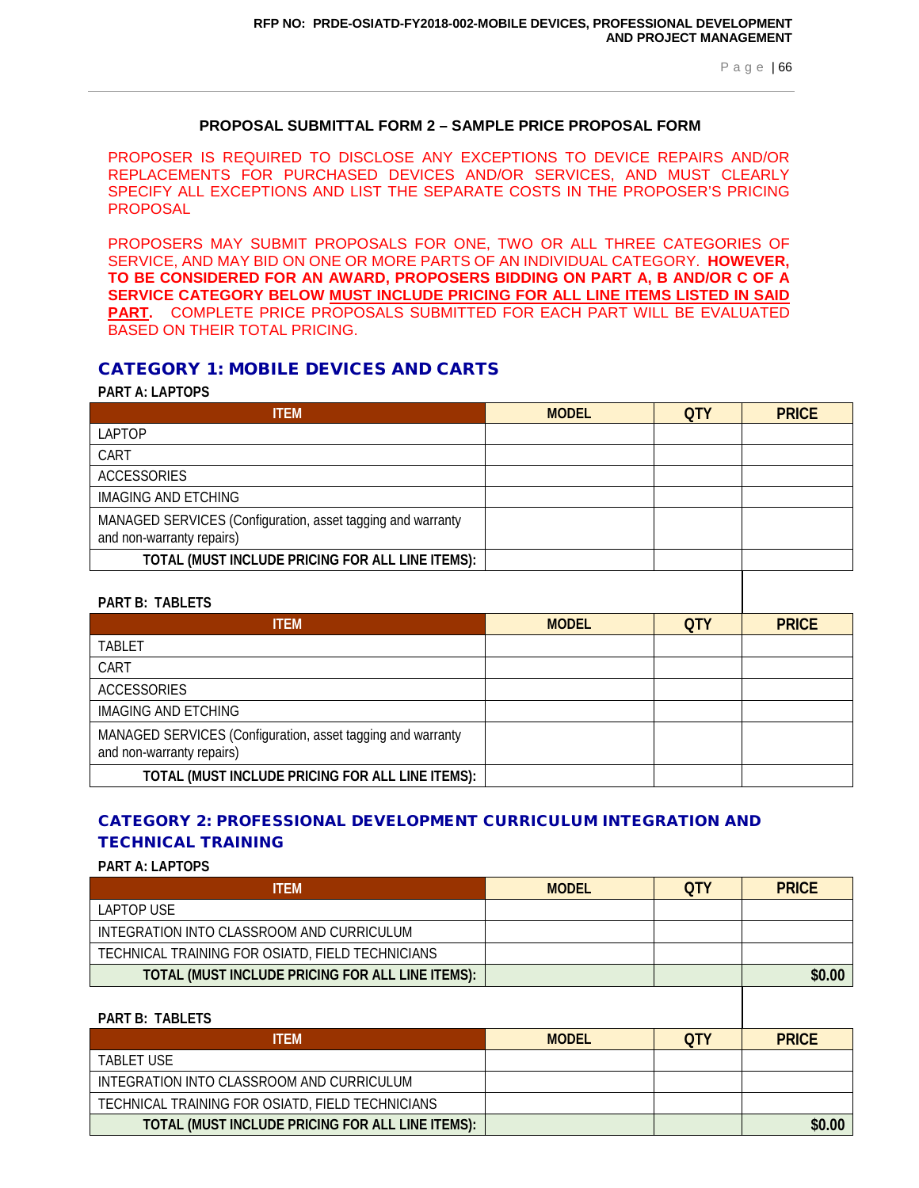## PROPOSAL SUBMITTAL FORM 2 – SAMPLE PRICE PROPOSAL FORM

PROPOSER IS REQUIRED TO DISCLOSE ANY EXCEPTIONS TO DEVICE REPAIRS AND/OR REPLACEMENTS FOR PURCHASED DEVICES AND/OR SERVICES, AND MUST CLEARLY SPECIFY ALL EXCEPTIONS AND LIST THE SEPARATE COSTS IN THE PROPOSER'S PRICING PROPOSAL

PROPOSERS MAY SUBMIT PROPOSALS FOR ONE, TWO OR ALL THREE CATEGORIES OF SERVICE, AND MAY BID ON ONE OR MORE PARTS OF AN INDIVIDUAL CATEGORY. **HOWEVER, TO BE CONSIDERED FOR AN AWARD, PROPOSERS BIDDING ON PART A, B AND/OR C OF A SERVICE CATEGORY BELOW MUST INCLUDE PRICING FOR ALL LINE ITEMS LISTED IN SAID PART.** COMPLETE PRICE PROPOSALS SUBMITTED FOR EACH PART WILL BE EVALUATED BASED ON THEIR TOTAL PRICING.

## CATEGORY 1: MOBILE DEVICES AND CARTS

**PART A: LAPTOPS**

| ITEM | MODEL | QTY | PRICE |
|---|---|---|---|
| LAPTOP | | | |
| CART | | | |
| ACCESSORIES | | | |
| IMAGING AND ETCHING | | | |
| MANAGED SERVICES (Configuration, asset tagging and warranty and non-warranty repairs) | | | |
| **TOTAL (MUST INCLUDE PRICING FOR ALL LINE ITEMS):** | | | |

**PART B: TABLETS**

| ITEM | MODEL | QTY | PRICE |
|---|---|---|---|
| TABLET | | | |
| CART | | | |
| ACCESSORIES | | | |
| IMAGING AND ETCHING | | | |
| MANAGED SERVICES (Configuration, asset tagging and warranty and non-warranty repairs) | | | |
| **TOTAL (MUST INCLUDE PRICING FOR ALL LINE ITEMS):** | | | |

## CATEGORY 2: PROFESSIONAL DEVELOPMENT CURRICULUM INTEGRATION AND TECHNICAL TRAINING

**PART A: LAPTOPS**

| ITEM | MODEL | QTY | PRICE |
|---|---|---|---|
| LAPTOP USE | | | |
| INTEGRATION INTO CLASSROOM AND CURRICULUM | | | |
| TECHNICAL TRAINING FOR OSIATD, FIELD TECHNICIANS | | | |
| **TOTAL (MUST INCLUDE PRICING FOR ALL LINE ITEMS):** | | | **$0.00** |

**PART B: TABLETS**

| ITEM | MODEL | QTY | PRICE |
|---|---|---|---|
| TABLET USE | | | |
| INTEGRATION INTO CLASSROOM AND CURRICULUM | | | |
| TECHNICAL TRAINING FOR OSIATD, FIELD TECHNICIANS | | | |
| **TOTAL (MUST INCLUDE PRICING FOR ALL LINE ITEMS):** | | | **$0.00** |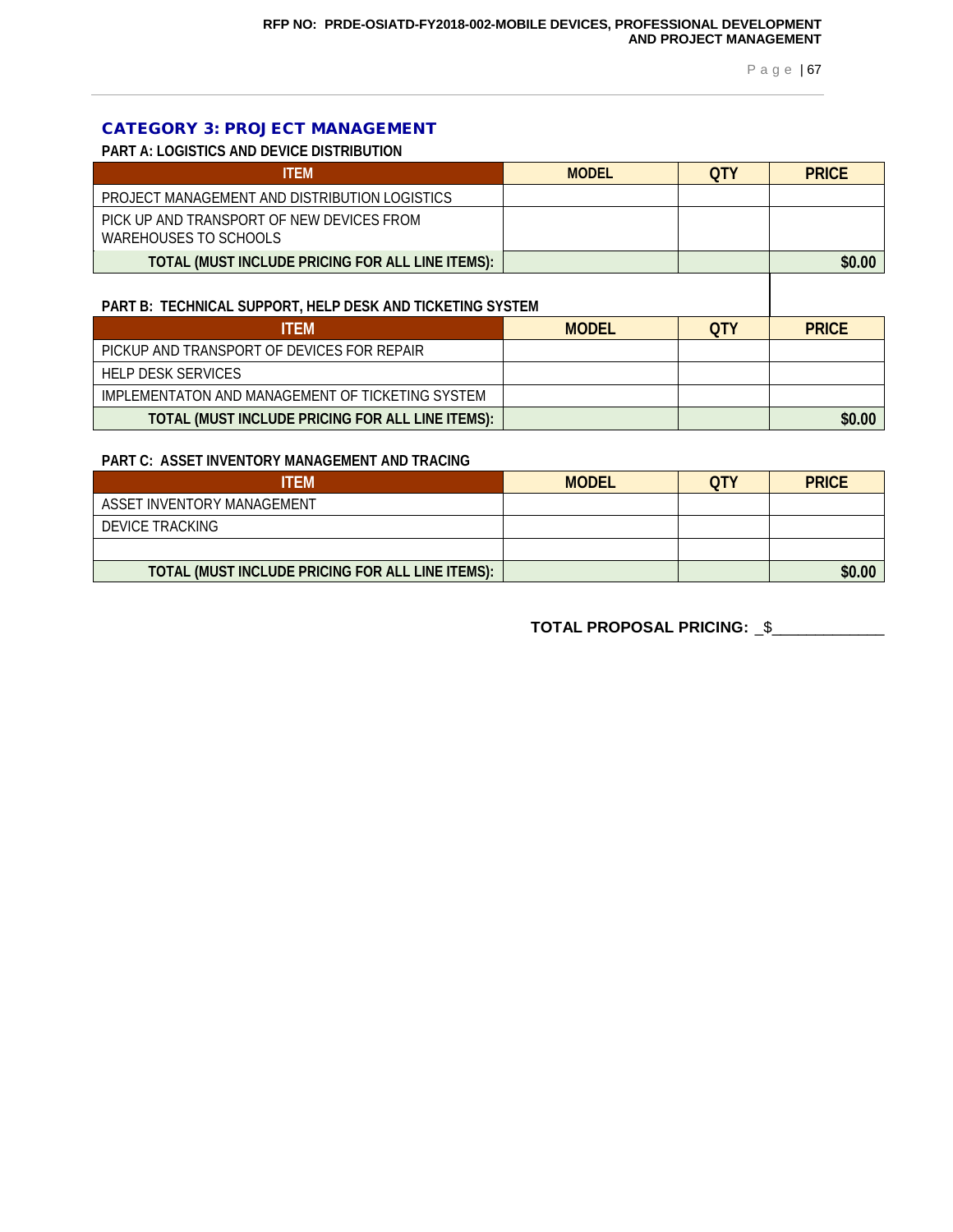## CATEGORY 3: PROJECT MANAGEMENT

**PART A: LOGISTICS AND DEVICE DISTRIBUTION**

| ITEM | MODEL | QTY | PRICE |
|---|---|---|---|
| PROJECT MANAGEMENT AND DISTRIBUTION LOGISTICS | | | |
| PICK UP AND TRANSPORT OF NEW DEVICES FROM WAREHOUSES TO SCHOOLS | | | |
| **TOTAL (MUST INCLUDE PRICING FOR ALL LINE ITEMS):** | | | **$0.00** |

**PART B: TECHNICAL SUPPORT, HELP DESK AND TICKETING SYSTEM**

| ITEM | MODEL | QTY | PRICE |
|---|---|---|---|
| PICKUP AND TRANSPORT OF DEVICES FOR REPAIR | | | |
| HELP DESK SERVICES | | | |
| IMPLEMENTATON AND MANAGEMENT OF TICKETING SYSTEM | | | |
| **TOTAL (MUST INCLUDE PRICING FOR ALL LINE ITEMS):** | | | **$0.00** |

**PART C: ASSET INVENTORY MANAGEMENT AND TRACING**

| ITEM | MODEL | QTY | PRICE |
|---|---|---|---|
| ASSET INVENTORY MANAGEMENT | | | |
| DEVICE TRACKING | | | |
| | | | |
| **TOTAL (MUST INCLUDE PRICING FOR ALL LINE ITEMS):** | | | **$0.00** |

**TOTAL PROPOSAL PRICING:** _$____________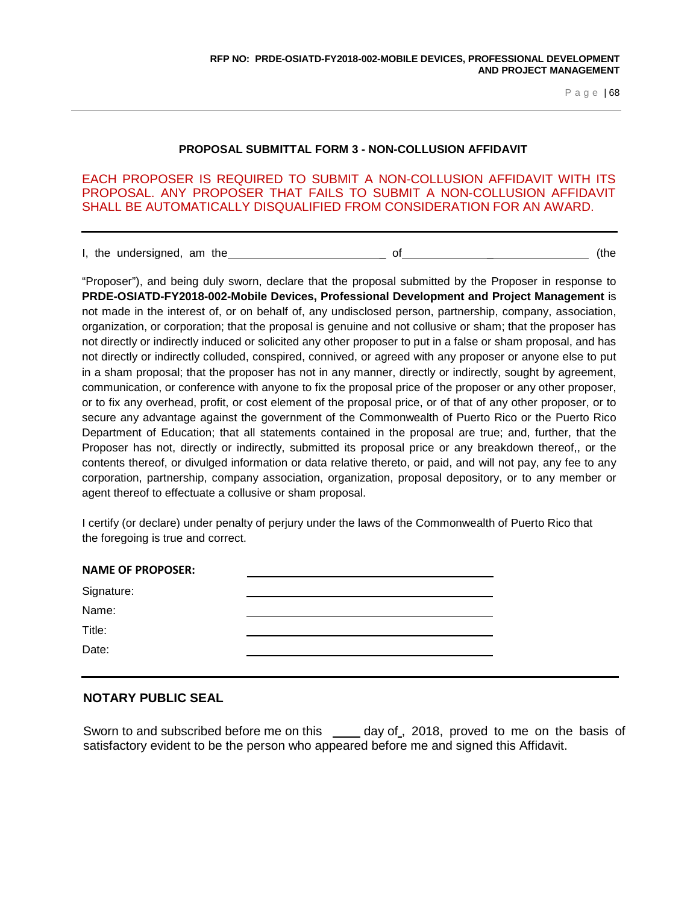## PROPOSAL SUBMITTAL FORM 3 - NON-COLLUSION AFFIDAVIT

EACH PROPOSER IS REQUIRED TO SUBMIT A NON-COLLUSION AFFIDAVIT WITH ITS PROPOSAL. ANY PROPOSER THAT FAILS TO SUBMIT A NON-COLLUSION AFFIDAVIT SHALL BE AUTOMATICALLY DISQUALIFIED FROM CONSIDERATION FOR AN AWARD.

---

I, the undersigned, am the_________________________ of_______________________________ (the "Proposer"), and being duly sworn, declare that the proposal submitted by the Proposer in response to **PRDE-OSIATD-FY2018-002-Mobile Devices, Professional Development and Project Management** is not made in the interest of, or on behalf of, any undisclosed person, partnership, company, association, organization, or corporation; that the proposal is genuine and not collusive or sham; that the proposer has not directly or indirectly induced or solicited any other proposer to put in a false or sham proposal, and has not directly or indirectly colluded, conspired, connived, or agreed with any proposer or anyone else to put in a sham proposal; that the proposer has not in any manner, directly or indirectly, sought by agreement, communication, or conference with anyone to fix the proposal price of the proposer or any other proposer, or to fix any overhead, profit, or cost element of the proposal price, or of that of any other proposer, or to secure any advantage against the government of the Commonwealth of Puerto Rico or the Puerto Rico Department of Education; that all statements contained in the proposal are true; and, further, that the Proposer has not, directly or indirectly, submitted its proposal price or any breakdown thereof,, or the contents thereof, or divulged information or data relative thereto, or paid, and will not pay, any fee to any corporation, partnership, company association, organization, proposal depository, or to any member or agent thereof to effectuate a collusive or sham proposal.

I certify (or declare) under penalty of perjury under the laws of the Commonwealth of Puerto Rico that the foregoing is true and correct.

**NAME OF PROPOSER:** ______________________________

Signature: ______________________________

Name: ______________________________

Title: ______________________________

Date: ______________________________

---

### NOTARY PUBLIC SEAL

Sworn to and subscribed before me on this ____ day of_, 2018, proved to me on the basis of satisfactory evident to be the person who appeared before me and signed this Affidavit.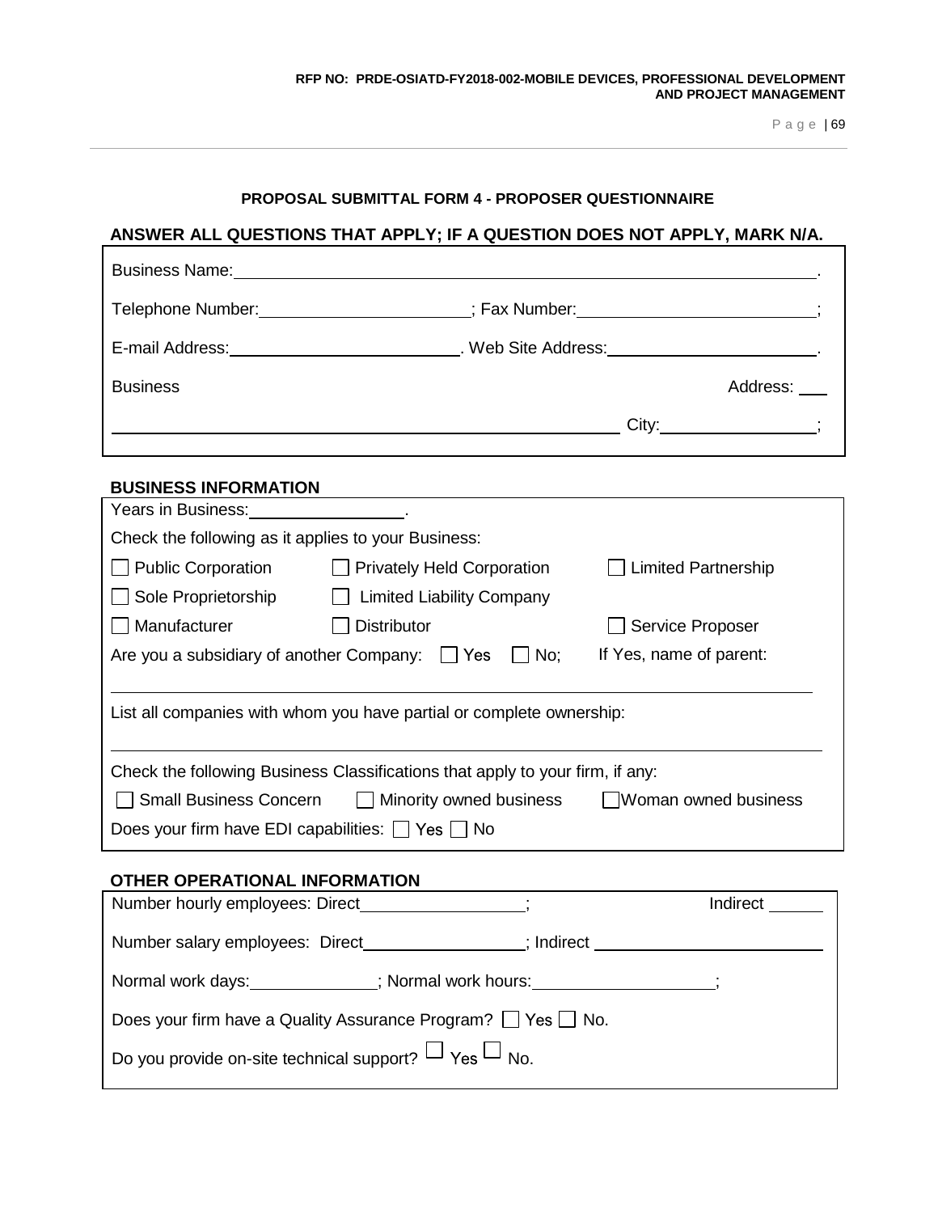## PROPOSAL SUBMITTAL FORM 4 - PROPOSER QUESTIONNAIRE

**ANSWER ALL QUESTIONS THAT APPLY; IF A QUESTION DOES NOT APPLY, MARK N/A.**

Business Name:\_\_\_\_\_\_\_\_\_\_\_\_\_\_\_\_\_\_\_\_\_\_\_\_\_\_\_\_\_\_\_\_\_\_\_\_\_\_\_\_\_\_\_\_\_\_.

Telephone Number:\_\_\_\_\_\_\_\_\_\_\_\_\_\_\_\_\_\_\_\_; Fax Number:\_\_\_\_\_\_\_\_\_\_\_\_\_\_\_\_\_\_\_\_;

E-mail Address:\_\_\_\_\_\_\_\_\_\_\_\_\_\_\_\_\_\_\_\_. Web Site Address:\_\_\_\_\_\_\_\_\_\_\_\_\_\_\_\_\_\_\_\_.

Business Address: \_\_\_

\_\_\_\_\_\_\_\_\_\_\_\_\_\_\_\_\_\_\_\_\_\_\_\_\_\_\_\_\_\_\_\_\_\_\_\_\_\_\_\_ City:\_\_\_\_\_\_\_\_\_\_\_\_\_\_\_\_;

**BUSINESS INFORMATION**

Years in Business:\_\_\_\_\_\_\_\_\_\_\_\_\_\_\_\_.

Check the following as it applies to your Business:

☐ Public Corporation ☐ Privately Held Corporation ☐ Limited Partnership

☐ Sole Proprietorship ☐ Limited Liability Company

☐ Manufacturer ☐ Distributor ☐ Service Proposer

Are you a subsidiary of another Company: ☐ Yes ☐ No; If Yes, name of parent:

\_\_\_\_\_\_\_\_\_\_\_\_\_\_\_\_\_\_\_\_\_\_\_\_\_\_\_\_\_\_\_\_\_\_\_\_\_\_\_\_\_\_\_\_\_\_\_\_\_\_\_\_\_\_\_\_\_\_

List all companies with whom you have partial or complete ownership:

\_\_\_\_\_\_\_\_\_\_\_\_\_\_\_\_\_\_\_\_\_\_\_\_\_\_\_\_\_\_\_\_\_\_\_\_\_\_\_\_\_\_\_\_\_\_\_\_\_\_\_\_\_\_\_\_\_\_

Check the following Business Classifications that apply to your firm, if any:

☐ Small Business Concern ☐ Minority owned business ☐ Woman owned business

Does your firm have EDI capabilities: ☐ Yes ☐ No

**OTHER OPERATIONAL INFORMATION**

Number hourly employees: Direct\_\_\_\_\_\_\_\_\_\_\_\_\_\_\_\_; Indirect \_\_\_\_\_\_

Number salary employees: Direct\_\_\_\_\_\_\_\_\_\_\_\_\_\_\_\_; Indirect \_\_\_\_\_\_\_\_\_\_\_\_\_\_\_\_\_\_\_\_

Normal work days:\_\_\_\_\_\_\_\_\_\_\_\_; Normal work hours:\_\_\_\_\_\_\_\_\_\_\_\_\_\_\_\_;

Does your firm have a Quality Assurance Program? ☐ Yes ☐ No.

Do you provide on-site technical support? ☐ Yes ☐ No.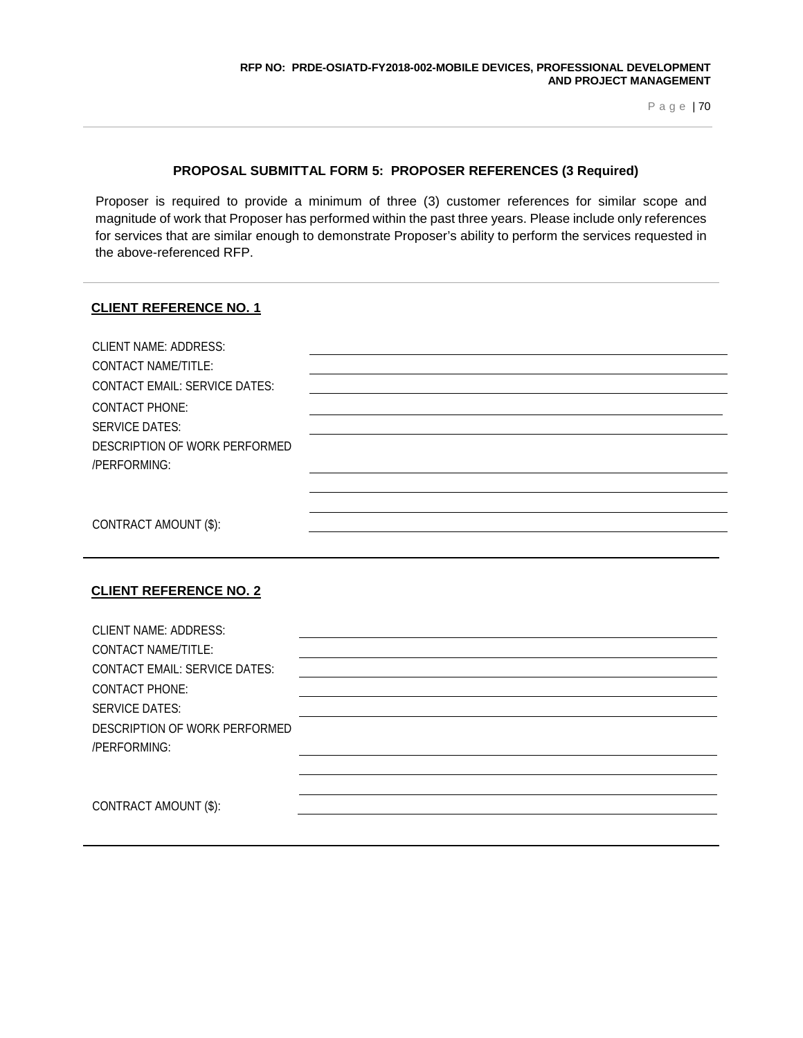## PROPOSAL SUBMITTAL FORM 5: PROPOSER REFERENCES (3 Required)

Proposer is required to provide a minimum of three (3) customer references for similar scope and magnitude of work that Proposer has performed within the past three years. Please include only references for services that are similar enough to demonstrate Proposer's ability to perform the services requested in the above-referenced RFP.

---

### CLIENT REFERENCE NO. 1

CLIENT NAME: ADDRESS: ______________________________

CONTACT NAME/TITLE: ______________________________

CONTACT EMAIL: SERVICE DATES: ______________________________

CONTACT PHONE: ______________________________

SERVICE DATES: ______________________________

DESCRIPTION OF WORK PERFORMED /PERFORMING: ______________________________

______________________________

______________________________

CONTRACT AMOUNT ($): ______________________________

---

### CLIENT REFERENCE NO. 2

CLIENT NAME: ADDRESS: ______________________________

CONTACT NAME/TITLE: ______________________________

CONTACT EMAIL: SERVICE DATES: ______________________________

CONTACT PHONE: ______________________________

SERVICE DATES: ______________________________

DESCRIPTION OF WORK PERFORMED /PERFORMING: ______________________________

______________________________

______________________________

CONTRACT AMOUNT ($): ______________________________

---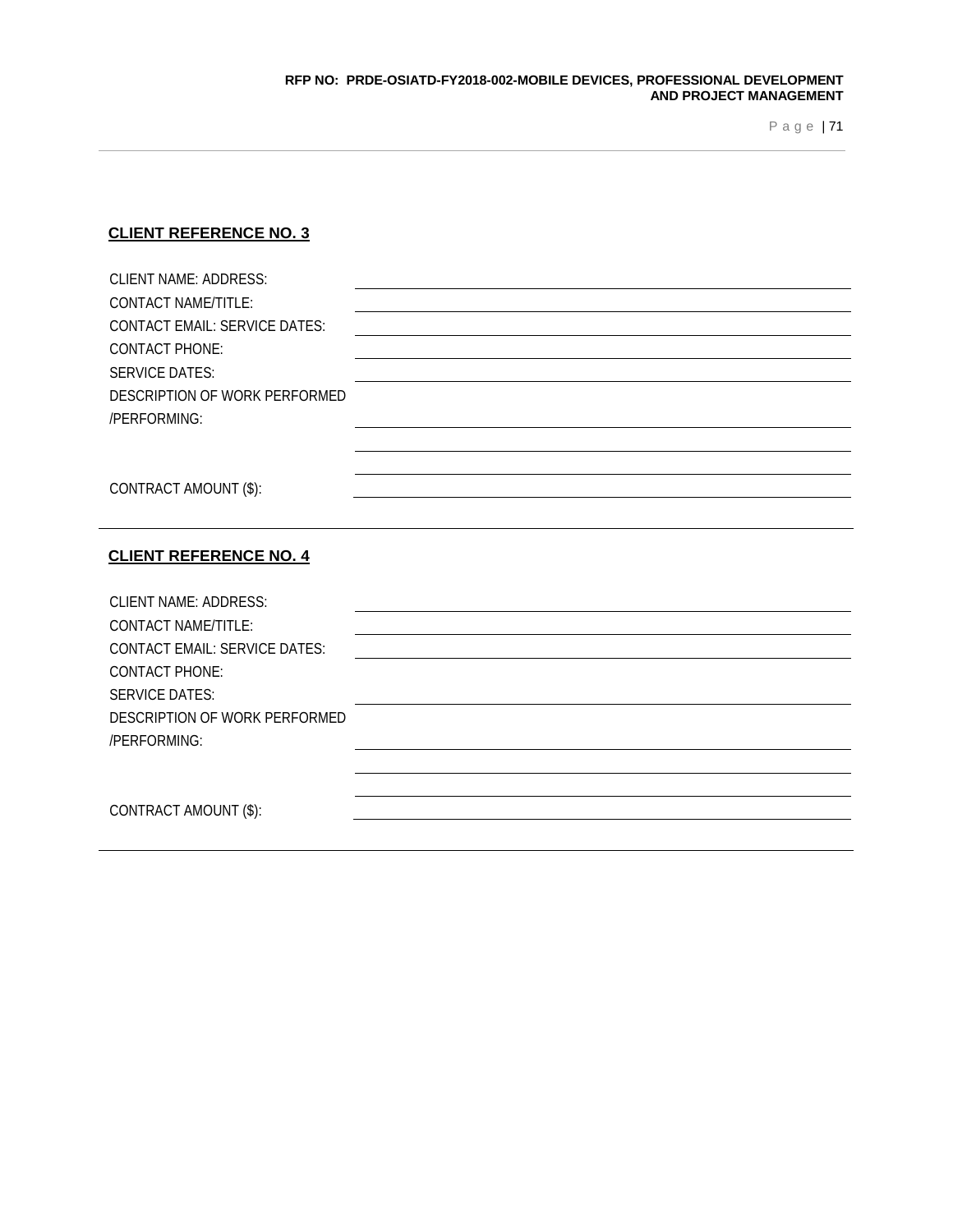**CLIENT REFERENCE NO. 3**

CLIENT NAME: ADDRESS: ______________________________

CONTACT NAME/TITLE: ______________________________

CONTACT EMAIL: SERVICE DATES: ______________________________

CONTACT PHONE: ______________________________

SERVICE DATES: ______________________________

DESCRIPTION OF WORK PERFORMED /PERFORMING: ______________________________

______________________________

______________________________

CONTRACT AMOUNT ($): ______________________________

---

**CLIENT REFERENCE NO. 4**

CLIENT NAME: ADDRESS: ______________________________

CONTACT NAME/TITLE: ______________________________

CONTACT EMAIL: SERVICE DATES: ______________________________

CONTACT PHONE:

SERVICE DATES: ______________________________

DESCRIPTION OF WORK PERFORMED /PERFORMING: ______________________________

______________________________

______________________________

CONTRACT AMOUNT ($): ______________________________

---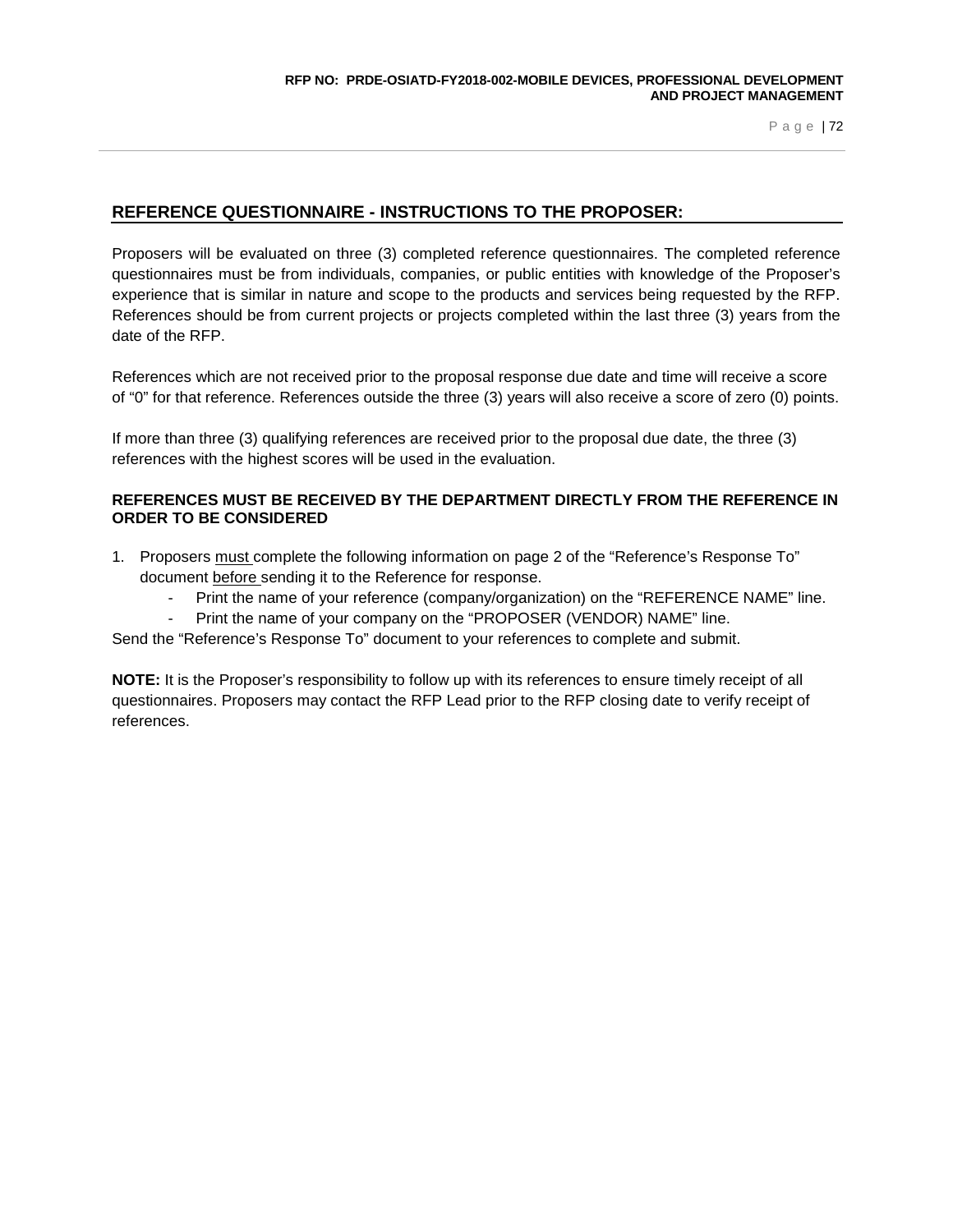## REFERENCE QUESTIONNAIRE - INSTRUCTIONS TO THE PROPOSER:

Proposers will be evaluated on three (3) completed reference questionnaires. The completed reference questionnaires must be from individuals, companies, or public entities with knowledge of the Proposer's experience that is similar in nature and scope to the products and services being requested by the RFP. References should be from current projects or projects completed within the last three (3) years from the date of the RFP.

References which are not received prior to the proposal response due date and time will receive a score of "0" for that reference. References outside the three (3) years will also receive a score of zero (0) points.

If more than three (3) qualifying references are received prior to the proposal due date, the three (3) references with the highest scores will be used in the evaluation.

**REFERENCES MUST BE RECEIVED BY THE DEPARTMENT DIRECTLY FROM THE REFERENCE IN ORDER TO BE CONSIDERED**

1. Proposers must complete the following information on page 2 of the "Reference's Response To" document before sending it to the Reference for response.
   - Print the name of your reference (company/organization) on the "REFERENCE NAME" line.
   - Print the name of your company on the "PROPOSER (VENDOR) NAME" line.

Send the "Reference's Response To" document to your references to complete and submit.

**NOTE:** It is the Proposer's responsibility to follow up with its references to ensure timely receipt of all questionnaires. Proposers may contact the RFP Lead prior to the RFP closing date to verify receipt of references.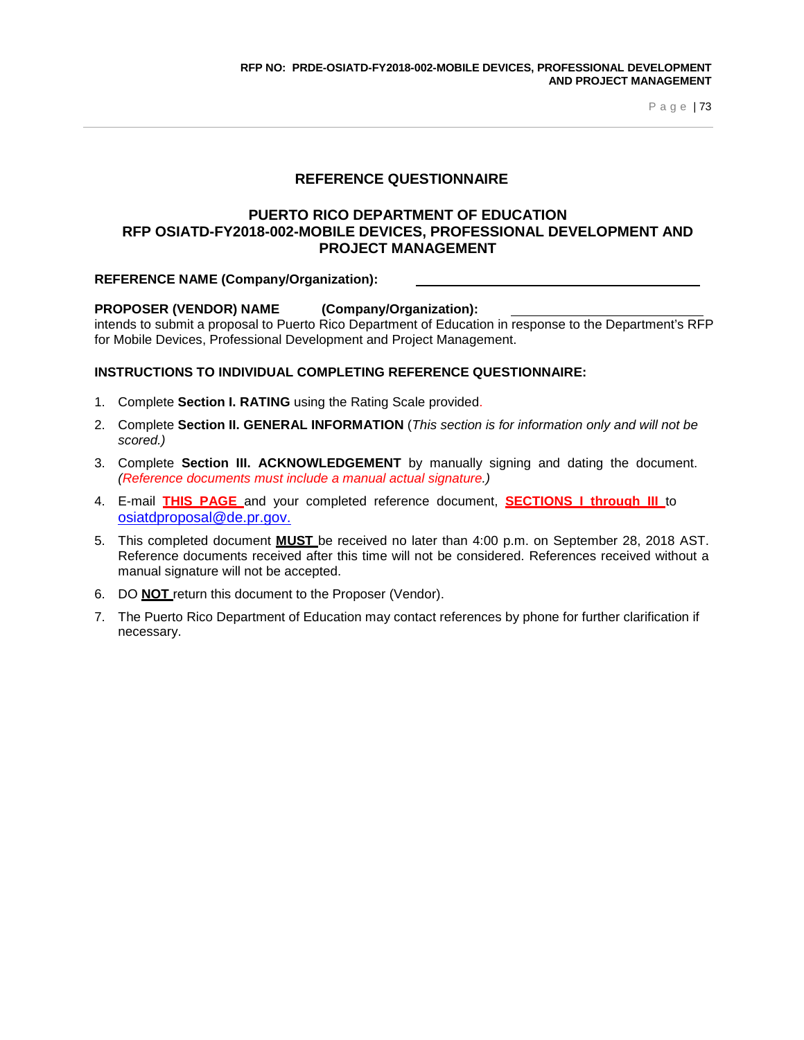## REFERENCE QUESTIONNAIRE

## PUERTO RICO DEPARTMENT OF EDUCATION
## RFP OSIATD-FY2018-002-MOBILE DEVICES, PROFESSIONAL DEVELOPMENT AND PROJECT MANAGEMENT

**REFERENCE NAME (Company/Organization):** ______________________________

**PROPOSER (VENDOR) NAME (Company/Organization):** ______________________
intends to submit a proposal to Puerto Rico Department of Education in response to the Department's RFP for Mobile Devices, Professional Development and Project Management.

**INSTRUCTIONS TO INDIVIDUAL COMPLETING REFERENCE QUESTIONNAIRE:**

1. Complete **Section I. RATING** using the Rating Scale provided.
2. Complete **Section II. GENERAL INFORMATION** (*This section is for information only and will not be scored.)*
3. Complete **Section III. ACKNOWLEDGEMENT** by manually signing and dating the document. *(Reference documents must include a manual actual signature.)*
4. E-mail **THIS PAGE** and your completed reference document, **SECTIONS I through III** to osiatdproposal@de.pr.gov.
5. This completed document **MUST** be received no later than 4:00 p.m. on September 28, 2018 AST. Reference documents received after this time will not be considered. References received without a manual signature will not be accepted.
6. DO **NOT** return this document to the Proposer (Vendor).
7. The Puerto Rico Department of Education may contact references by phone for further clarification if necessary.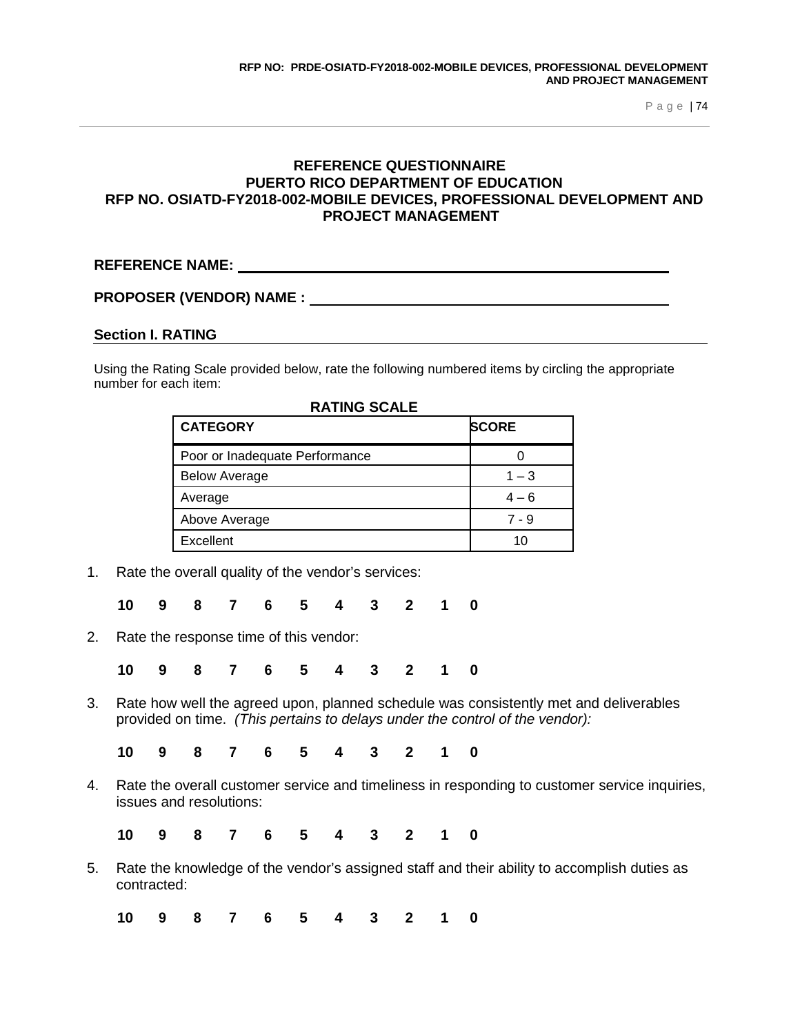## REFERENCE QUESTIONNAIRE
## PUERTO RICO DEPARTMENT OF EDUCATION
## RFP NO. OSIATD-FY2018-002-MOBILE DEVICES, PROFESSIONAL DEVELOPMENT AND PROJECT MANAGEMENT

**REFERENCE NAME:** ______________________________

**PROPOSER (VENDOR) NAME :** ______________________________

### Section I. RATING

Using the Rating Scale provided below, rate the following numbered items by circling the appropriate number for each item:

**RATING SCALE**

| CATEGORY | SCORE |
|---|---|
| Poor or Inadequate Performance | 0 |
| Below Average | 1 – 3 |
| Average | 4 – 6 |
| Above Average | 7 - 9 |
| Excellent | 10 |

1. Rate the overall quality of the vendor's services:

   **10 9 8 7 6 5 4 3 2 1 0**

2. Rate the response time of this vendor:

   **10 9 8 7 6 5 4 3 2 1 0**

3. Rate how well the agreed upon, planned schedule was consistently met and deliverables provided on time. *(This pertains to delays under the control of the vendor):*

   **10 9 8 7 6 5 4 3 2 1 0**

4. Rate the overall customer service and timeliness in responding to customer service inquiries, issues and resolutions:

   **10 9 8 7 6 5 4 3 2 1 0**

5. Rate the knowledge of the vendor's assigned staff and their ability to accomplish duties as contracted:

   **10 9 8 7 6 5 4 3 2 1 0**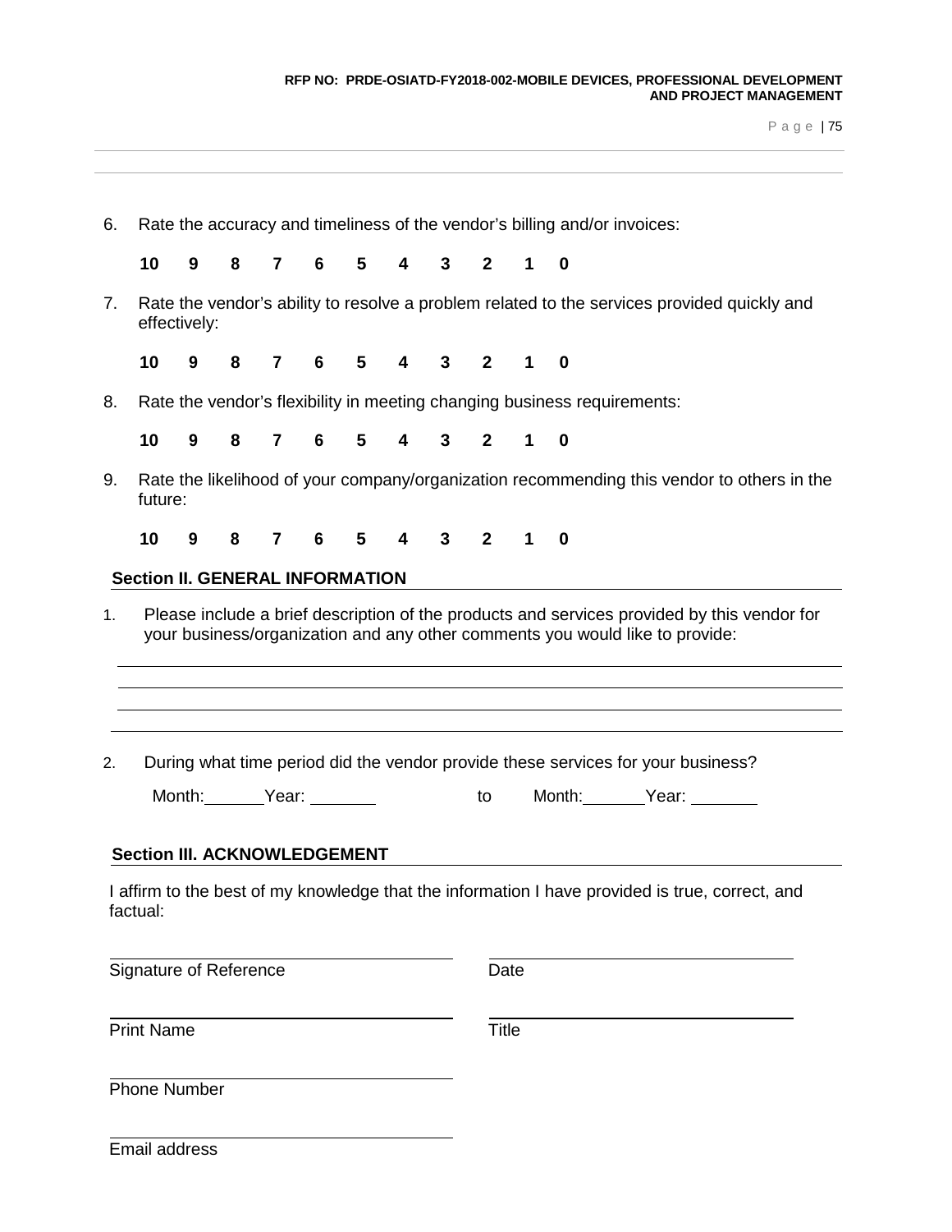6. Rate the accuracy and timeliness of the vendor's billing and/or invoices:

   **10 9 8 7 6 5 4 3 2 1 0**

7. Rate the vendor's ability to resolve a problem related to the services provided quickly and effectively:

   **10 9 8 7 6 5 4 3 2 1 0**

8. Rate the vendor's flexibility in meeting changing business requirements:

   **10 9 8 7 6 5 4 3 2 1 0**

9. Rate the likelihood of your company/organization recommending this vendor to others in the future:

   **10 9 8 7 6 5 4 3 2 1 0**

**Section II. GENERAL INFORMATION**

1. Please include a brief description of the products and services provided by this vendor for your business/organization and any other comments you would like to provide:

______________________________________________________________________

______________________________________________________________________

______________________________________________________________________

______________________________________________________________________

2. During what time period did the vendor provide these services for your business?

   Month:______ Year: _______ to Month:______ Year: _______

**Section III. ACKNOWLEDGEMENT**

I affirm to the best of my knowledge that the information I have provided is true, correct, and factual:

______________________________ ______________________________
Signature of Reference Date

______________________________ ______________________________
Print Name Title

______________________________
Phone Number

______________________________
Email address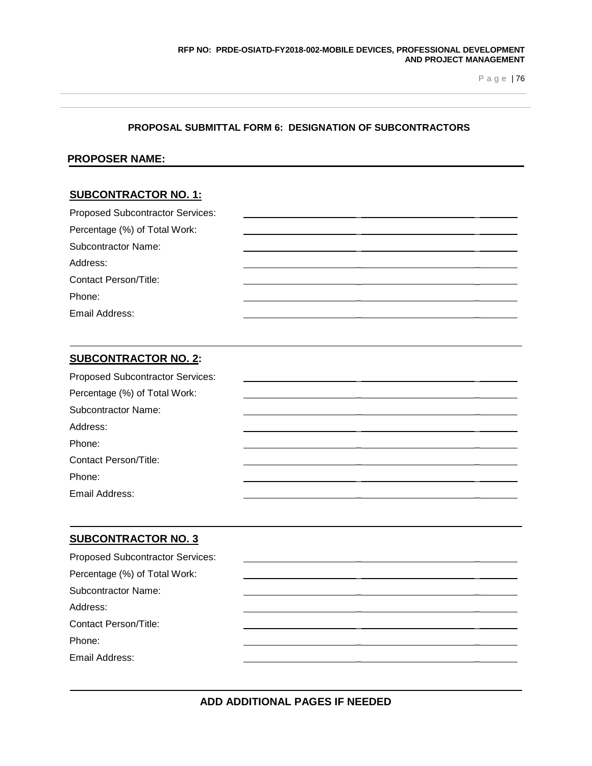## PROPOSAL SUBMITTAL FORM 6: DESIGNATION OF SUBCONTRACTORS

**PROPOSER NAME:** ______________________________________________

**SUBCONTRACTOR NO. 1:**

Proposed Subcontractor Services: ______________________________________________

Percentage (%) of Total Work: ______________________________________________

Subcontractor Name: ______________________________________________

Address: ______________________________________________

Contact Person/Title: ______________________________________________

Phone: ______________________________________________

Email Address: ______________________________________________

---

**SUBCONTRACTOR NO. 2:**

Proposed Subcontractor Services: ______________________________________________

Percentage (%) of Total Work: ______________________________________________

Subcontractor Name: ______________________________________________

Address: ______________________________________________

Phone: ______________________________________________

Contact Person/Title: ______________________________________________

Phone: ______________________________________________

Email Address: ______________________________________________

---

**SUBCONTRACTOR NO. 3**

Proposed Subcontractor Services: ______________________________________________

Percentage (%) of Total Work: ______________________________________________

Subcontractor Name: ______________________________________________

Address: ______________________________________________

Contact Person/Title: ______________________________________________

Phone: ______________________________________________

Email Address: ______________________________________________

---

**ADD ADDITIONAL PAGES IF NEEDED**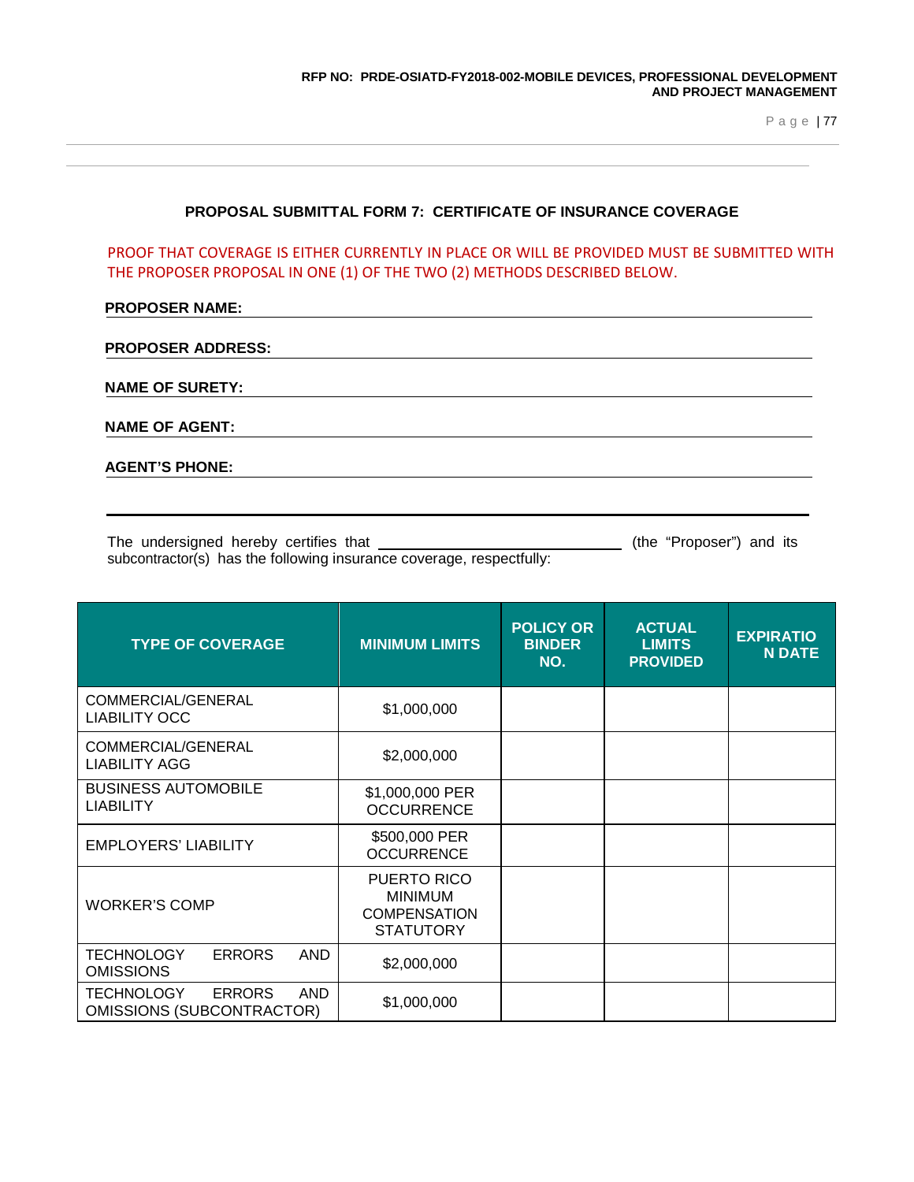## PROPOSAL SUBMITTAL FORM 7: CERTIFICATE OF INSURANCE COVERAGE

PROOF THAT COVERAGE IS EITHER CURRENTLY IN PLACE OR WILL BE PROVIDED MUST BE SUBMITTED WITH THE PROPOSER PROPOSAL IN ONE (1) OF THE TWO (2) METHODS DESCRIBED BELOW.

**PROPOSER NAME:** ______________________________

**PROPOSER ADDRESS:** ______________________________

**NAME OF SURETY:** ______________________________

**NAME OF AGENT:** ______________________________

**AGENT'S PHONE:** ______________________________

---

The undersigned hereby certifies that ______________________________ (the "Proposer") and its subcontractor(s) has the following insurance coverage, respectfully:

| TYPE OF COVERAGE | MINIMUM LIMITS | POLICY OR BINDER NO. | ACTUAL LIMITS PROVIDED | EXPIRATION DATE |
|---|---|---|---|---|
| COMMERCIAL/GENERAL LIABILITY OCC | $1,000,000 | | | |
| COMMERCIAL/GENERAL LIABILITY AGG | $2,000,000 | | | |
| BUSINESS AUTOMOBILE LIABILITY | $1,000,000 PER OCCURRENCE | | | |
| EMPLOYERS' LIABILITY | $500,000 PER OCCURRENCE | | | |
| WORKER'S COMP | PUERTO RICO MINIMUM COMPENSATION STATUTORY | | | |
| TECHNOLOGY ERRORS AND OMISSIONS | $2,000,000 | | | |
| TECHNOLOGY ERRORS AND OMISSIONS (SUBCONTRACTOR) | $1,000,000 | | | |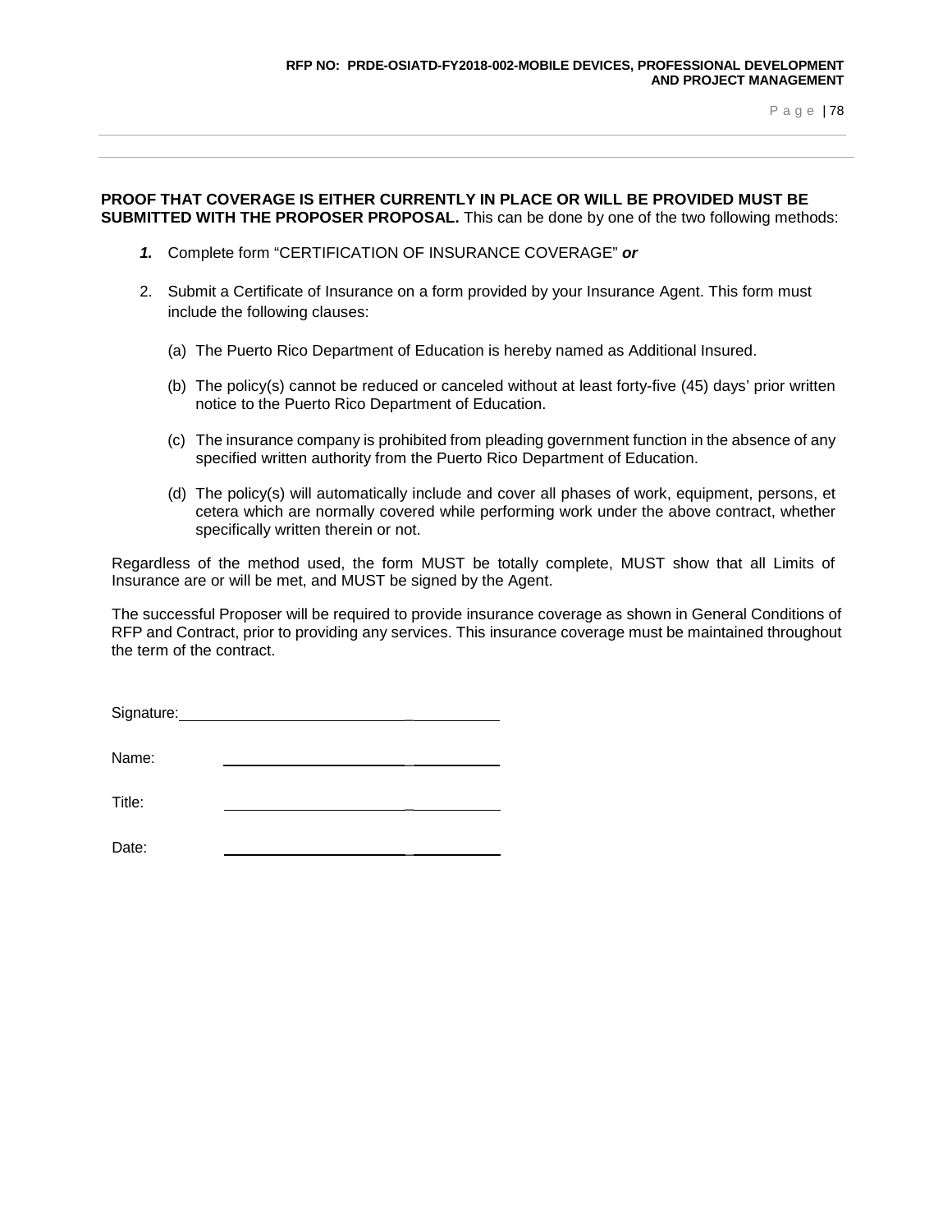**PROOF THAT COVERAGE IS EITHER CURRENTLY IN PLACE OR WILL BE PROVIDED MUST BE SUBMITTED WITH THE PROPOSER PROPOSAL.** This can be done by one of the two following methods:

1. Complete form "CERTIFICATION OF INSURANCE COVERAGE" ***or***

2. Submit a Certificate of Insurance on a form provided by your Insurance Agent. This form must include the following clauses:

   (a) The Puerto Rico Department of Education is hereby named as Additional Insured.

   (b) The policy(s) cannot be reduced or canceled without at least forty-five (45) days' prior written notice to the Puerto Rico Department of Education.

   (c) The insurance company is prohibited from pleading government function in the absence of any specified written authority from the Puerto Rico Department of Education.

   (d) The policy(s) will automatically include and cover all phases of work, equipment, persons, et cetera which are normally covered while performing work under the above contract, whether specifically written therein or not.

Regardless of the method used, the form MUST be totally complete, MUST show that all Limits of Insurance are or will be met, and MUST be signed by the Agent.

The successful Proposer will be required to provide insurance coverage as shown in General Conditions of RFP and Contract, prior to providing any services. This insurance coverage must be maintained throughout the term of the contract.

Signature: ______________________________

Name: ______________________________

Title: ______________________________

Date: ______________________________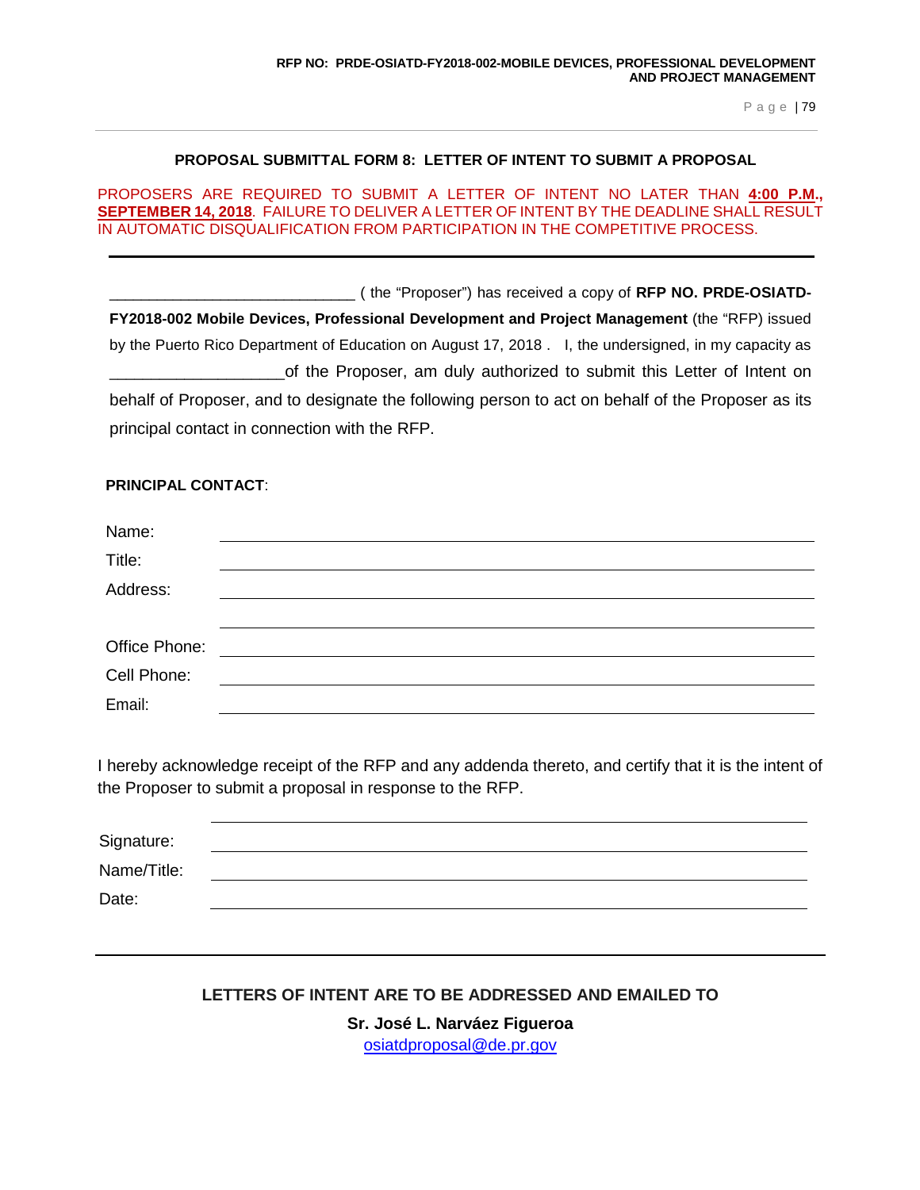**PROPOSAL SUBMITTAL FORM 8: LETTER OF INTENT TO SUBMIT A PROPOSAL**

PROPOSERS ARE REQUIRED TO SUBMIT A LETTER OF INTENT NO LATER THAN **4:00 P.M., SEPTEMBER 14, 2018**. FAILURE TO DELIVER A LETTER OF INTENT BY THE DEADLINE SHALL RESULT IN AUTOMATIC DISQUALIFICATION FROM PARTICIPATION IN THE COMPETITIVE PROCESS.

---

_____________________________ ( the "Proposer") has received a copy of **RFP NO. PRDE-OSIATD-FY2018-002 Mobile Devices, Professional Development and Project Management** (the "RFP") issued by the Puerto Rico Department of Education on August 17, 2018 . I, the undersigned, in my capacity as ____________________of the Proposer, am duly authorized to submit this Letter of Intent on behalf of Proposer, and to designate the following person to act on behalf of the Proposer as its principal contact in connection with the RFP.

**PRINCIPAL CONTACT**:

Name: ______________________________

Title: ______________________________

Address: ______________________________

______________________________

Office Phone: ______________________________

Cell Phone: ______________________________

Email: ______________________________

I hereby acknowledge receipt of the RFP and any addenda thereto, and certify that it is the intent of the Proposer to submit a proposal in response to the RFP.

______________________________

Signature: ______________________________

Name/Title: ______________________________

Date: ______________________________

---

**LETTERS OF INTENT ARE TO BE ADDRESSED AND EMAILED TO**

**Sr. José L. Narváez Figueroa**

osiatdproposal@de.pr.gov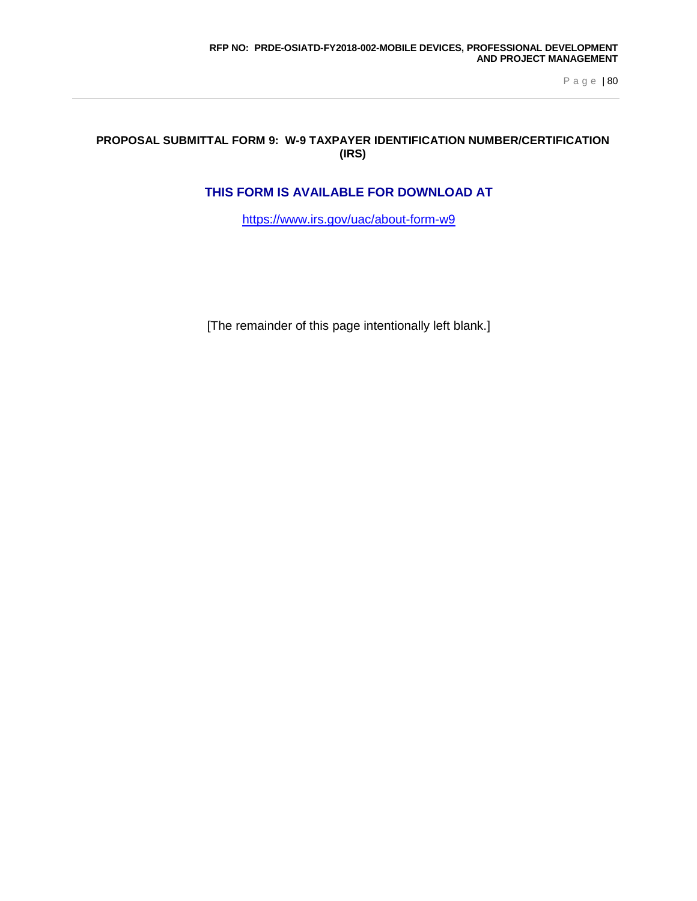## PROPOSAL SUBMITTAL FORM 9: W-9 TAXPAYER IDENTIFICATION NUMBER/CERTIFICATION (IRS)

### THIS FORM IS AVAILABLE FOR DOWNLOAD AT

https://www.irs.gov/uac/about-form-w9

[The remainder of this page intentionally left blank.]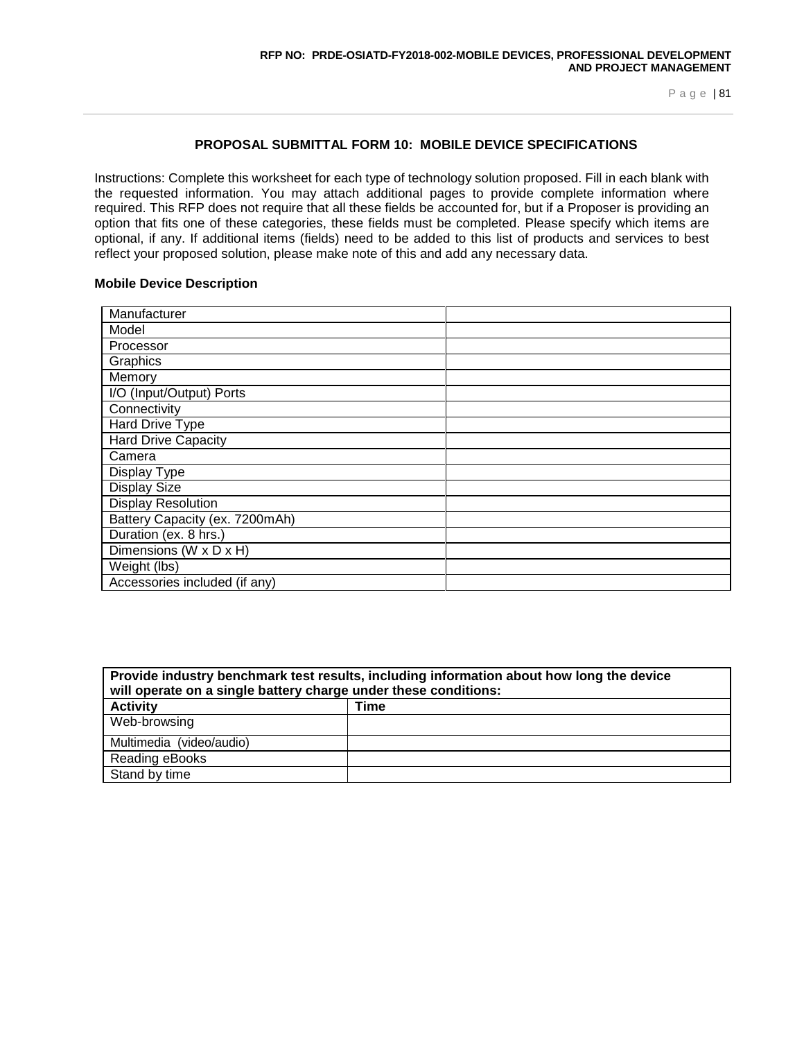## PROPOSAL SUBMITTAL FORM 10: MOBILE DEVICE SPECIFICATIONS

Instructions: Complete this worksheet for each type of technology solution proposed. Fill in each blank with the requested information. You may attach additional pages to provide complete information where required. This RFP does not require that all these fields be accounted for, but if a Proposer is providing an option that fits one of these categories, these fields must be completed. Please specify which items are optional, if any. If additional items (fields) need to be added to this list of products and services to best reflect your proposed solution, please make note of this and add any necessary data.

**Mobile Device Description**

| | |
|---|---|
| Manufacturer | |
| Model | |
| Processor | |
| Graphics | |
| Memory | |
| I/O (Input/Output) Ports | |
| Connectivity | |
| Hard Drive Type | |
| Hard Drive Capacity | |
| Camera | |
| Display Type | |
| Display Size | |
| Display Resolution | |
| Battery Capacity (ex. 7200mAh) | |
| Duration (ex. 8 hrs.) | |
| Dimensions (W x D x H) | |
| Weight (lbs) | |
| Accessories included (if any) | |

| **Provide industry benchmark test results, including information about how long the device will operate on a single battery charge under these conditions:** | |
|---|---|
| **Activity** | **Time** |
| Web-browsing | |
| Multimedia (video/audio) | |
| Reading eBooks | |
| Stand by time | |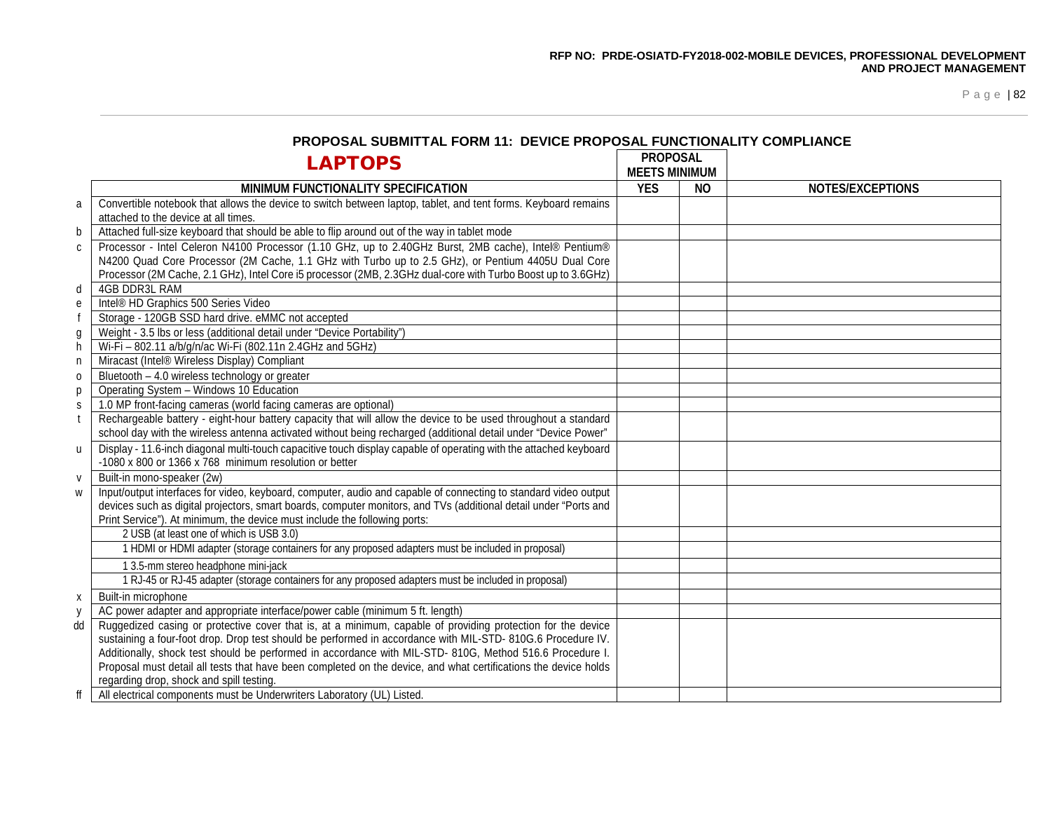## PROPOSAL SUBMITTAL FORM 11: DEVICE PROPOSAL FUNCTIONALITY COMPLIANCE

### LAPTOPS

| | MINIMUM FUNCTIONALITY SPECIFICATION | PROPOSAL MEETS MINIMUM | | NOTES/EXCEPTIONS |
|---|---|---|---|---|
| | | YES | NO | |
| a | Convertible notebook that allows the device to switch between laptop, tablet, and tent forms. Keyboard remains attached to the device at all times. | | | |
| b | Attached full-size keyboard that should be able to flip around out of the way in tablet mode | | | |
| c | Processor - Intel Celeron N4100 Processor (1.10 GHz, up to 2.40GHz Burst, 2MB cache), Intel® Pentium® N4200 Quad Core Processor (2M Cache, 1.1 GHz with Turbo up to 2.5 GHz), or Pentium 4405U Dual Core Processor (2M Cache, 2.1 GHz), Intel Core i5 processor (2MB, 2.3GHz dual-core with Turbo Boost up to 3.6GHz) | | | |
| d | 4GB DDR3L RAM | | | |
| e | Intel® HD Graphics 500 Series Video | | | |
| f | Storage - 120GB SSD hard drive. eMMC not accepted | | | |
| g | Weight - 3.5 lbs or less (additional detail under "Device Portability") | | | |
| h | Wi-Fi – 802.11 a/b/g/n/ac Wi-Fi (802.11n 2.4GHz and 5GHz) | | | |
| n | Miracast (Intel® Wireless Display) Compliant | | | |
| o | Bluetooth – 4.0 wireless technology or greater | | | |
| p | Operating System – Windows 10 Education | | | |
| s | 1.0 MP front-facing cameras (world facing cameras are optional) | | | |
| t | Rechargeable battery - eight-hour battery capacity that will allow the device to be used throughout a standard school day with the wireless antenna activated without being recharged (additional detail under "Device Power" | | | |
| u | Display - 11.6-inch diagonal multi-touch capacitive touch display capable of operating with the attached keyboard -1080 x 800 or 1366 x 768 minimum resolution or better | | | |
| v | Built-in mono-speaker (2w) | | | |
| w | Input/output interfaces for video, keyboard, computer, audio and capable of connecting to standard video output devices such as digital projectors, smart boards, computer monitors, and TVs (additional detail under "Ports and Print Service"). At minimum, the device must include the following ports: | | | |
| | 2 USB (at least one of which is USB 3.0) | | | |
| | 1 HDMI or HDMI adapter (storage containers for any proposed adapters must be included in proposal) | | | |
| | 1 3.5-mm stereo headphone mini-jack | | | |
| | 1 RJ-45 or RJ-45 adapter (storage containers for any proposed adapters must be included in proposal) | | | |
| x | Built-in microphone | | | |
| y | AC power adapter and appropriate interface/power cable (minimum 5 ft. length) | | | |
| dd | Ruggedized casing or protective cover that is, at a minimum, capable of providing protection for the device sustaining a four-foot drop. Drop test should be performed in accordance with MIL-STD- 810G.6 Procedure IV. Additionally, shock test should be performed in accordance with MIL-STD- 810G, Method 516.6 Procedure I. Proposal must detail all tests that have been completed on the device, and what certifications the device holds regarding drop, shock and spill testing. | | | |
| ff | All electrical components must be Underwriters Laboratory (UL) Listed. | | | |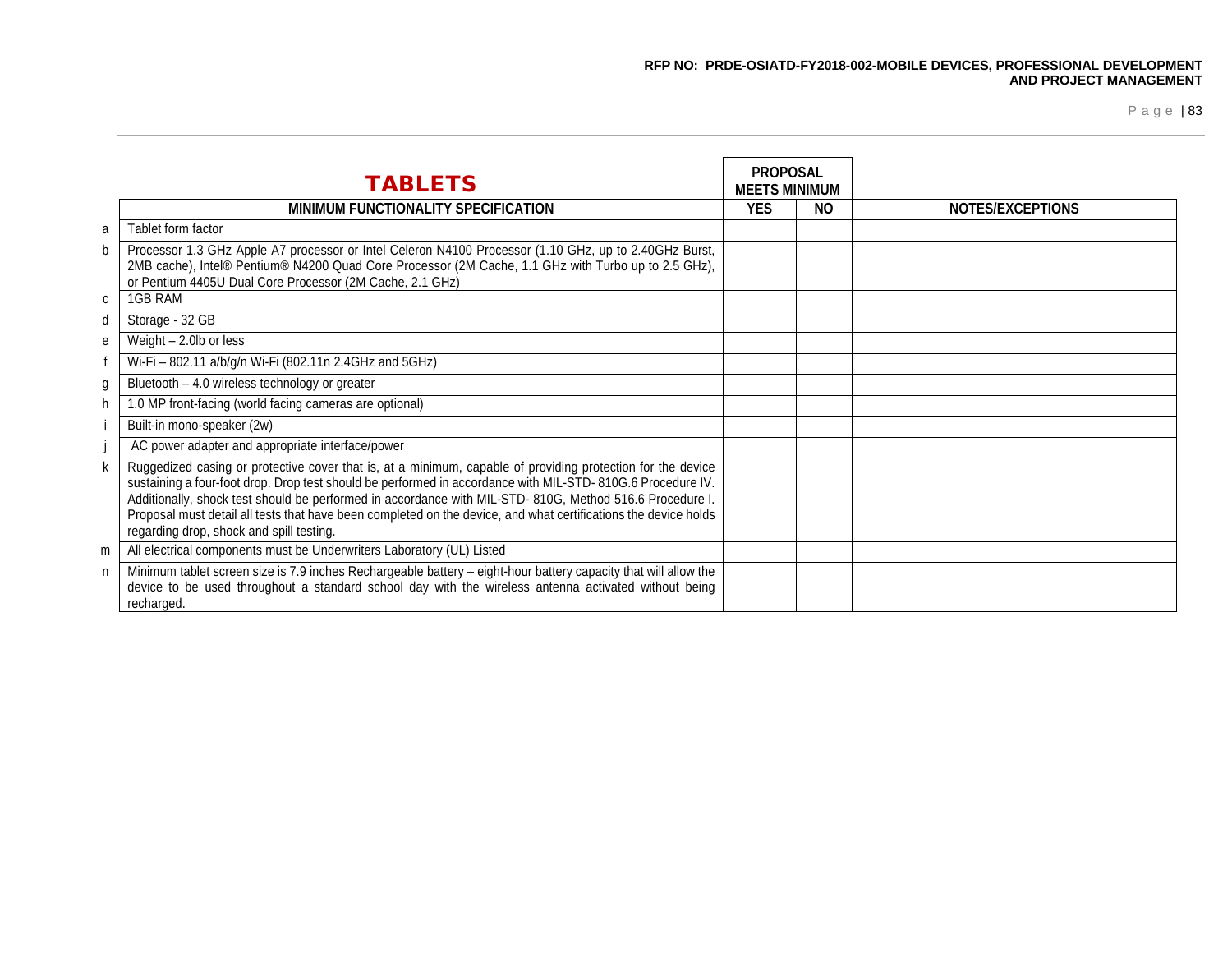## TABLETS

| | MINIMUM FUNCTIONALITY SPECIFICATION | PROPOSAL MEETS MINIMUM | | NOTES/EXCEPTIONS |
|---|---|---|---|---|
| | | YES | NO | |
| a | Tablet form factor | | | |
| b | Processor 1.3 GHz Apple A7 processor or Intel Celeron N4100 Processor (1.10 GHz, up to 2.40GHz Burst, 2MB cache), Intel® Pentium® N4200 Quad Core Processor (2M Cache, 1.1 GHz with Turbo up to 2.5 GHz), or Pentium 4405U Dual Core Processor (2M Cache, 2.1 GHz) | | | |
| c | 1GB RAM | | | |
| d | Storage - 32 GB | | | |
| e | Weight – 2.0lb or less | | | |
| f | Wi-Fi – 802.11 a/b/g/n Wi-Fi (802.11n 2.4GHz and 5GHz) | | | |
| g | Bluetooth – 4.0 wireless technology or greater | | | |
| h | 1.0 MP front-facing (world facing cameras are optional) | | | |
| i | Built-in mono-speaker (2w) | | | |
| j | AC power adapter and appropriate interface/power | | | |
| k | Ruggedized casing or protective cover that is, at a minimum, capable of providing protection for the device sustaining a four-foot drop. Drop test should be performed in accordance with MIL-STD- 810G.6 Procedure IV. Additionally, shock test should be performed in accordance with MIL-STD- 810G, Method 516.6 Procedure I. Proposal must detail all tests that have been completed on the device, and what certifications the device holds regarding drop, shock and spill testing. | | | |
| m | All electrical components must be Underwriters Laboratory (UL) Listed | | | |
| n | Minimum tablet screen size is 7.9 inches Rechargeable battery – eight-hour battery capacity that will allow the device to be used throughout a standard school day with the wireless antenna activated without being recharged. | | | |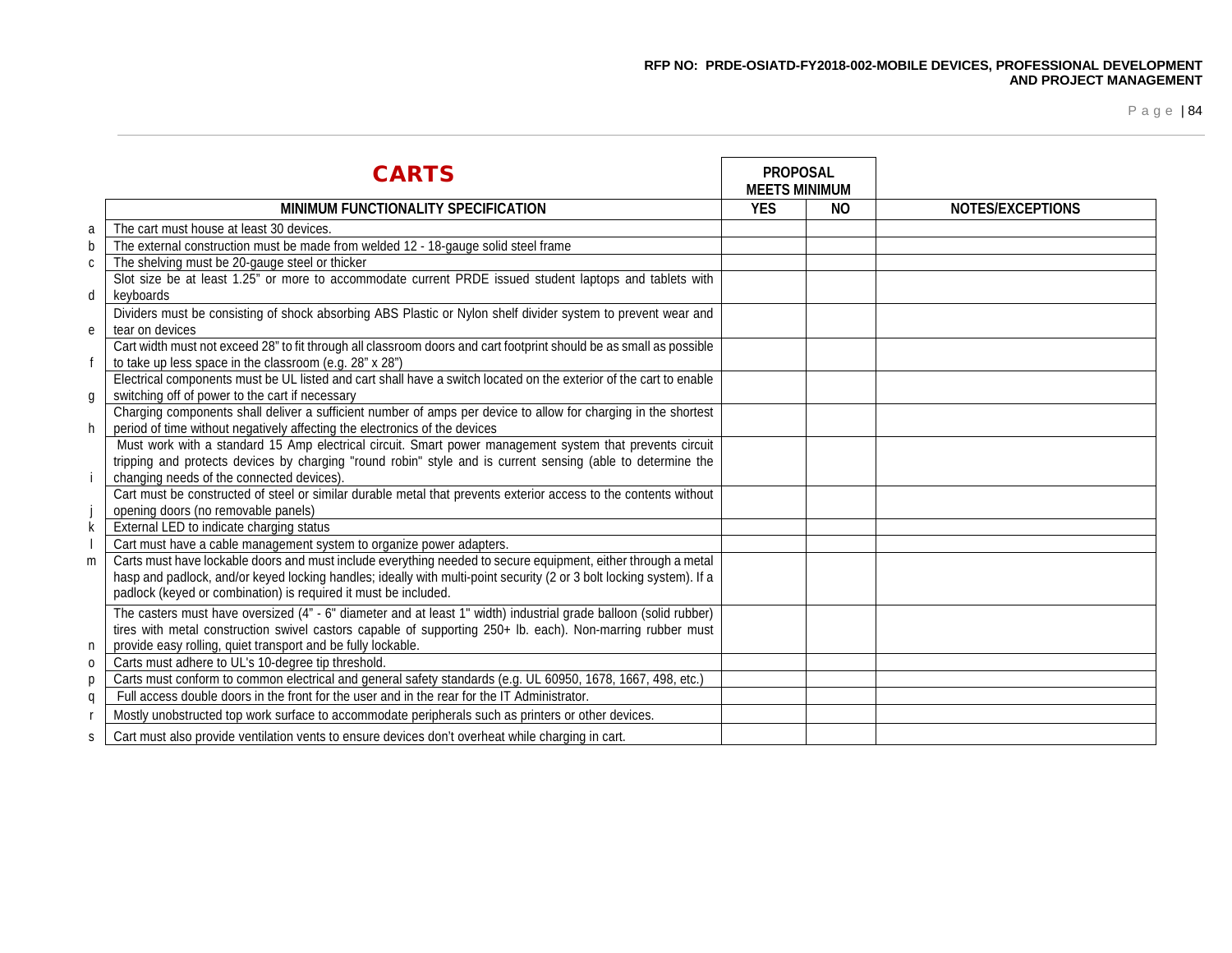## CARTS

| | MINIMUM FUNCTIONALITY SPECIFICATION | PROPOSAL MEETS MINIMUM | | NOTES/EXCEPTIONS |
|---|---|---|---|---|
| | | YES | NO | |
| a | The cart must house at least 30 devices. | | | |
| b | The external construction must be made from welded 12 - 18-gauge solid steel frame | | | |
| c | The shelving must be 20-gauge steel or thicker | | | |
| d | Slot size be at least 1.25" or more to accommodate current PRDE issued student laptops and tablets with keyboards | | | |
| e | Dividers must be consisting of shock absorbing ABS Plastic or Nylon shelf divider system to prevent wear and tear on devices | | | |
| f | Cart width must not exceed 28" to fit through all classroom doors and cart footprint should be as small as possible to take up less space in the classroom (e.g. 28" x 28") | | | |
| g | Electrical components must be UL listed and cart shall have a switch located on the exterior of the cart to enable switching off of power to the cart if necessary | | | |
| h | Charging components shall deliver a sufficient number of amps per device to allow for charging in the shortest period of time without negatively affecting the electronics of the devices | | | |
| i | Must work with a standard 15 Amp electrical circuit. Smart power management system that prevents circuit tripping and protects devices by charging "round robin" style and is current sensing (able to determine the changing needs of the connected devices). | | | |
| j | Cart must be constructed of steel or similar durable metal that prevents exterior access to the contents without opening doors (no removable panels) | | | |
| k | External LED to indicate charging status | | | |
| l | Cart must have a cable management system to organize power adapters. | | | |
| m | Carts must have lockable doors and must include everything needed to secure equipment, either through a metal hasp and padlock, and/or keyed locking handles; ideally with multi-point security (2 or 3 bolt locking system). If a padlock (keyed or combination) is required it must be included. | | | |
| n | The casters must have oversized (4" - 6" diameter and at least 1" width) industrial grade balloon (solid rubber) tires with metal construction swivel castors capable of supporting 250+ lb. each). Non-marring rubber must provide easy rolling, quiet transport and be fully lockable. | | | |
| o | Carts must adhere to UL's 10-degree tip threshold. | | | |
| p | Carts must conform to common electrical and general safety standards (e.g. UL 60950, 1678, 1667, 498, etc.) | | | |
| q | Full access double doors in the front for the user and in the rear for the IT Administrator. | | | |
| r | Mostly unobstructed top work surface to accommodate peripherals such as printers or other devices. | | | |
| s | Cart must also provide ventilation vents to ensure devices don't overheat while charging in cart. | | | |